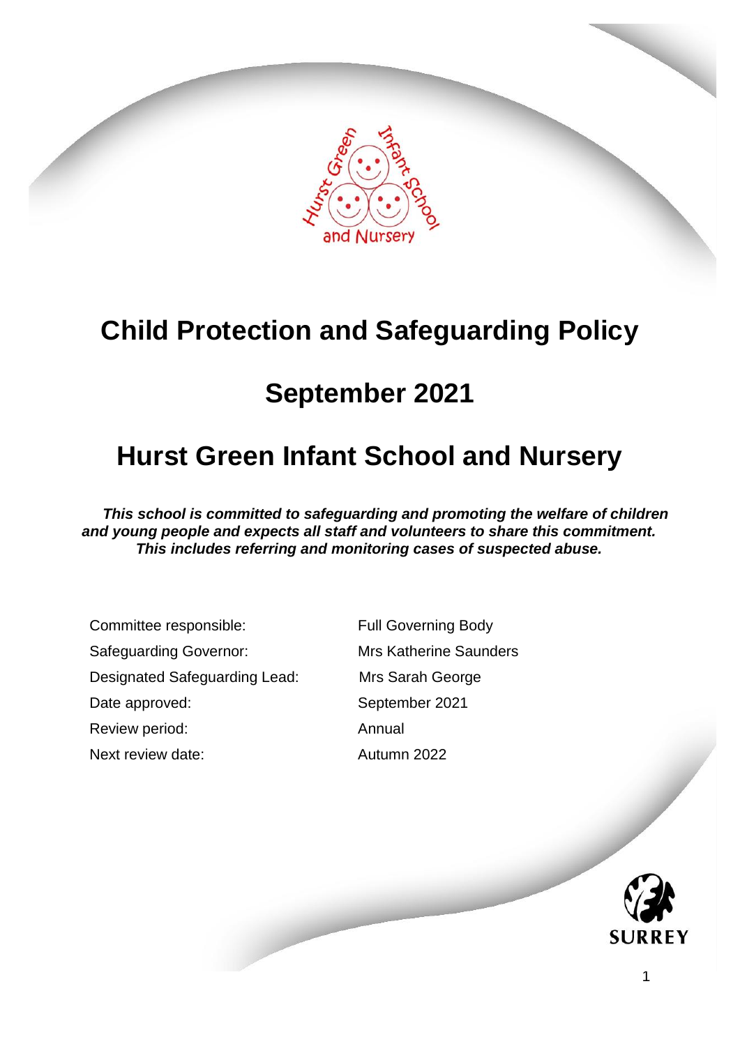# Child Protection and Safeguarding Policy

## September 2021

## Hurst Green Infant School and Nursery

***This school is committed to safeguarding and promoting the welfare of children and young people and expects all staff and volunteers to share this commitment. This includes referring and monitoring cases of suspected abuse.***

| | |
|---|---|
| Committee responsible: | Full Governing Body |
| Safeguarding Governor: | Mrs Katherine Saunders |
| Designated Safeguarding Lead: | Mrs Sarah George |
| Date approved: | September 2021 |
| Review period: | Annual |
| Next review date: | Autumn 2022 |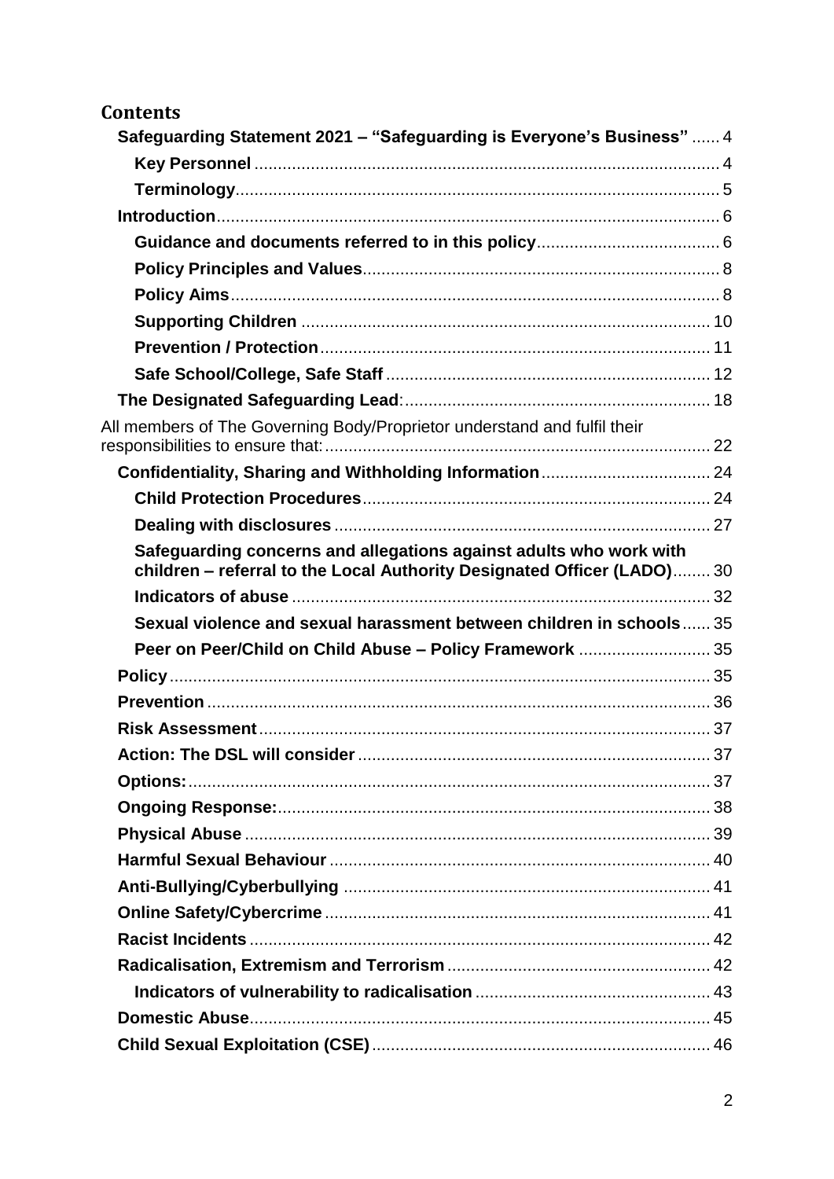## Contents

- **Safeguarding Statement 2021 – "Safeguarding is Everyone's Business"** ...... 4
  - **Key Personnel** ...... 4
  - **Terminology** ...... 5
- **Introduction** ...... 6
  - **Guidance and documents referred to in this policy** ...... 6
  - **Policy Principles and Values** ...... 8
  - **Policy Aims** ...... 8
  - **Supporting Children** ...... 10
  - **Prevention / Protection** ...... 11
  - **Safe School/College, Safe Staff** ...... 12
- **The Designated Safeguarding Lead**: ...... 18

All members of The Governing Body/Proprietor understand and fulfil their responsibilities to ensure that: ...... 22

- **Confidentiality, Sharing and Withholding Information** ...... 24
  - **Child Protection Procedures** ...... 24
  - **Dealing with disclosures** ...... 27
  - **Safeguarding concerns and allegations against adults who work with children – referral to the Local Authority Designated Officer (LADO)** ...... 30
  - **Indicators of abuse** ...... 32
  - **Sexual violence and sexual harassment between children in schools** ...... 35
  - **Peer on Peer/Child on Child Abuse – Policy Framework** ...... 35
- **Policy** ...... 35
- **Prevention** ...... 36
- **Risk Assessment** ...... 37
- **Action: The DSL will consider** ...... 37
- **Options:** ...... 37
- **Ongoing Response:** ...... 38
- **Physical Abuse** ...... 39
- **Harmful Sexual Behaviour** ...... 40
- **Anti-Bullying/Cyberbullying** ...... 41
- **Online Safety/Cybercrime** ...... 41
- **Racist Incidents** ...... 42
- **Radicalisation, Extremism and Terrorism** ...... 42
  - **Indicators of vulnerability to radicalisation** ...... 43
- **Domestic Abuse** ...... 45
- **Child Sexual Exploitation (CSE)** ...... 46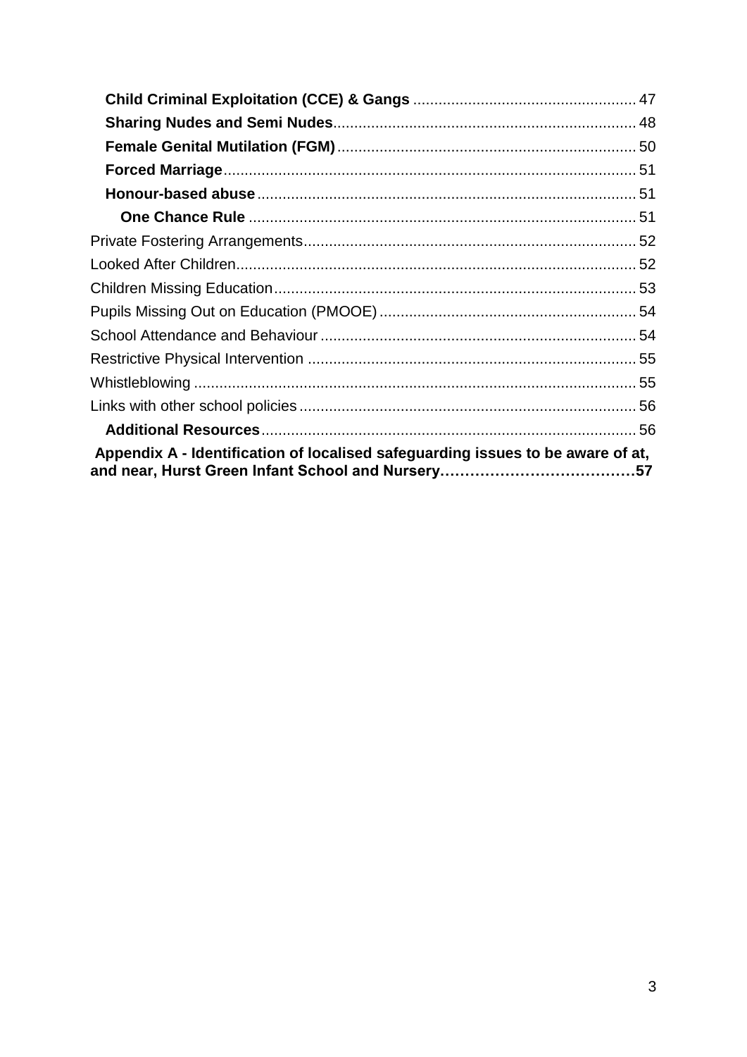**Child Criminal Exploitation (CCE) & Gangs** .................................................... 47
**Sharing Nudes and Semi Nudes**....................................................................... 48
**Female Genital Mutilation (FGM)**...................................................................... 50
**Forced Marriage**................................................................................................ 51
**Honour-based abuse**......................................................................................... 51
**One Chance Rule** ........................................................................................... 51
Private Fostering Arrangements.............................................................................. 52
Looked After Children.............................................................................................. 52
Children Missing Education..................................................................................... 53
Pupils Missing Out on Education (PMOOE)............................................................ 54
School Attendance and Behaviour.......................................................................... 54
Restrictive Physical Intervention............................................................................. 55
Whistleblowing........................................................................................................ 55
Links with other school policies.............................................................................. 56
**Additional Resources**........................................................................................ 56
**Appendix A - Identification of localised safeguarding issues to be aware of at, and near, Hurst Green Infant School and Nursery…………………………………57**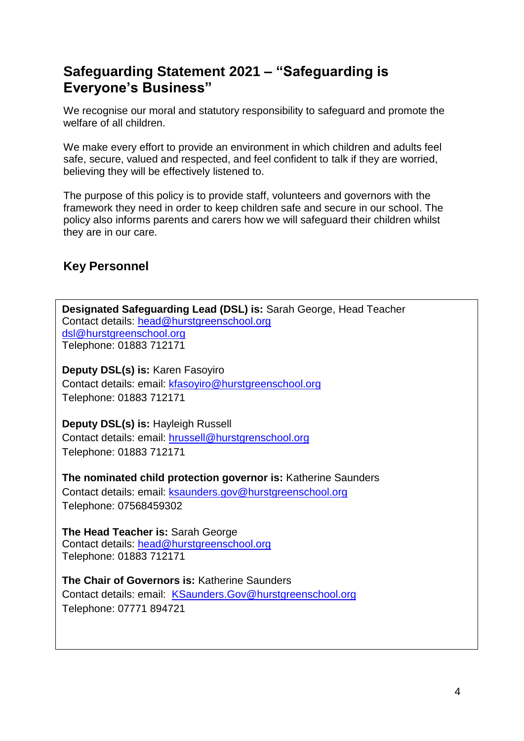## Safeguarding Statement 2021 – "Safeguarding is Everyone's Business"

We recognise our moral and statutory responsibility to safeguard and promote the welfare of all children.

We make every effort to provide an environment in which children and adults feel safe, secure, valued and respected, and feel confident to talk if they are worried, believing they will be effectively listened to.

The purpose of this policy is to provide staff, volunteers and governors with the framework they need in order to keep children safe and secure in our school. The policy also informs parents and carers how we will safeguard their children whilst they are in our care.

### Key Personnel

**Designated Safeguarding Lead (DSL) is:** Sarah George, Head Teacher
Contact details: head@hurstgreenschool.org
dsl@hurstgreenschool.org
Telephone: 01883 712171

**Deputy DSL(s) is:** Karen Fasoyiro
Contact details: email: kfasoyiro@hurstgreenschool.org
Telephone: 01883 712171

**Deputy DSL(s) is:** Hayleigh Russell
Contact details: email: hrussell@hurstgrenschool.org
Telephone: 01883 712171

**The nominated child protection governor is:** Katherine Saunders
Contact details: email: ksaunders.gov@hurstgreenschool.org
Telephone: 07568459302

**The Head Teacher is:** Sarah George
Contact details: head@hurstgreenschool.org
Telephone: 01883 712171

**The Chair of Governors is:** Katherine Saunders
Contact details: email: KSaunders.Gov@hurstgreenschool.org
Telephone: 07771 894721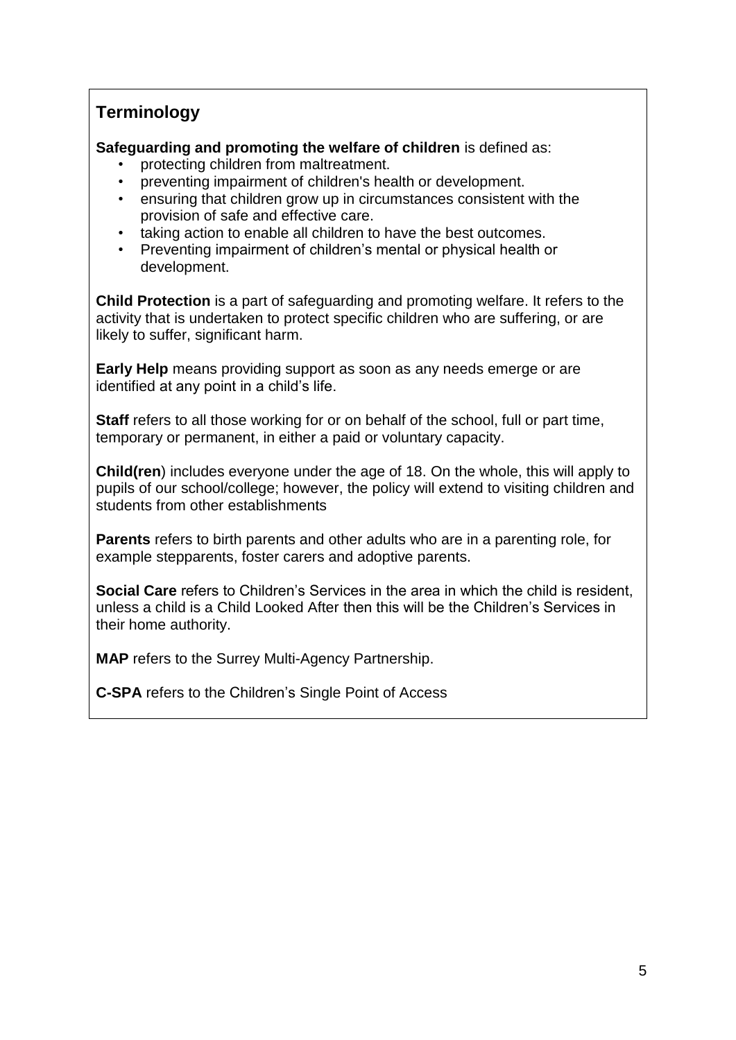## Terminology

**Safeguarding and promoting the welfare of children** is defined as:

- protecting children from maltreatment.
- preventing impairment of children's health or development.
- ensuring that children grow up in circumstances consistent with the provision of safe and effective care.
- taking action to enable all children to have the best outcomes.
- Preventing impairment of children's mental or physical health or development.

**Child Protection** is a part of safeguarding and promoting welfare. It refers to the activity that is undertaken to protect specific children who are suffering, or are likely to suffer, significant harm.

**Early Help** means providing support as soon as any needs emerge or are identified at any point in a child's life.

**Staff** refers to all those working for or on behalf of the school, full or part time, temporary or permanent, in either a paid or voluntary capacity.

**Child(ren**) includes everyone under the age of 18. On the whole, this will apply to pupils of our school/college; however, the policy will extend to visiting children and students from other establishments

**Parents** refers to birth parents and other adults who are in a parenting role, for example stepparents, foster carers and adoptive parents.

**Social Care** refers to Children's Services in the area in which the child is resident, unless a child is a Child Looked After then this will be the Children's Services in their home authority.

**MAP** refers to the Surrey Multi-Agency Partnership.

**C-SPA** refers to the Children's Single Point of Access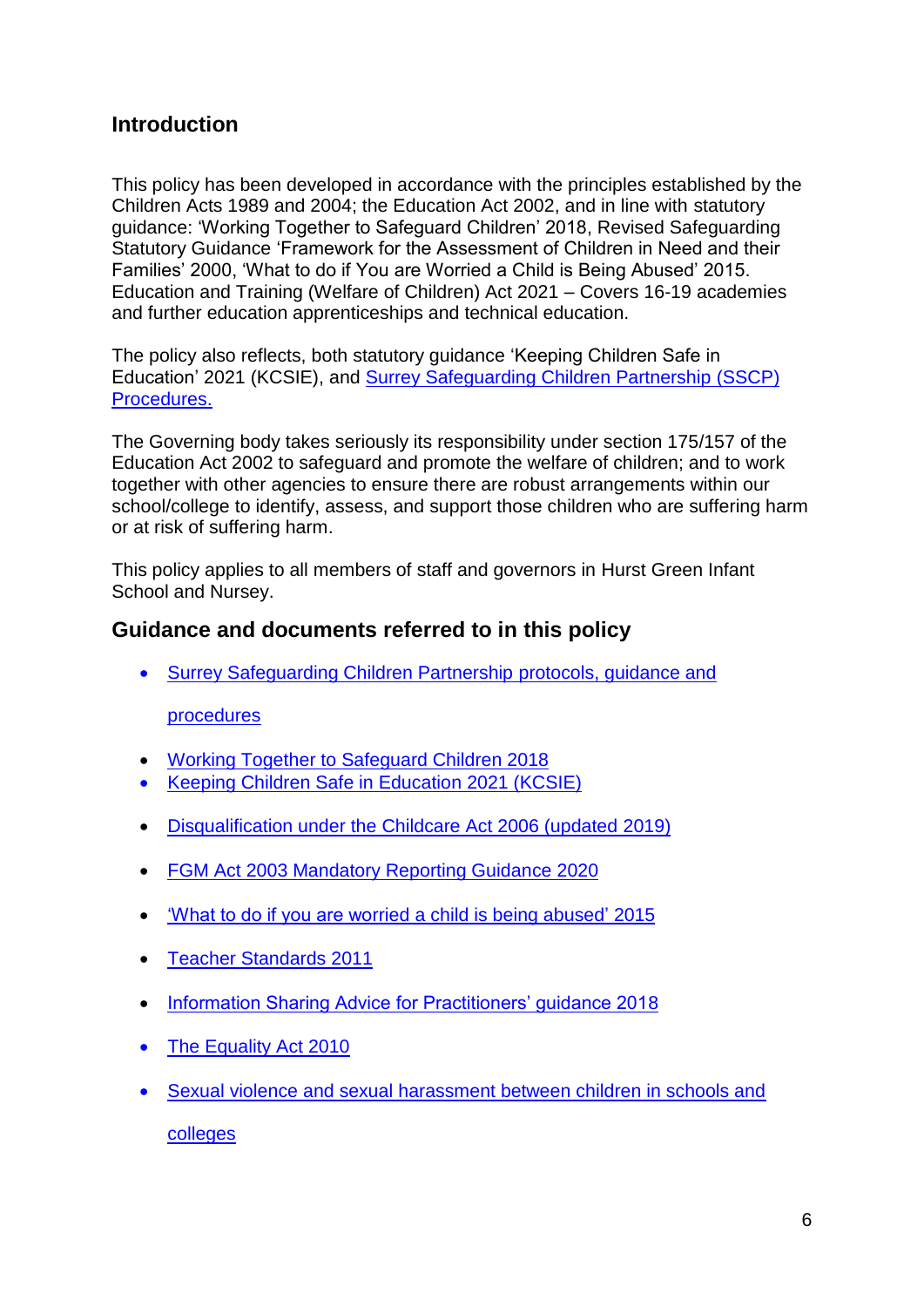## Introduction

This policy has been developed in accordance with the principles established by the Children Acts 1989 and 2004; the Education Act 2002, and in line with statutory guidance: 'Working Together to Safeguard Children' 2018, Revised Safeguarding Statutory Guidance 'Framework for the Assessment of Children in Need and their Families' 2000, 'What to do if You are Worried a Child is Being Abused' 2015. Education and Training (Welfare of Children) Act 2021 – Covers 16-19 academies and further education apprenticeships and technical education.

The policy also reflects, both statutory guidance 'Keeping Children Safe in Education' 2021 (KCSIE), and Surrey Safeguarding Children Partnership (SSCP) Procedures.

The Governing body takes seriously its responsibility under section 175/157 of the Education Act 2002 to safeguard and promote the welfare of children; and to work together with other agencies to ensure there are robust arrangements within our school/college to identify, assess, and support those children who are suffering harm or at risk of suffering harm.

This policy applies to all members of staff and governors in Hurst Green Infant School and Nursey.

## Guidance and documents referred to in this policy

- Surrey Safeguarding Children Partnership protocols, guidance and procedures
- Working Together to Safeguard Children 2018
- Keeping Children Safe in Education 2021 (KCSIE)
- Disqualification under the Childcare Act 2006 (updated 2019)
- FGM Act 2003 Mandatory Reporting Guidance 2020
- 'What to do if you are worried a child is being abused' 2015
- Teacher Standards 2011
- Information Sharing Advice for Practitioners' guidance 2018
- The Equality Act 2010
- Sexual violence and sexual harassment between children in schools and colleges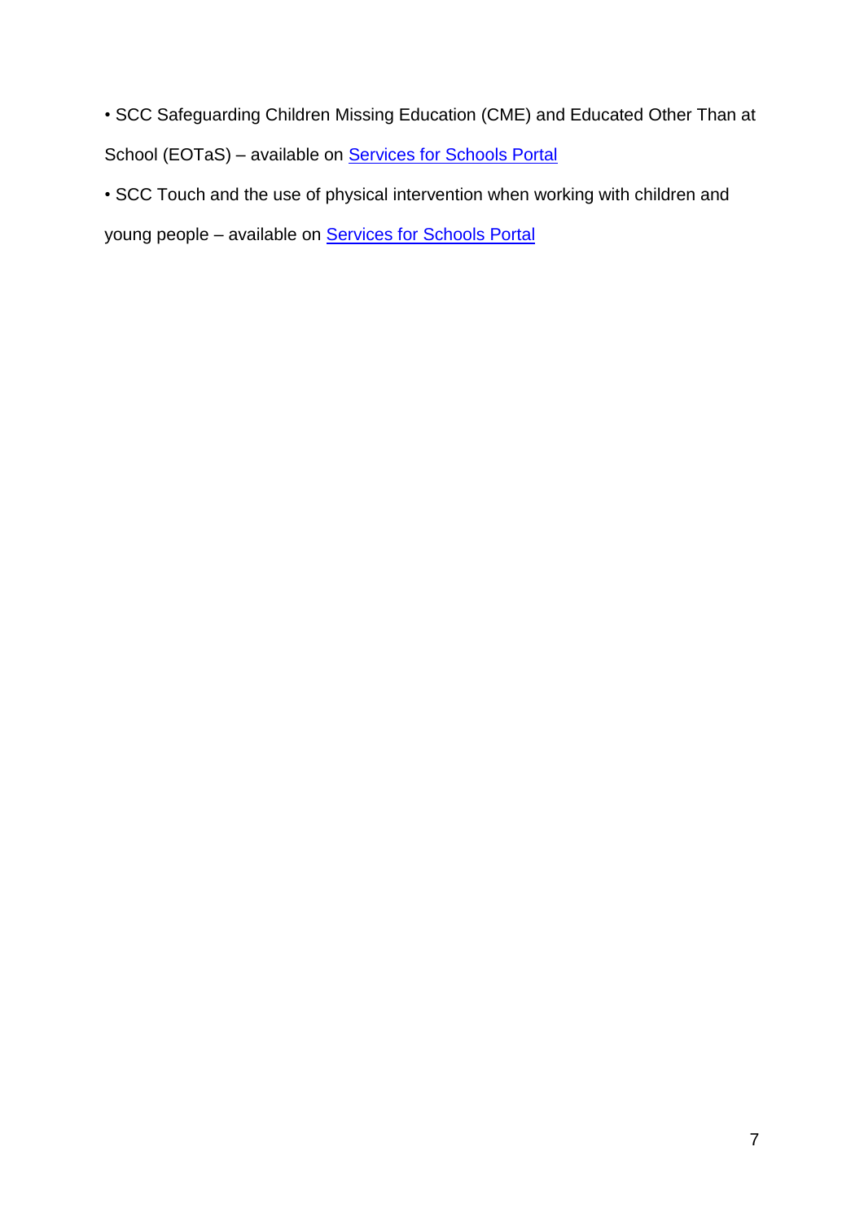- SCC Safeguarding Children Missing Education (CME) and Educated Other Than at School (EOTaS) – available on [Services for Schools Portal]
- SCC Touch and the use of physical intervention when working with children and young people – available on [Services for Schools Portal]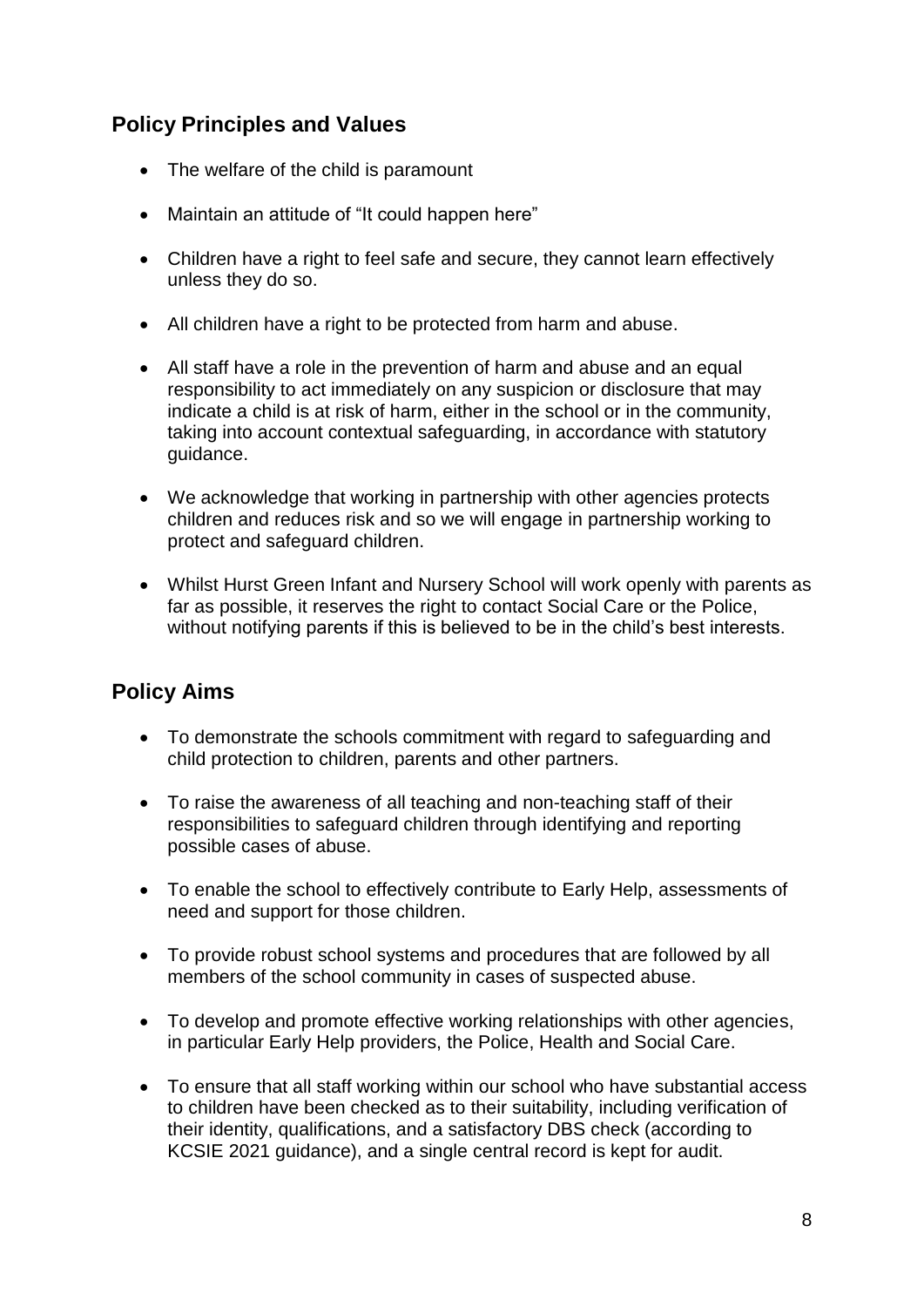## Policy Principles and Values

- The welfare of the child is paramount
- Maintain an attitude of "It could happen here"
- Children have a right to feel safe and secure, they cannot learn effectively unless they do so.
- All children have a right to be protected from harm and abuse.
- All staff have a role in the prevention of harm and abuse and an equal responsibility to act immediately on any suspicion or disclosure that may indicate a child is at risk of harm, either in the school or in the community, taking into account contextual safeguarding, in accordance with statutory guidance.
- We acknowledge that working in partnership with other agencies protects children and reduces risk and so we will engage in partnership working to protect and safeguard children.
- Whilst Hurst Green Infant and Nursery School will work openly with parents as far as possible, it reserves the right to contact Social Care or the Police, without notifying parents if this is believed to be in the child's best interests.

## Policy Aims

- To demonstrate the schools commitment with regard to safeguarding and child protection to children, parents and other partners.
- To raise the awareness of all teaching and non-teaching staff of their responsibilities to safeguard children through identifying and reporting possible cases of abuse.
- To enable the school to effectively contribute to Early Help, assessments of need and support for those children.
- To provide robust school systems and procedures that are followed by all members of the school community in cases of suspected abuse.
- To develop and promote effective working relationships with other agencies, in particular Early Help providers, the Police, Health and Social Care.
- To ensure that all staff working within our school who have substantial access to children have been checked as to their suitability, including verification of their identity, qualifications, and a satisfactory DBS check (according to KCSIE 2021 guidance), and a single central record is kept for audit.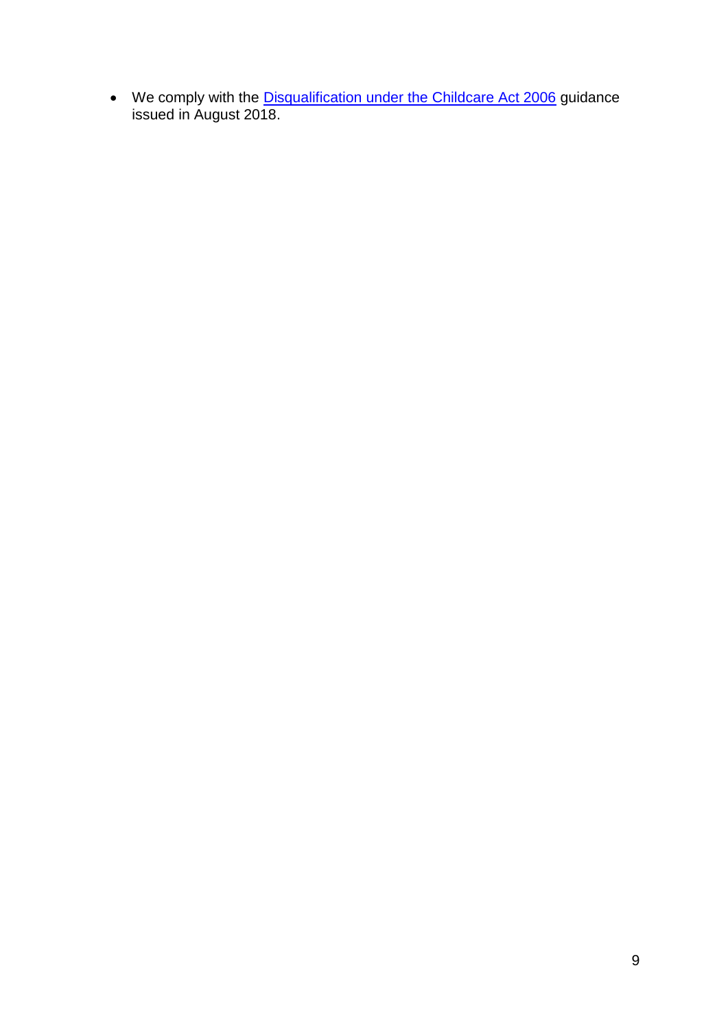- We comply with the Disqualification under the Childcare Act 2006 guidance issued in August 2018.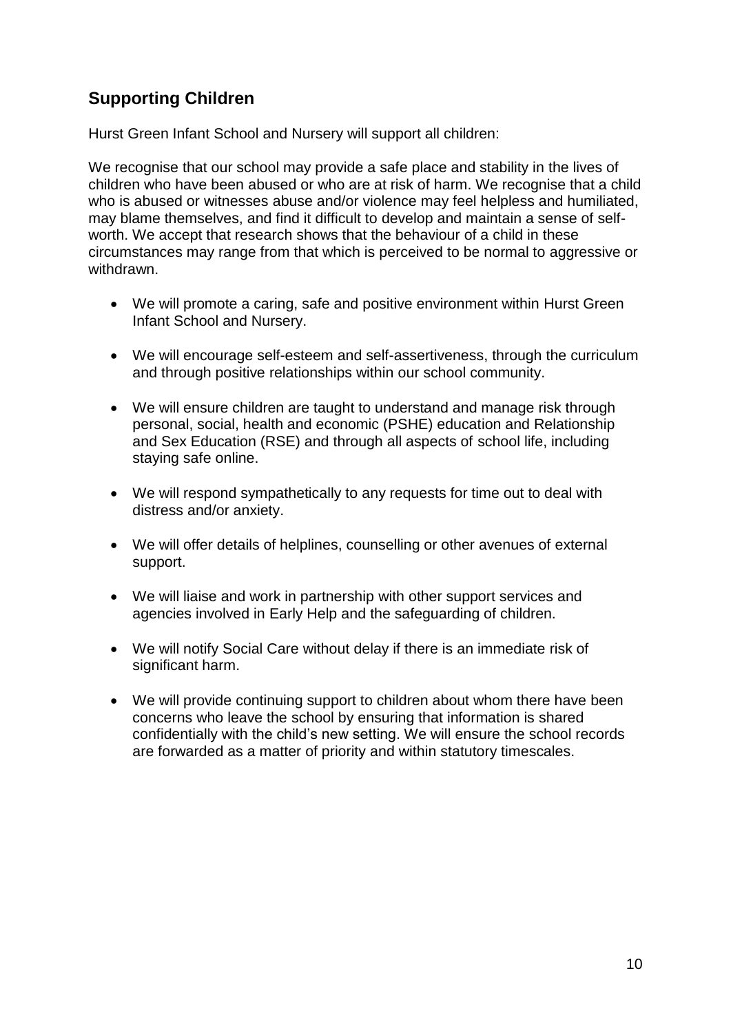## Supporting Children

Hurst Green Infant School and Nursery will support all children:

We recognise that our school may provide a safe place and stability in the lives of children who have been abused or who are at risk of harm. We recognise that a child who is abused or witnesses abuse and/or violence may feel helpless and humiliated, may blame themselves, and find it difficult to develop and maintain a sense of self-worth. We accept that research shows that the behaviour of a child in these circumstances may range from that which is perceived to be normal to aggressive or withdrawn.

- We will promote a caring, safe and positive environment within Hurst Green Infant School and Nursery.
- We will encourage self-esteem and self-assertiveness, through the curriculum and through positive relationships within our school community.
- We will ensure children are taught to understand and manage risk through personal, social, health and economic (PSHE) education and Relationship and Sex Education (RSE) and through all aspects of school life, including staying safe online.
- We will respond sympathetically to any requests for time out to deal with distress and/or anxiety.
- We will offer details of helplines, counselling or other avenues of external support.
- We will liaise and work in partnership with other support services and agencies involved in Early Help and the safeguarding of children.
- We will notify Social Care without delay if there is an immediate risk of significant harm.
- We will provide continuing support to children about whom there have been concerns who leave the school by ensuring that information is shared confidentially with the child's new setting. We will ensure the school records are forwarded as a matter of priority and within statutory timescales.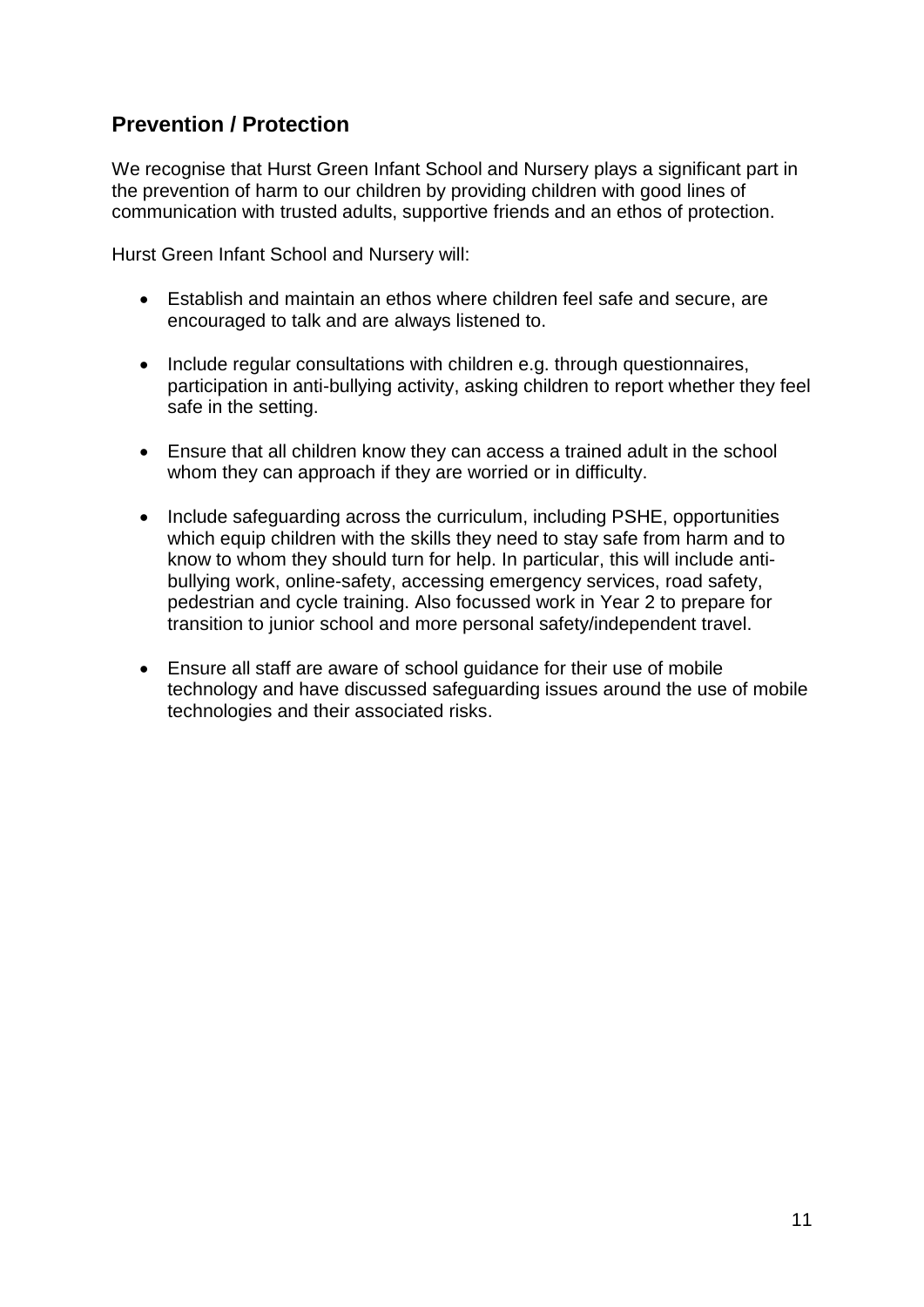## Prevention / Protection

We recognise that Hurst Green Infant School and Nursery plays a significant part in the prevention of harm to our children by providing children with good lines of communication with trusted adults, supportive friends and an ethos of protection.

Hurst Green Infant School and Nursery will:

- Establish and maintain an ethos where children feel safe and secure, are encouraged to talk and are always listened to.
- Include regular consultations with children e.g. through questionnaires, participation in anti-bullying activity, asking children to report whether they feel safe in the setting.
- Ensure that all children know they can access a trained adult in the school whom they can approach if they are worried or in difficulty.
- Include safeguarding across the curriculum, including PSHE, opportunities which equip children with the skills they need to stay safe from harm and to know to whom they should turn for help. In particular, this will include anti-bullying work, online-safety, accessing emergency services, road safety, pedestrian and cycle training. Also focussed work in Year 2 to prepare for transition to junior school and more personal safety/independent travel.
- Ensure all staff are aware of school guidance for their use of mobile technology and have discussed safeguarding issues around the use of mobile technologies and their associated risks.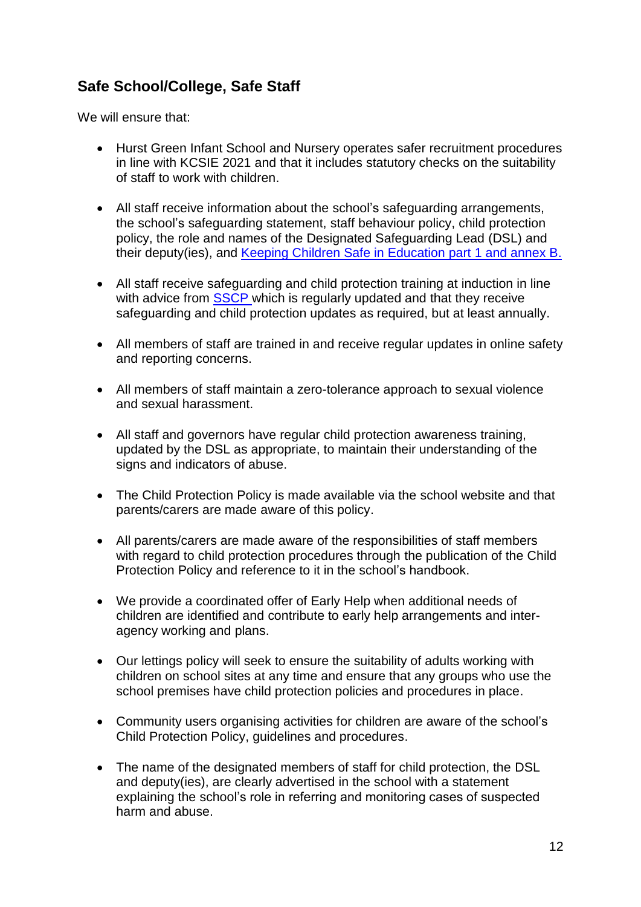## Safe School/College, Safe Staff

We will ensure that:

- Hurst Green Infant School and Nursery operates safer recruitment procedures in line with KCSIE 2021 and that it includes statutory checks on the suitability of staff to work with children.
- All staff receive information about the school's safeguarding arrangements, the school's safeguarding statement, staff behaviour policy, child protection policy, the role and names of the Designated Safeguarding Lead (DSL) and their deputy(ies), and Keeping Children Safe in Education part 1 and annex B.
- All staff receive safeguarding and child protection training at induction in line with advice from SSCP which is regularly updated and that they receive safeguarding and child protection updates as required, but at least annually.
- All members of staff are trained in and receive regular updates in online safety and reporting concerns.
- All members of staff maintain a zero-tolerance approach to sexual violence and sexual harassment.
- All staff and governors have regular child protection awareness training, updated by the DSL as appropriate, to maintain their understanding of the signs and indicators of abuse.
- The Child Protection Policy is made available via the school website and that parents/carers are made aware of this policy.
- All parents/carers are made aware of the responsibilities of staff members with regard to child protection procedures through the publication of the Child Protection Policy and reference to it in the school's handbook.
- We provide a coordinated offer of Early Help when additional needs of children are identified and contribute to early help arrangements and inter-agency working and plans.
- Our lettings policy will seek to ensure the suitability of adults working with children on school sites at any time and ensure that any groups who use the school premises have child protection policies and procedures in place.
- Community users organising activities for children are aware of the school's Child Protection Policy, guidelines and procedures.
- The name of the designated members of staff for child protection, the DSL and deputy(ies), are clearly advertised in the school with a statement explaining the school's role in referring and monitoring cases of suspected harm and abuse.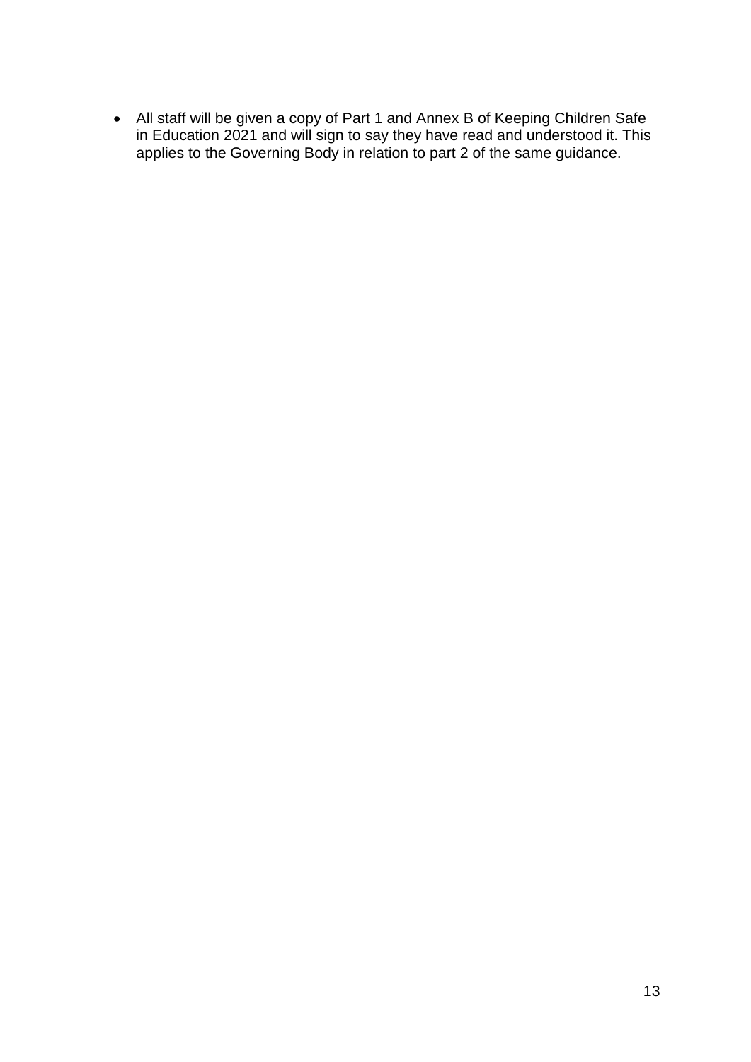- All staff will be given a copy of Part 1 and Annex B of Keeping Children Safe in Education 2021 and will sign to say they have read and understood it. This applies to the Governing Body in relation to part 2 of the same guidance.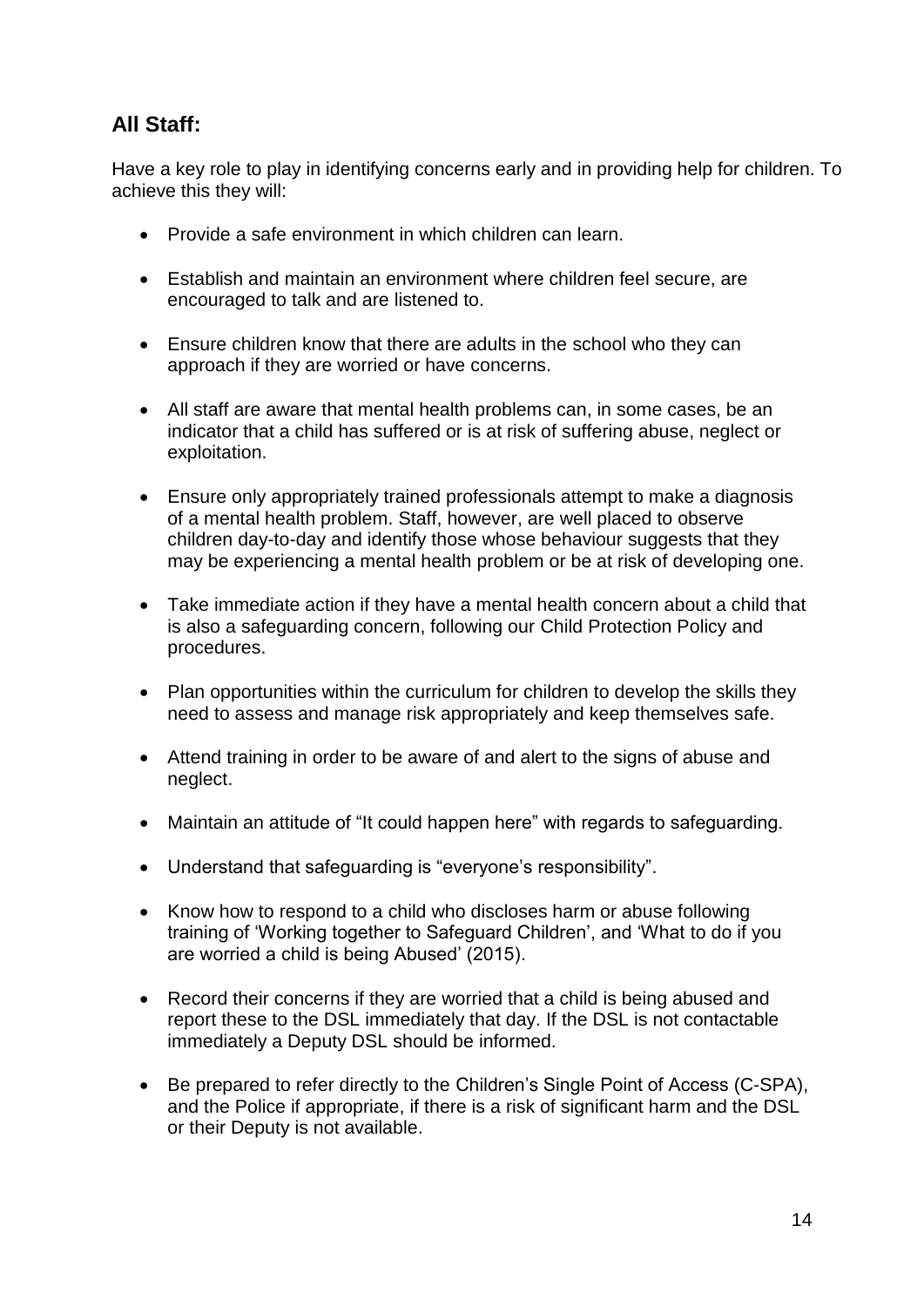## All Staff:

Have a key role to play in identifying concerns early and in providing help for children. To achieve this they will:

- Provide a safe environment in which children can learn.
- Establish and maintain an environment where children feel secure, are encouraged to talk and are listened to.
- Ensure children know that there are adults in the school who they can approach if they are worried or have concerns.
- All staff are aware that mental health problems can, in some cases, be an indicator that a child has suffered or is at risk of suffering abuse, neglect or exploitation.
- Ensure only appropriately trained professionals attempt to make a diagnosis of a mental health problem. Staff, however, are well placed to observe children day-to-day and identify those whose behaviour suggests that they may be experiencing a mental health problem or be at risk of developing one.
- Take immediate action if they have a mental health concern about a child that is also a safeguarding concern, following our Child Protection Policy and procedures.
- Plan opportunities within the curriculum for children to develop the skills they need to assess and manage risk appropriately and keep themselves safe.
- Attend training in order to be aware of and alert to the signs of abuse and neglect.
- Maintain an attitude of "It could happen here" with regards to safeguarding.
- Understand that safeguarding is "everyone's responsibility".
- Know how to respond to a child who discloses harm or abuse following training of 'Working together to Safeguard Children', and 'What to do if you are worried a child is being Abused' (2015).
- Record their concerns if they are worried that a child is being abused and report these to the DSL immediately that day. If the DSL is not contactable immediately a Deputy DSL should be informed.
- Be prepared to refer directly to the Children's Single Point of Access (C-SPA), and the Police if appropriate, if there is a risk of significant harm and the DSL or their Deputy is not available.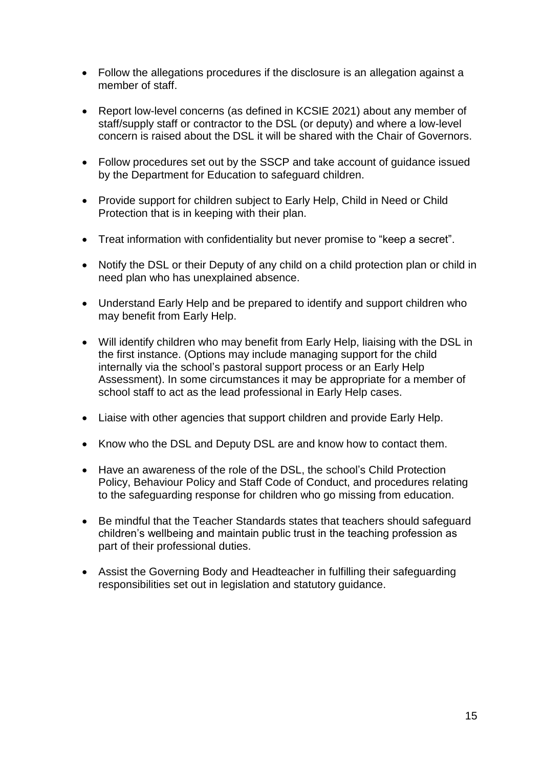- Follow the allegations procedures if the disclosure is an allegation against a member of staff.
- Report low-level concerns (as defined in KCSIE 2021) about any member of staff/supply staff or contractor to the DSL (or deputy) and where a low-level concern is raised about the DSL it will be shared with the Chair of Governors.
- Follow procedures set out by the SSCP and take account of guidance issued by the Department for Education to safeguard children.
- Provide support for children subject to Early Help, Child in Need or Child Protection that is in keeping with their plan.
- Treat information with confidentiality but never promise to "keep a secret".
- Notify the DSL or their Deputy of any child on a child protection plan or child in need plan who has unexplained absence.
- Understand Early Help and be prepared to identify and support children who may benefit from Early Help.
- Will identify children who may benefit from Early Help, liaising with the DSL in the first instance. (Options may include managing support for the child internally via the school's pastoral support process or an Early Help Assessment). In some circumstances it may be appropriate for a member of school staff to act as the lead professional in Early Help cases.
- Liaise with other agencies that support children and provide Early Help.
- Know who the DSL and Deputy DSL are and know how to contact them.
- Have an awareness of the role of the DSL, the school's Child Protection Policy, Behaviour Policy and Staff Code of Conduct, and procedures relating to the safeguarding response for children who go missing from education.
- Be mindful that the Teacher Standards states that teachers should safeguard children's wellbeing and maintain public trust in the teaching profession as part of their professional duties.
- Assist the Governing Body and Headteacher in fulfilling their safeguarding responsibilities set out in legislation and statutory guidance.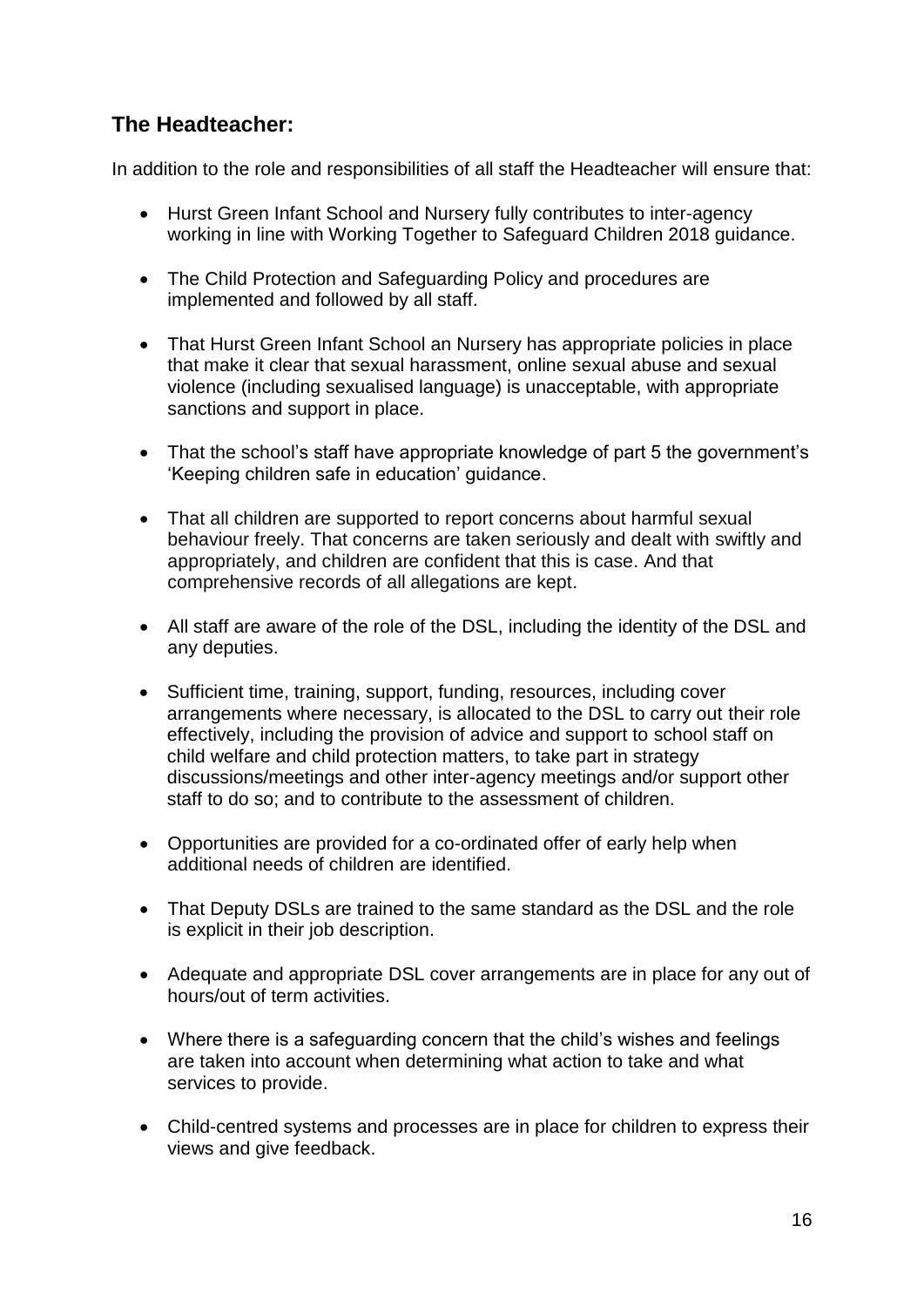## The Headteacher:

In addition to the role and responsibilities of all staff the Headteacher will ensure that:

- Hurst Green Infant School and Nursery fully contributes to inter-agency working in line with Working Together to Safeguard Children 2018 guidance.
- The Child Protection and Safeguarding Policy and procedures are implemented and followed by all staff.
- That Hurst Green Infant School an Nursery has appropriate policies in place that make it clear that sexual harassment, online sexual abuse and sexual violence (including sexualised language) is unacceptable, with appropriate sanctions and support in place.
- That the school's staff have appropriate knowledge of part 5 the government's 'Keeping children safe in education' guidance.
- That all children are supported to report concerns about harmful sexual behaviour freely. That concerns are taken seriously and dealt with swiftly and appropriately, and children are confident that this is case. And that comprehensive records of all allegations are kept.
- All staff are aware of the role of the DSL, including the identity of the DSL and any deputies.
- Sufficient time, training, support, funding, resources, including cover arrangements where necessary, is allocated to the DSL to carry out their role effectively, including the provision of advice and support to school staff on child welfare and child protection matters, to take part in strategy discussions/meetings and other inter-agency meetings and/or support other staff to do so; and to contribute to the assessment of children.
- Opportunities are provided for a co-ordinated offer of early help when additional needs of children are identified.
- That Deputy DSLs are trained to the same standard as the DSL and the role is explicit in their job description.
- Adequate and appropriate DSL cover arrangements are in place for any out of hours/out of term activities.
- Where there is a safeguarding concern that the child's wishes and feelings are taken into account when determining what action to take and what services to provide.
- Child-centred systems and processes are in place for children to express their views and give feedback.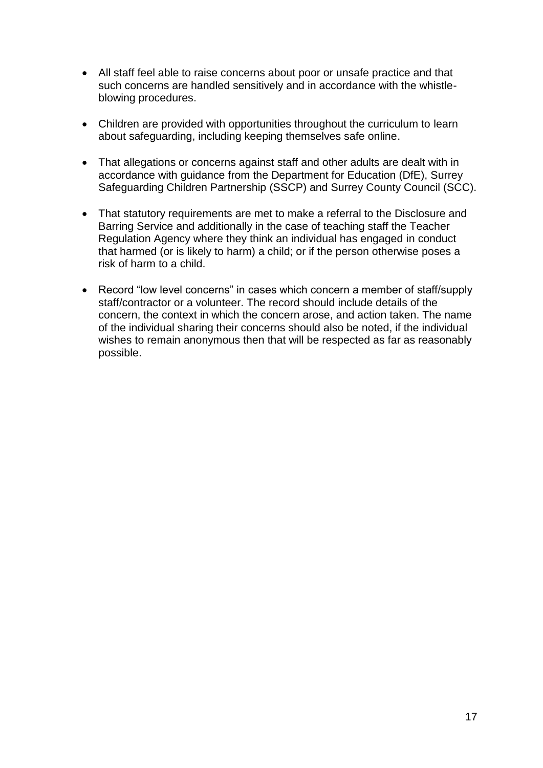- All staff feel able to raise concerns about poor or unsafe practice and that such concerns are handled sensitively and in accordance with the whistle-blowing procedures.

- Children are provided with opportunities throughout the curriculum to learn about safeguarding, including keeping themselves safe online.

- That allegations or concerns against staff and other adults are dealt with in accordance with guidance from the Department for Education (DfE), Surrey Safeguarding Children Partnership (SSCP) and Surrey County Council (SCC).

- That statutory requirements are met to make a referral to the Disclosure and Barring Service and additionally in the case of teaching staff the Teacher Regulation Agency where they think an individual has engaged in conduct that harmed (or is likely to harm) a child; or if the person otherwise poses a risk of harm to a child.

- Record "low level concerns" in cases which concern a member of staff/supply staff/contractor or a volunteer. The record should include details of the concern, the context in which the concern arose, and action taken. The name of the individual sharing their concerns should also be noted, if the individual wishes to remain anonymous then that will be respected as far as reasonably possible.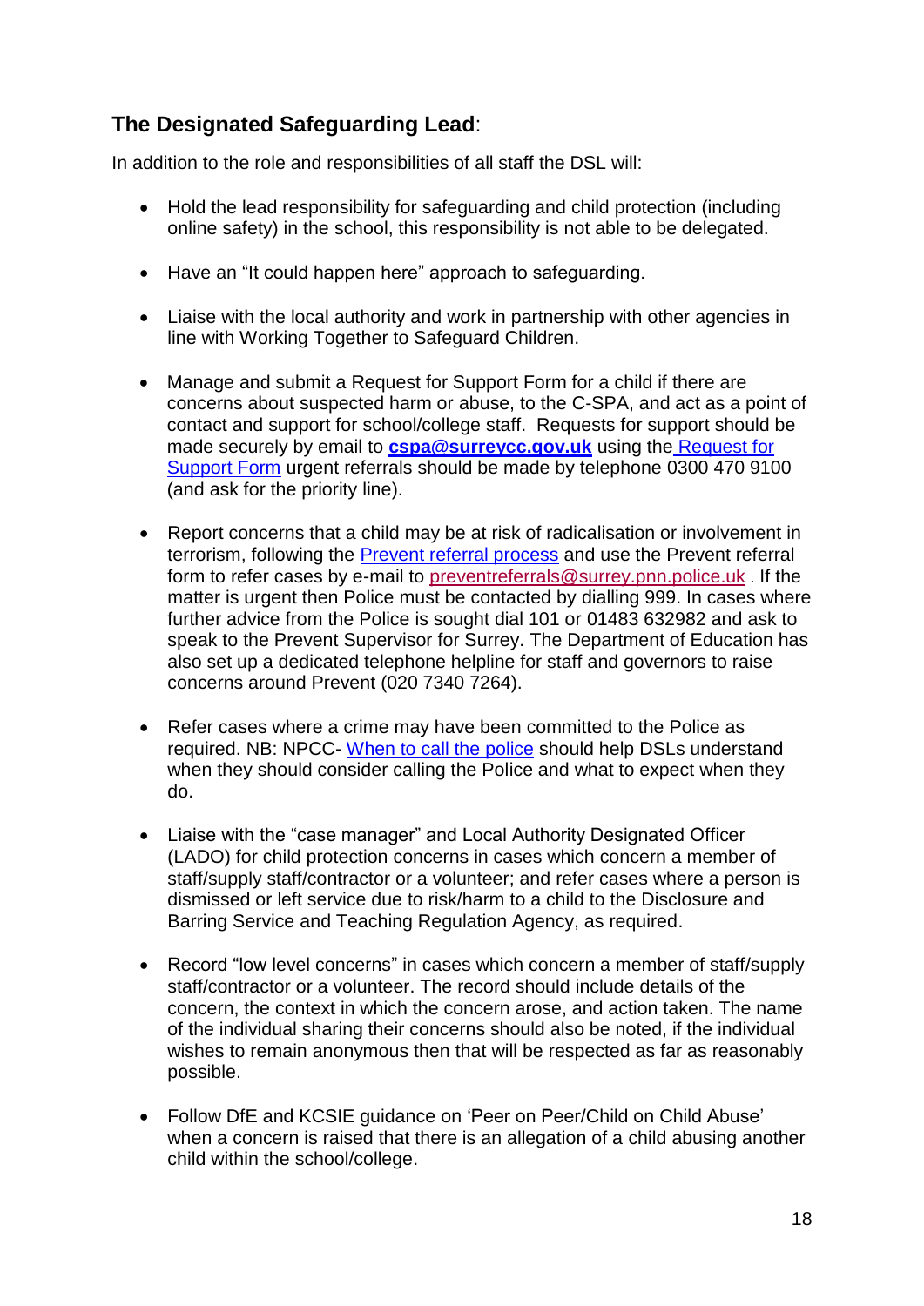## **The Designated Safeguarding Lead**:

In addition to the role and responsibilities of all staff the DSL will:

- Hold the lead responsibility for safeguarding and child protection (including online safety) in the school, this responsibility is not able to be delegated.
- Have an "It could happen here" approach to safeguarding.
- Liaise with the local authority and work in partnership with other agencies in line with Working Together to Safeguard Children.
- Manage and submit a Request for Support Form for a child if there are concerns about suspected harm or abuse, to the C-SPA, and act as a point of contact and support for school/college staff. Requests for support should be made securely by email to **cspa@surreycc.gov.uk** using the Request for Support Form urgent referrals should be made by telephone 0300 470 9100 (and ask for the priority line).
- Report concerns that a child may be at risk of radicalisation or involvement in terrorism, following the Prevent referral process and use the Prevent referral form to refer cases by e-mail to preventreferrals@surrey.pnn.police.uk . If the matter is urgent then Police must be contacted by dialling 999. In cases where further advice from the Police is sought dial 101 or 01483 632982 and ask to speak to the Prevent Supervisor for Surrey. The Department of Education has also set up a dedicated telephone helpline for staff and governors to raise concerns around Prevent (020 7340 7264).
- Refer cases where a crime may have been committed to the Police as required. NB: NPCC- When to call the police should help DSLs understand when they should consider calling the Police and what to expect when they do.
- Liaise with the "case manager" and Local Authority Designated Officer (LADO) for child protection concerns in cases which concern a member of staff/supply staff/contractor or a volunteer; and refer cases where a person is dismissed or left service due to risk/harm to a child to the Disclosure and Barring Service and Teaching Regulation Agency, as required.
- Record "low level concerns" in cases which concern a member of staff/supply staff/contractor or a volunteer. The record should include details of the concern, the context in which the concern arose, and action taken. The name of the individual sharing their concerns should also be noted, if the individual wishes to remain anonymous then that will be respected as far as reasonably possible.
- Follow DfE and KCSIE guidance on 'Peer on Peer/Child on Child Abuse' when a concern is raised that there is an allegation of a child abusing another child within the school/college.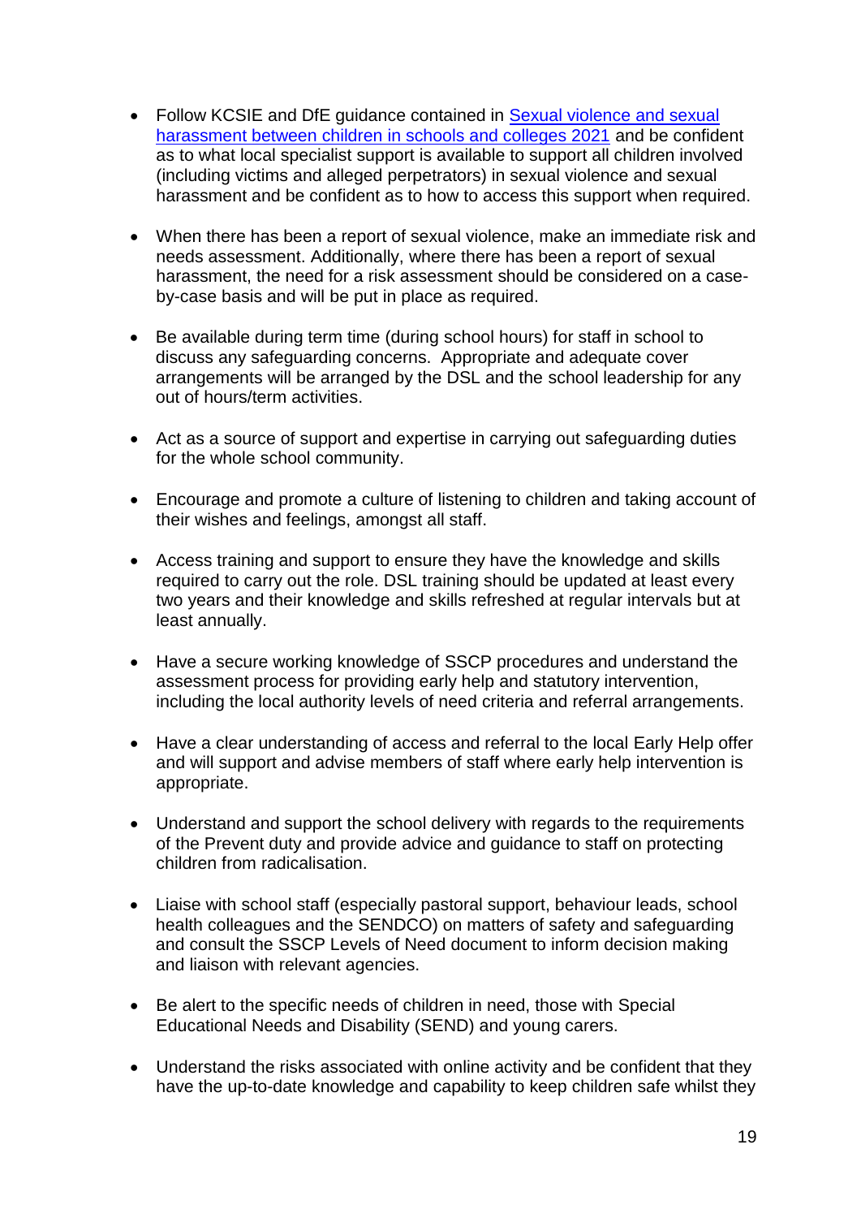- Follow KCSIE and DfE guidance contained in [Sexual violence and sexual harassment between children in schools and colleges 2021]() and be confident as to what local specialist support is available to support all children involved (including victims and alleged perpetrators) in sexual violence and sexual harassment and be confident as to how to access this support when required.

- When there has been a report of sexual violence, make an immediate risk and needs assessment. Additionally, where there has been a report of sexual harassment, the need for a risk assessment should be considered on a case-by-case basis and will be put in place as required.

- Be available during term time (during school hours) for staff in school to discuss any safeguarding concerns. Appropriate and adequate cover arrangements will be arranged by the DSL and the school leadership for any out of hours/term activities.

- Act as a source of support and expertise in carrying out safeguarding duties for the whole school community.

- Encourage and promote a culture of listening to children and taking account of their wishes and feelings, amongst all staff.

- Access training and support to ensure they have the knowledge and skills required to carry out the role. DSL training should be updated at least every two years and their knowledge and skills refreshed at regular intervals but at least annually.

- Have a secure working knowledge of SSCP procedures and understand the assessment process for providing early help and statutory intervention, including the local authority levels of need criteria and referral arrangements.

- Have a clear understanding of access and referral to the local Early Help offer and will support and advise members of staff where early help intervention is appropriate.

- Understand and support the school delivery with regards to the requirements of the Prevent duty and provide advice and guidance to staff on protecting children from radicalisation.

- Liaise with school staff (especially pastoral support, behaviour leads, school health colleagues and the SENDCO) on matters of safety and safeguarding and consult the SSCP Levels of Need document to inform decision making and liaison with relevant agencies.

- Be alert to the specific needs of children in need, those with Special Educational Needs and Disability (SEND) and young carers.

- Understand the risks associated with online activity and be confident that they have the up-to-date knowledge and capability to keep children safe whilst they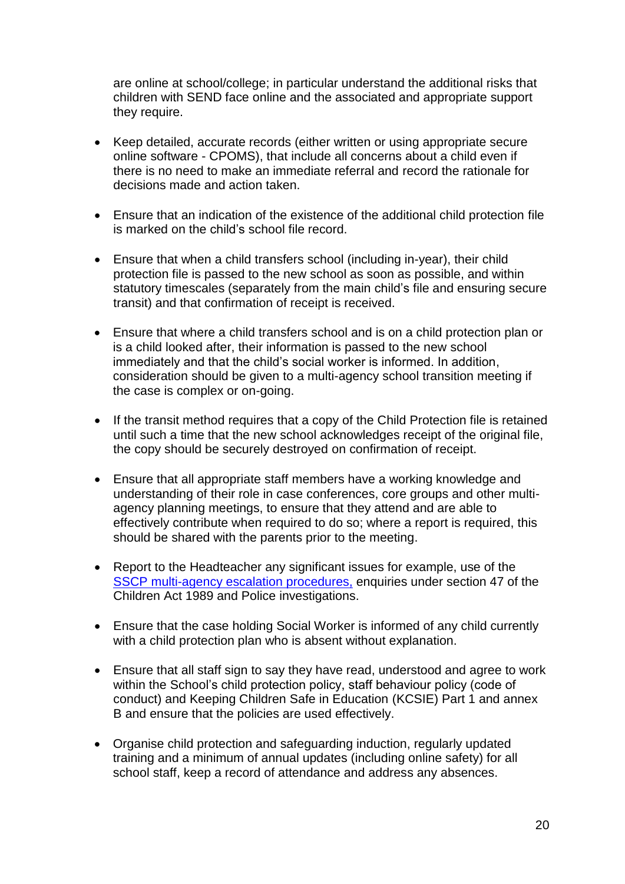are online at school/college; in particular understand the additional risks that children with SEND face online and the associated and appropriate support they require.

- Keep detailed, accurate records (either written or using appropriate secure online software - CPOMS), that include all concerns about a child even if there is no need to make an immediate referral and record the rationale for decisions made and action taken.
- Ensure that an indication of the existence of the additional child protection file is marked on the child's school file record.
- Ensure that when a child transfers school (including in-year), their child protection file is passed to the new school as soon as possible, and within statutory timescales (separately from the main child's file and ensuring secure transit) and that confirmation of receipt is received.
- Ensure that where a child transfers school and is on a child protection plan or is a child looked after, their information is passed to the new school immediately and that the child's social worker is informed. In addition, consideration should be given to a multi-agency school transition meeting if the case is complex or on-going.
- If the transit method requires that a copy of the Child Protection file is retained until such a time that the new school acknowledges receipt of the original file, the copy should be securely destroyed on confirmation of receipt.
- Ensure that all appropriate staff members have a working knowledge and understanding of their role in case conferences, core groups and other multi-agency planning meetings, to ensure that they attend and are able to effectively contribute when required to do so; where a report is required, this should be shared with the parents prior to the meeting.
- Report to the Headteacher any significant issues for example, use of the SSCP multi-agency escalation procedures, enquiries under section 47 of the Children Act 1989 and Police investigations.
- Ensure that the case holding Social Worker is informed of any child currently with a child protection plan who is absent without explanation.
- Ensure that all staff sign to say they have read, understood and agree to work within the School's child protection policy, staff behaviour policy (code of conduct) and Keeping Children Safe in Education (KCSIE) Part 1 and annex B and ensure that the policies are used effectively.
- Organise child protection and safeguarding induction, regularly updated training and a minimum of annual updates (including online safety) for all school staff, keep a record of attendance and address any absences.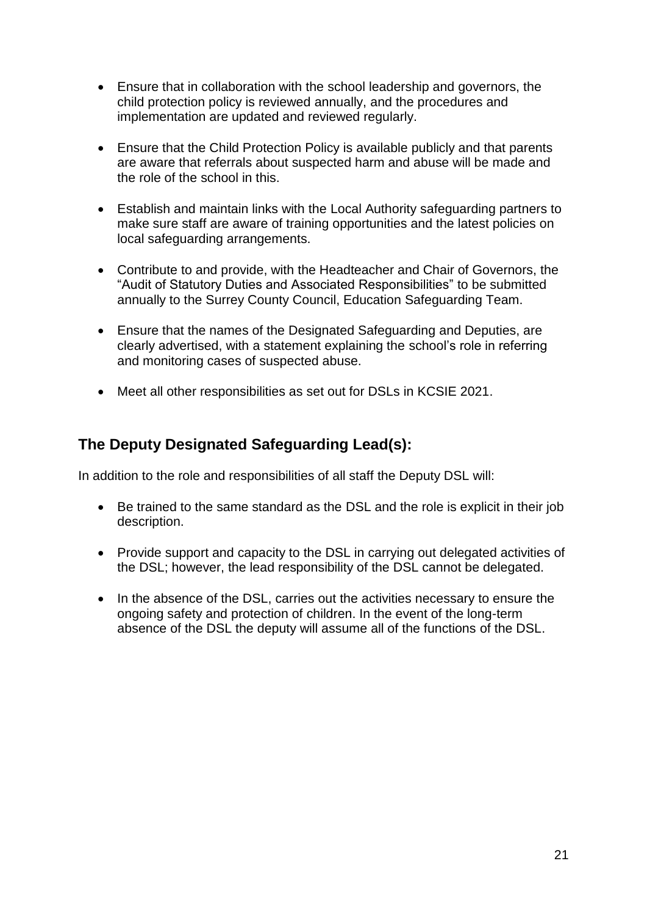- Ensure that in collaboration with the school leadership and governors, the child protection policy is reviewed annually, and the procedures and implementation are updated and reviewed regularly.

- Ensure that the Child Protection Policy is available publicly and that parents are aware that referrals about suspected harm and abuse will be made and the role of the school in this.

- Establish and maintain links with the Local Authority safeguarding partners to make sure staff are aware of training opportunities and the latest policies on local safeguarding arrangements.

- Contribute to and provide, with the Headteacher and Chair of Governors, the "Audit of Statutory Duties and Associated Responsibilities" to be submitted annually to the Surrey County Council, Education Safeguarding Team.

- Ensure that the names of the Designated Safeguarding and Deputies, are clearly advertised, with a statement explaining the school's role in referring and monitoring cases of suspected abuse.

- Meet all other responsibilities as set out for DSLs in KCSIE 2021.

## The Deputy Designated Safeguarding Lead(s):

In addition to the role and responsibilities of all staff the Deputy DSL will:

- Be trained to the same standard as the DSL and the role is explicit in their job description.

- Provide support and capacity to the DSL in carrying out delegated activities of the DSL; however, the lead responsibility of the DSL cannot be delegated.

- In the absence of the DSL, carries out the activities necessary to ensure the ongoing safety and protection of children. In the event of the long-term absence of the DSL the deputy will assume all of the functions of the DSL.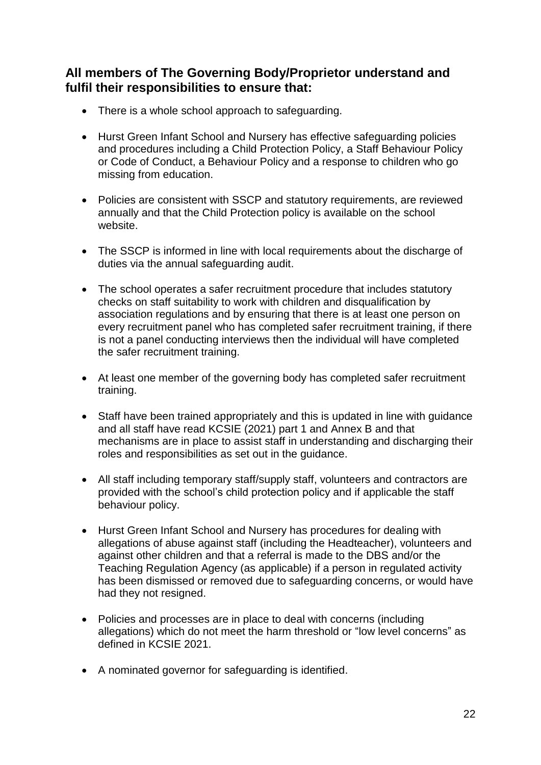### All members of The Governing Body/Proprietor understand and fulfil their responsibilities to ensure that:

- There is a whole school approach to safeguarding.
- Hurst Green Infant School and Nursery has effective safeguarding policies and procedures including a Child Protection Policy, a Staff Behaviour Policy or Code of Conduct, a Behaviour Policy and a response to children who go missing from education.
- Policies are consistent with SSCP and statutory requirements, are reviewed annually and that the Child Protection policy is available on the school website.
- The SSCP is informed in line with local requirements about the discharge of duties via the annual safeguarding audit.
- The school operates a safer recruitment procedure that includes statutory checks on staff suitability to work with children and disqualification by association regulations and by ensuring that there is at least one person on every recruitment panel who has completed safer recruitment training, if there is not a panel conducting interviews then the individual will have completed the safer recruitment training.
- At least one member of the governing body has completed safer recruitment training.
- Staff have been trained appropriately and this is updated in line with guidance and all staff have read KCSIE (2021) part 1 and Annex B and that mechanisms are in place to assist staff in understanding and discharging their roles and responsibilities as set out in the guidance.
- All staff including temporary staff/supply staff, volunteers and contractors are provided with the school's child protection policy and if applicable the staff behaviour policy.
- Hurst Green Infant School and Nursery has procedures for dealing with allegations of abuse against staff (including the Headteacher), volunteers and against other children and that a referral is made to the DBS and/or the Teaching Regulation Agency (as applicable) if a person in regulated activity has been dismissed or removed due to safeguarding concerns, or would have had they not resigned.
- Policies and processes are in place to deal with concerns (including allegations) which do not meet the harm threshold or "low level concerns" as defined in KCSIE 2021.
- A nominated governor for safeguarding is identified.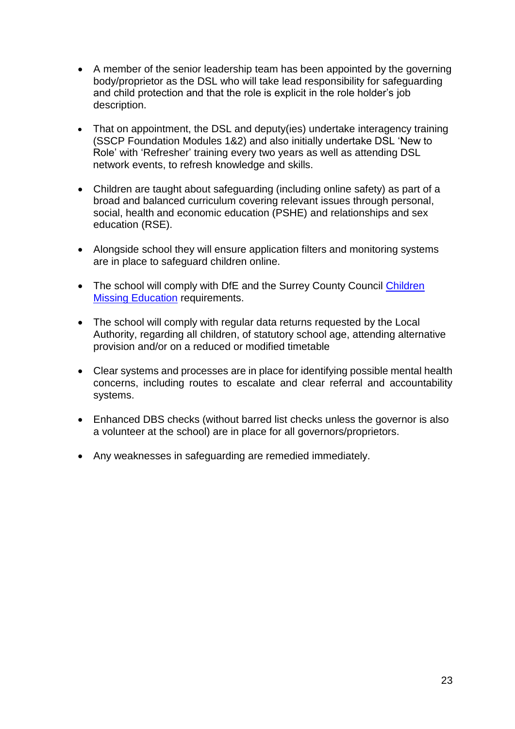- A member of the senior leadership team has been appointed by the governing body/proprietor as the DSL who will take lead responsibility for safeguarding and child protection and that the role is explicit in the role holder's job description.

- That on appointment, the DSL and deputy(ies) undertake interagency training (SSCP Foundation Modules 1&2) and also initially undertake DSL 'New to Role' with 'Refresher' training every two years as well as attending DSL network events, to refresh knowledge and skills.

- Children are taught about safeguarding (including online safety) as part of a broad and balanced curriculum covering relevant issues through personal, social, health and economic education (PSHE) and relationships and sex education (RSE).

- Alongside school they will ensure application filters and monitoring systems are in place to safeguard children online.

- The school will comply with DfE and the Surrey County Council [Children Missing Education]() requirements.

- The school will comply with regular data returns requested by the Local Authority, regarding all children, of statutory school age, attending alternative provision and/or on a reduced or modified timetable

- Clear systems and processes are in place for identifying possible mental health concerns, including routes to escalate and clear referral and accountability systems.

- Enhanced DBS checks (without barred list checks unless the governor is also a volunteer at the school) are in place for all governors/proprietors.

- Any weaknesses in safeguarding are remedied immediately.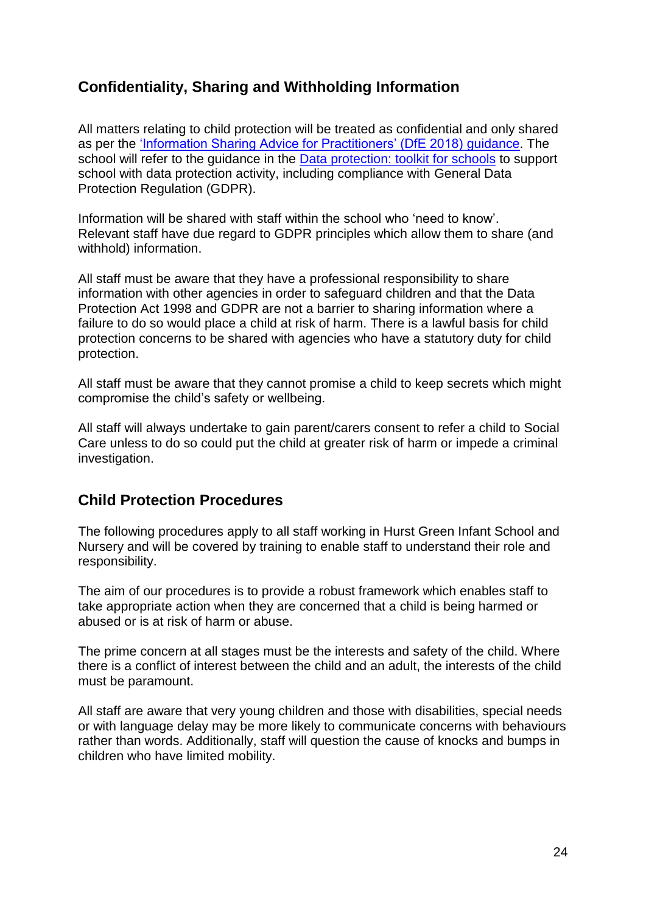## Confidentiality, Sharing and Withholding Information

All matters relating to child protection will be treated as confidential and only shared as per the 'Information Sharing Advice for Practitioners' (DfE 2018) guidance. The school will refer to the guidance in the Data protection: toolkit for schools to support school with data protection activity, including compliance with General Data Protection Regulation (GDPR).

Information will be shared with staff within the school who 'need to know'. Relevant staff have due regard to GDPR principles which allow them to share (and withhold) information.

All staff must be aware that they have a professional responsibility to share information with other agencies in order to safeguard children and that the Data Protection Act 1998 and GDPR are not a barrier to sharing information where a failure to do so would place a child at risk of harm. There is a lawful basis for child protection concerns to be shared with agencies who have a statutory duty for child protection.

All staff must be aware that they cannot promise a child to keep secrets which might compromise the child's safety or wellbeing.

All staff will always undertake to gain parent/carers consent to refer a child to Social Care unless to do so could put the child at greater risk of harm or impede a criminal investigation.

## Child Protection Procedures

The following procedures apply to all staff working in Hurst Green Infant School and Nursery and will be covered by training to enable staff to understand their role and responsibility.

The aim of our procedures is to provide a robust framework which enables staff to take appropriate action when they are concerned that a child is being harmed or abused or is at risk of harm or abuse.

The prime concern at all stages must be the interests and safety of the child. Where there is a conflict of interest between the child and an adult, the interests of the child must be paramount.

All staff are aware that very young children and those with disabilities, special needs or with language delay may be more likely to communicate concerns with behaviours rather than words. Additionally, staff will question the cause of knocks and bumps in children who have limited mobility.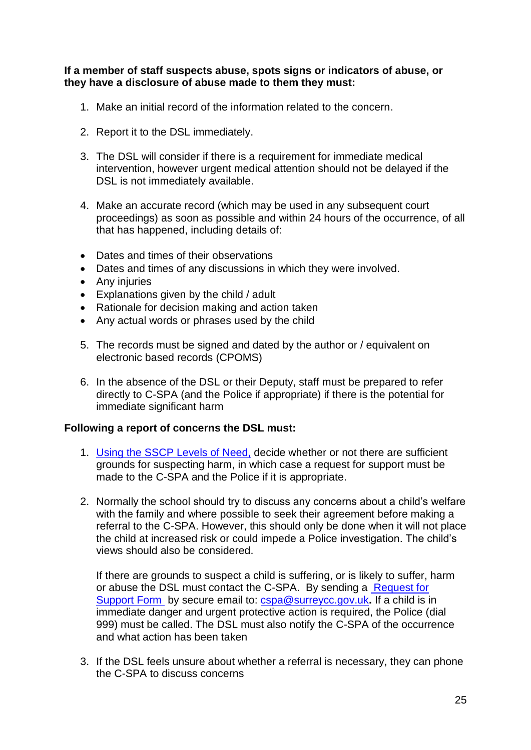**If a member of staff suspects abuse, spots signs or indicators of abuse, or they have a disclosure of abuse made to them they must:**

1. Make an initial record of the information related to the concern.

2. Report it to the DSL immediately.

3. The DSL will consider if there is a requirement for immediate medical intervention, however urgent medical attention should not be delayed if the DSL is not immediately available.

4. Make an accurate record (which may be used in any subsequent court proceedings) as soon as possible and within 24 hours of the occurrence, of all that has happened, including details of:

- Dates and times of their observations
- Dates and times of any discussions in which they were involved.
- Any injuries
- Explanations given by the child / adult
- Rationale for decision making and action taken
- Any actual words or phrases used by the child

5. The records must be signed and dated by the author or / equivalent on electronic based records (CPOMS)

6. In the absence of the DSL or their Deputy, staff must be prepared to refer directly to C-SPA (and the Police if appropriate) if there is the potential for immediate significant harm

**Following a report of concerns the DSL must:**

1. Using the SSCP Levels of Need, decide whether or not there are sufficient grounds for suspecting harm, in which case a request for support must be made to the C-SPA and the Police if it is appropriate.

2. Normally the school should try to discuss any concerns about a child's welfare with the family and where possible to seek their agreement before making a referral to the C-SPA. However, this should only be done when it will not place the child at increased risk or could impede a Police investigation. The child's views should also be considered.

   If there are grounds to suspect a child is suffering, or is likely to suffer, harm or abuse the DSL must contact the C-SPA. By sending a Request for Support Form by secure email to: cspa@surreycc.gov.uk**.** If a child is in immediate danger and urgent protective action is required, the Police (dial 999) must be called. The DSL must also notify the C-SPA of the occurrence and what action has been taken

3. If the DSL feels unsure about whether a referral is necessary, they can phone the C-SPA to discuss concerns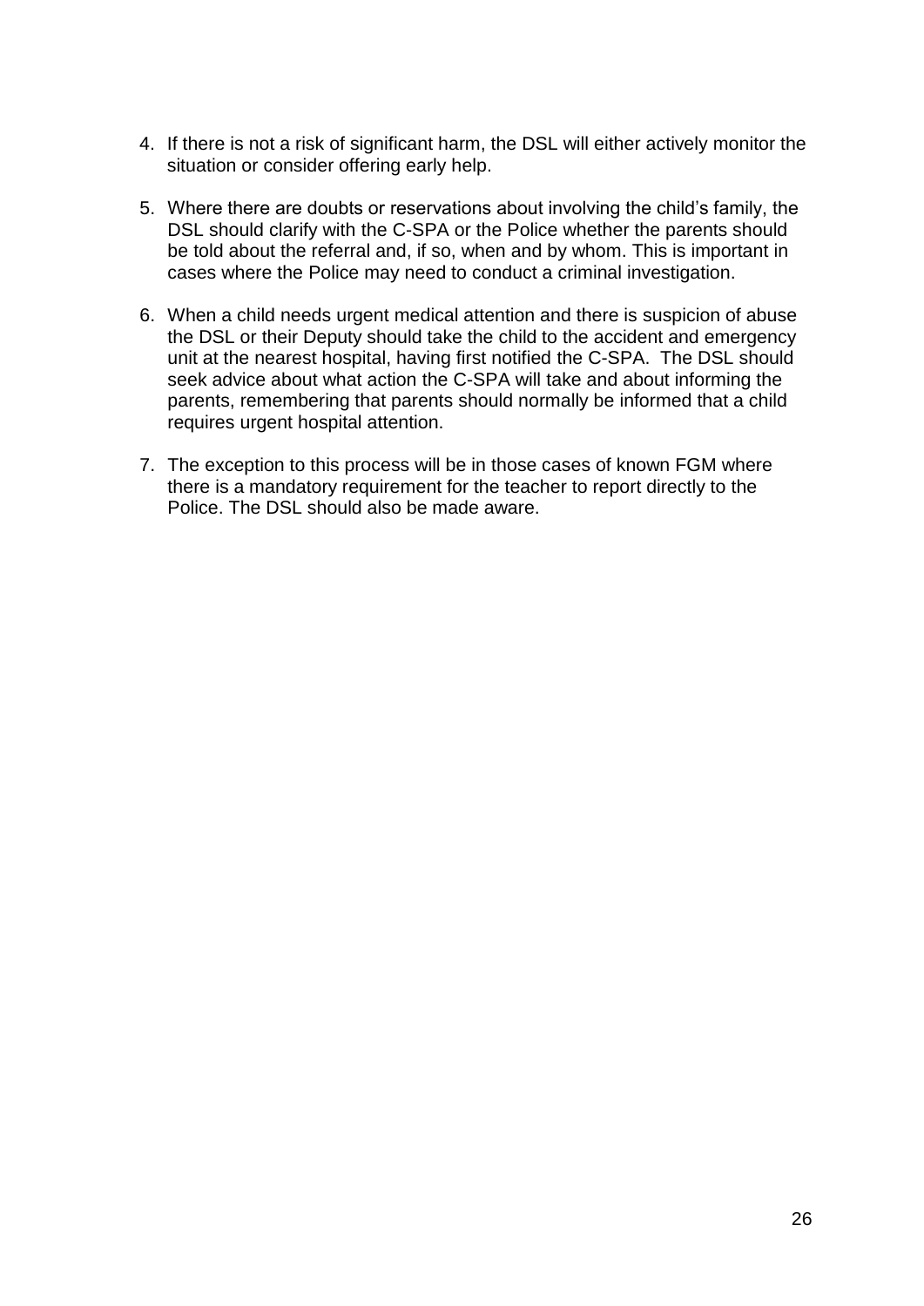4. If there is not a risk of significant harm, the DSL will either actively monitor the situation or consider offering early help.

5. Where there are doubts or reservations about involving the child's family, the DSL should clarify with the C-SPA or the Police whether the parents should be told about the referral and, if so, when and by whom. This is important in cases where the Police may need to conduct a criminal investigation.

6. When a child needs urgent medical attention and there is suspicion of abuse the DSL or their Deputy should take the child to the accident and emergency unit at the nearest hospital, having first notified the C-SPA. The DSL should seek advice about what action the C-SPA will take and about informing the parents, remembering that parents should normally be informed that a child requires urgent hospital attention.

7. The exception to this process will be in those cases of known FGM where there is a mandatory requirement for the teacher to report directly to the Police. The DSL should also be made aware.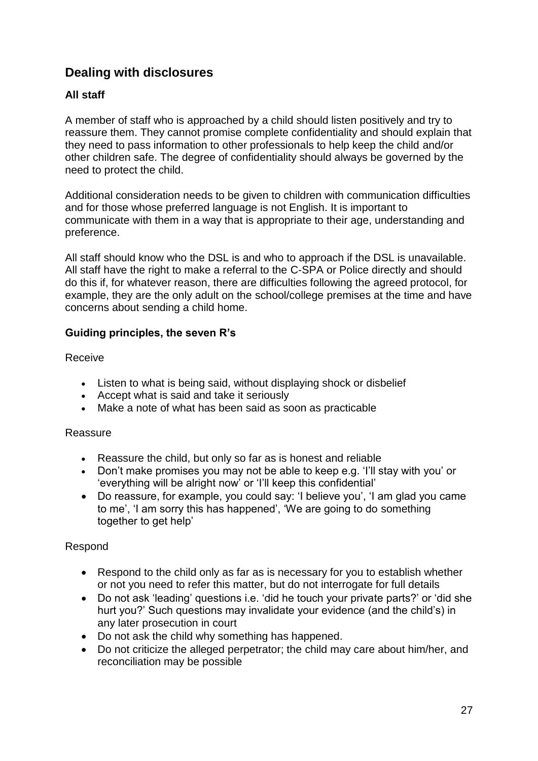## Dealing with disclosures

### All staff

A member of staff who is approached by a child should listen positively and try to reassure them. They cannot promise complete confidentiality and should explain that they need to pass information to other professionals to help keep the child and/or other children safe. The degree of confidentiality should always be governed by the need to protect the child.

Additional consideration needs to be given to children with communication difficulties and for those whose preferred language is not English. It is important to communicate with them in a way that is appropriate to their age, understanding and preference.

All staff should know who the DSL is and who to approach if the DSL is unavailable. All staff have the right to make a referral to the C-SPA or Police directly and should do this if, for whatever reason, there are difficulties following the agreed protocol, for example, they are the only adult on the school/college premises at the time and have concerns about sending a child home.

### Guiding principles, the seven R's

Receive

- Listen to what is being said, without displaying shock or disbelief
- Accept what is said and take it seriously
- Make a note of what has been said as soon as practicable

Reassure

- Reassure the child, but only so far as is honest and reliable
- Don't make promises you may not be able to keep e.g. 'I'll stay with you' or 'everything will be alright now' or 'I'll keep this confidential'
- Do reassure, for example, you could say: 'I believe you', 'I am glad you came to me', 'I am sorry this has happened', 'We are going to do something together to get help'

Respond

- Respond to the child only as far as is necessary for you to establish whether or not you need to refer this matter, but do not interrogate for full details
- Do not ask 'leading' questions i.e. 'did he touch your private parts?' or 'did she hurt you?' Such questions may invalidate your evidence (and the child's) in any later prosecution in court
- Do not ask the child why something has happened.
- Do not criticize the alleged perpetrator; the child may care about him/her, and reconciliation may be possible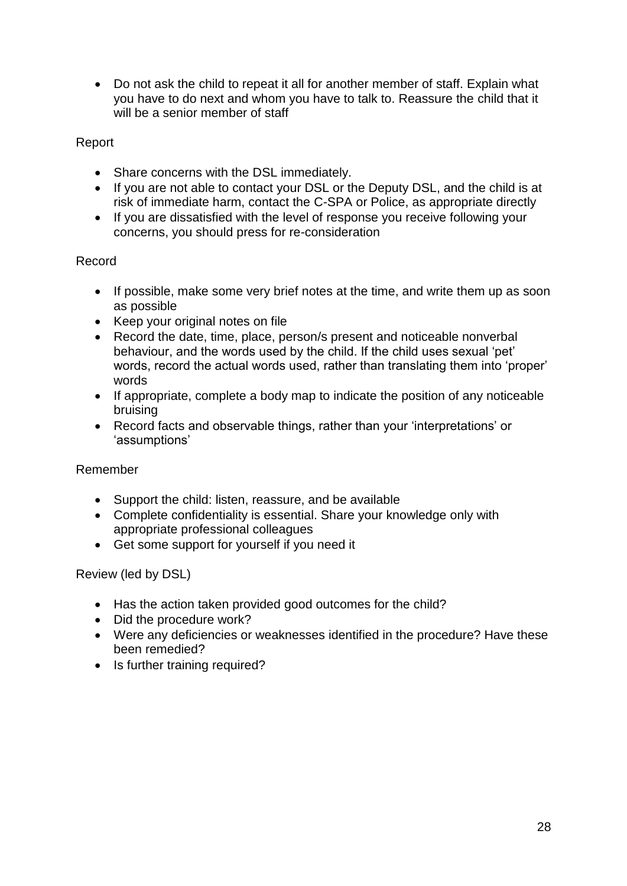- Do not ask the child to repeat it all for another member of staff. Explain what you have to do next and whom you have to talk to. Reassure the child that it will be a senior member of staff

Report

- Share concerns with the DSL immediately.
- If you are not able to contact your DSL or the Deputy DSL, and the child is at risk of immediate harm, contact the C-SPA or Police, as appropriate directly
- If you are dissatisfied with the level of response you receive following your concerns, you should press for re-consideration

Record

- If possible, make some very brief notes at the time, and write them up as soon as possible
- Keep your original notes on file
- Record the date, time, place, person/s present and noticeable nonverbal behaviour, and the words used by the child. If the child uses sexual 'pet' words, record the actual words used, rather than translating them into 'proper' words
- If appropriate, complete a body map to indicate the position of any noticeable bruising
- Record facts and observable things, rather than your 'interpretations' or 'assumptions'

Remember

- Support the child: listen, reassure, and be available
- Complete confidentiality is essential. Share your knowledge only with appropriate professional colleagues
- Get some support for yourself if you need it

Review (led by DSL)

- Has the action taken provided good outcomes for the child?
- Did the procedure work?
- Were any deficiencies or weaknesses identified in the procedure? Have these been remedied?
- Is further training required?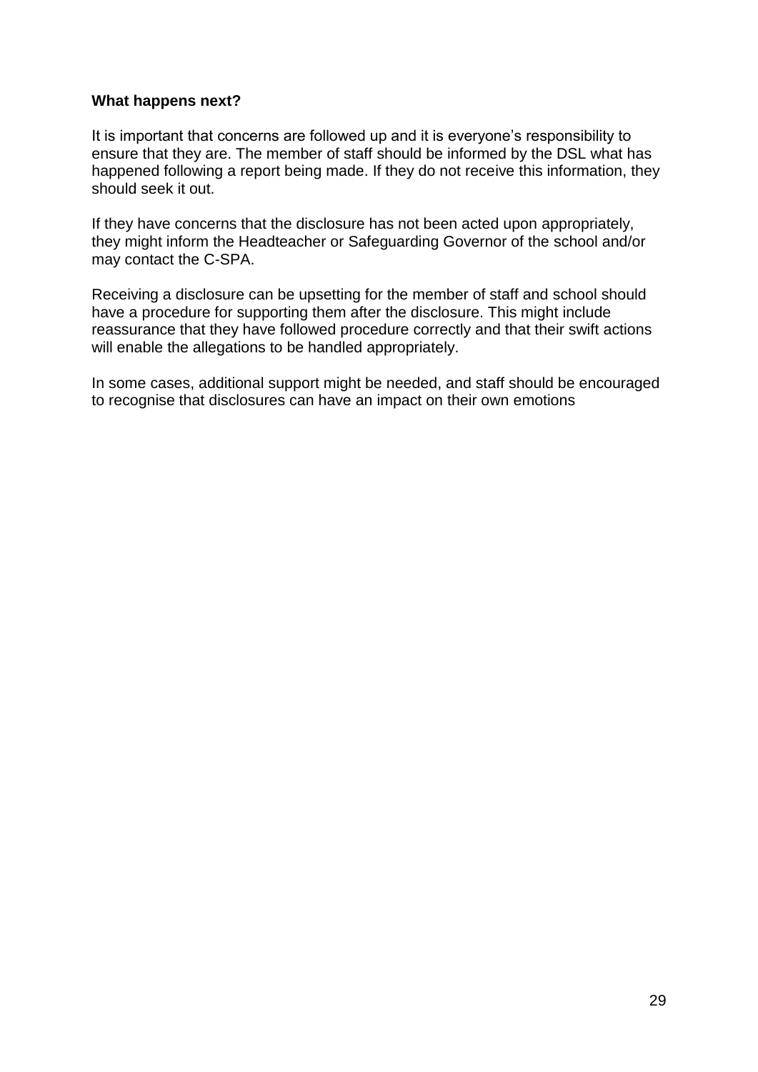**What happens next?**

It is important that concerns are followed up and it is everyone's responsibility to ensure that they are. The member of staff should be informed by the DSL what has happened following a report being made. If they do not receive this information, they should seek it out.

If they have concerns that the disclosure has not been acted upon appropriately, they might inform the Headteacher or Safeguarding Governor of the school and/or may contact the C-SPA.

Receiving a disclosure can be upsetting for the member of staff and school should have a procedure for supporting them after the disclosure. This might include reassurance that they have followed procedure correctly and that their swift actions will enable the allegations to be handled appropriately.

In some cases, additional support might be needed, and staff should be encouraged to recognise that disclosures can have an impact on their own emotions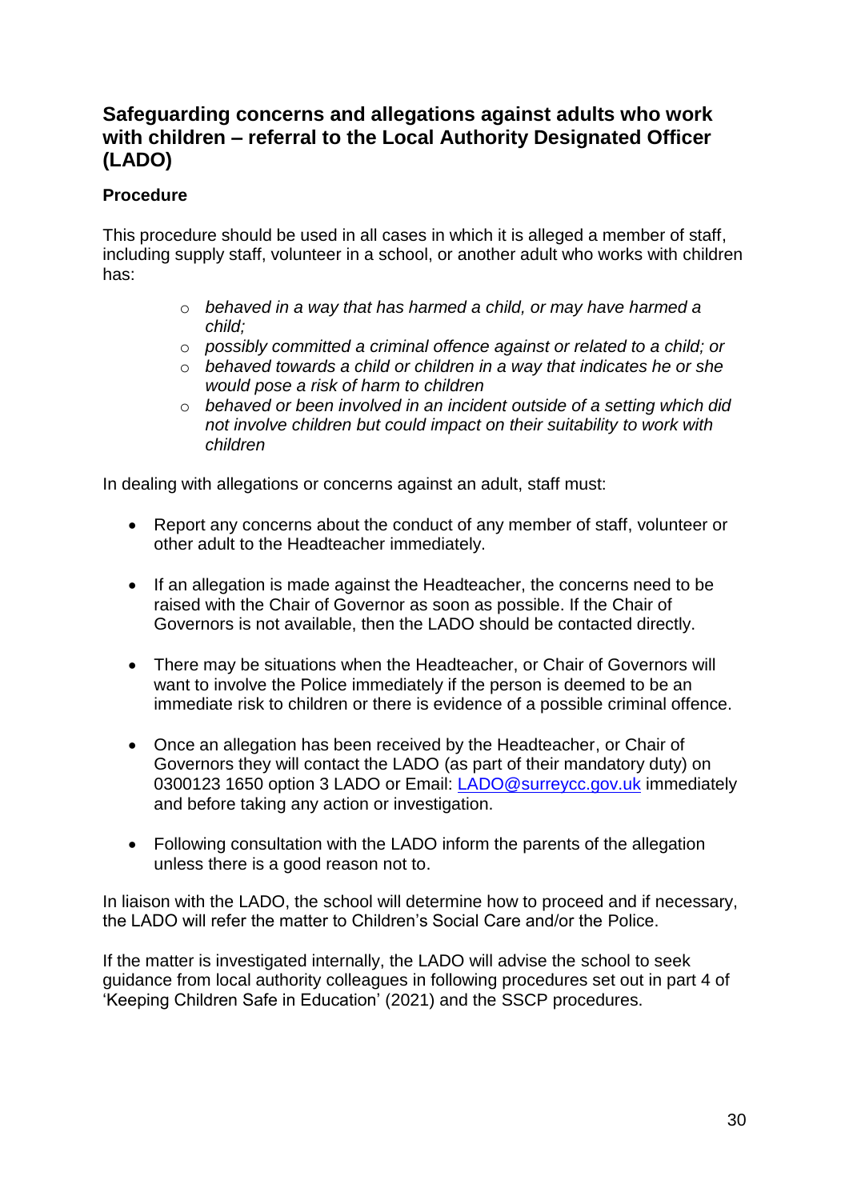## Safeguarding concerns and allegations against adults who work with children – referral to the Local Authority Designated Officer (LADO)

### Procedure

This procedure should be used in all cases in which it is alleged a member of staff, including supply staff, volunteer in a school, or another adult who works with children has:

- *behaved in a way that has harmed a child, or may have harmed a child;*
- *possibly committed a criminal offence against or related to a child; or*
- *behaved towards a child or children in a way that indicates he or she would pose a risk of harm to children*
- *behaved or been involved in an incident outside of a setting which did not involve children but could impact on their suitability to work with children*

In dealing with allegations or concerns against an adult, staff must:

- Report any concerns about the conduct of any member of staff, volunteer or other adult to the Headteacher immediately.
- If an allegation is made against the Headteacher, the concerns need to be raised with the Chair of Governor as soon as possible. If the Chair of Governors is not available, then the LADO should be contacted directly.
- There may be situations when the Headteacher, or Chair of Governors will want to involve the Police immediately if the person is deemed to be an immediate risk to children or there is evidence of a possible criminal offence.
- Once an allegation has been received by the Headteacher, or Chair of Governors they will contact the LADO (as part of their mandatory duty) on 0300123 1650 option 3 LADO or Email: LADO@surreycc.gov.uk immediately and before taking any action or investigation.
- Following consultation with the LADO inform the parents of the allegation unless there is a good reason not to.

In liaison with the LADO, the school will determine how to proceed and if necessary, the LADO will refer the matter to Children's Social Care and/or the Police.

If the matter is investigated internally, the LADO will advise the school to seek guidance from local authority colleagues in following procedures set out in part 4 of 'Keeping Children Safe in Education' (2021) and the SSCP procedures.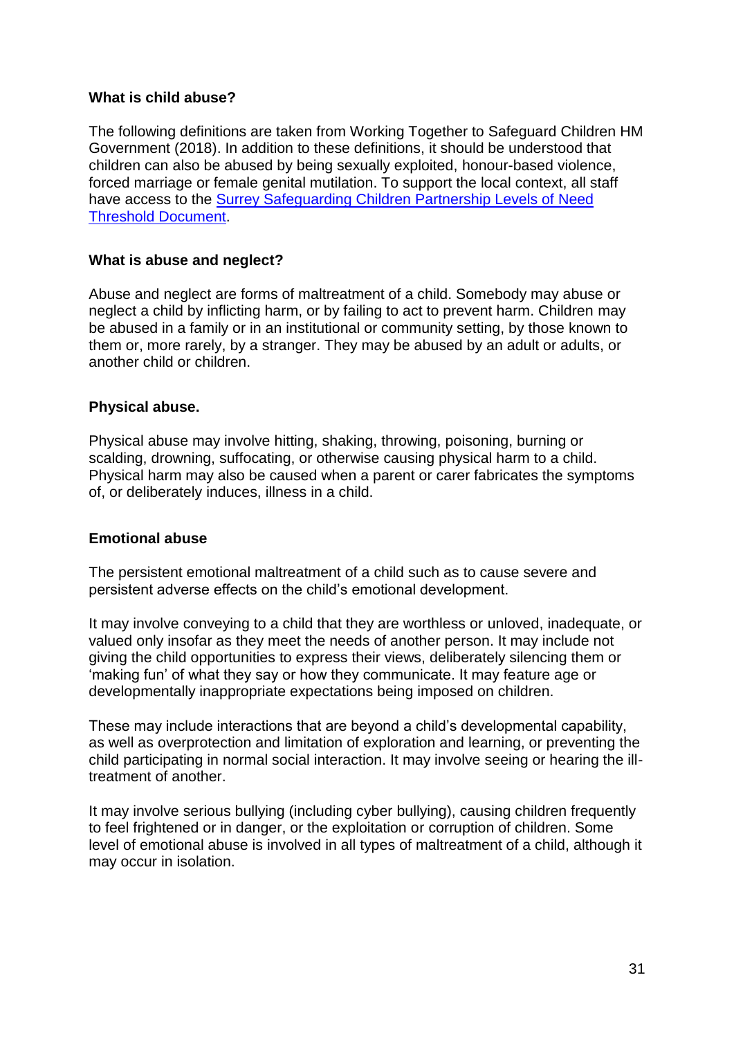### What is child abuse?

The following definitions are taken from Working Together to Safeguard Children HM Government (2018). In addition to these definitions, it should be understood that children can also be abused by being sexually exploited, honour-based violence, forced marriage or female genital mutilation. To support the local context, all staff have access to the Surrey Safeguarding Children Partnership Levels of Need Threshold Document.

### What is abuse and neglect?

Abuse and neglect are forms of maltreatment of a child. Somebody may abuse or neglect a child by inflicting harm, or by failing to act to prevent harm. Children may be abused in a family or in an institutional or community setting, by those known to them or, more rarely, by a stranger. They may be abused by an adult or adults, or another child or children.

### Physical abuse.

Physical abuse may involve hitting, shaking, throwing, poisoning, burning or scalding, drowning, suffocating, or otherwise causing physical harm to a child. Physical harm may also be caused when a parent or carer fabricates the symptoms of, or deliberately induces, illness in a child.

### Emotional abuse

The persistent emotional maltreatment of a child such as to cause severe and persistent adverse effects on the child's emotional development.

It may involve conveying to a child that they are worthless or unloved, inadequate, or valued only insofar as they meet the needs of another person. It may include not giving the child opportunities to express their views, deliberately silencing them or 'making fun' of what they say or how they communicate. It may feature age or developmentally inappropriate expectations being imposed on children.

These may include interactions that are beyond a child's developmental capability, as well as overprotection and limitation of exploration and learning, or preventing the child participating in normal social interaction. It may involve seeing or hearing the ill-treatment of another.

It may involve serious bullying (including cyber bullying), causing children frequently to feel frightened or in danger, or the exploitation or corruption of children. Some level of emotional abuse is involved in all types of maltreatment of a child, although it may occur in isolation.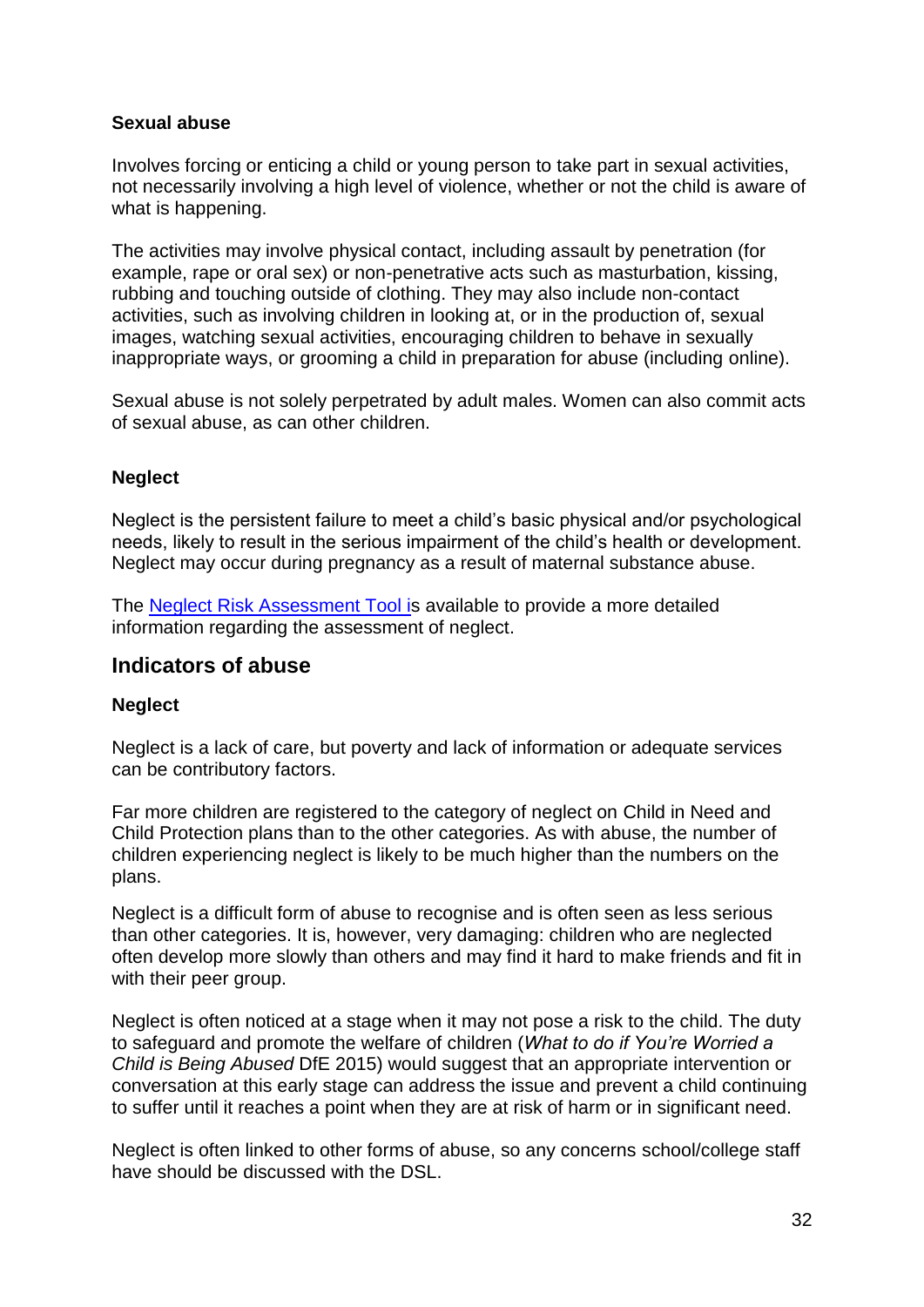**Sexual abuse**

Involves forcing or enticing a child or young person to take part in sexual activities, not necessarily involving a high level of violence, whether or not the child is aware of what is happening.

The activities may involve physical contact, including assault by penetration (for example, rape or oral sex) or non-penetrative acts such as masturbation, kissing, rubbing and touching outside of clothing. They may also include non-contact activities, such as involving children in looking at, or in the production of, sexual images, watching sexual activities, encouraging children to behave in sexually inappropriate ways, or grooming a child in preparation for abuse (including online).

Sexual abuse is not solely perpetrated by adult males. Women can also commit acts of sexual abuse, as can other children.

**Neglect**

Neglect is the persistent failure to meet a child's basic physical and/or psychological needs, likely to result in the serious impairment of the child's health or development. Neglect may occur during pregnancy as a result of maternal substance abuse.

The Neglect Risk Assessment Tool is available to provide a more detailed information regarding the assessment of neglect.

## Indicators of abuse

**Neglect**

Neglect is a lack of care, but poverty and lack of information or adequate services can be contributory factors.

Far more children are registered to the category of neglect on Child in Need and Child Protection plans than to the other categories. As with abuse, the number of children experiencing neglect is likely to be much higher than the numbers on the plans.

Neglect is a difficult form of abuse to recognise and is often seen as less serious than other categories. It is, however, very damaging: children who are neglected often develop more slowly than others and may find it hard to make friends and fit in with their peer group.

Neglect is often noticed at a stage when it may not pose a risk to the child. The duty to safeguard and promote the welfare of children (*What to do if You're Worried a Child is Being Abused* DfE 2015) would suggest that an appropriate intervention or conversation at this early stage can address the issue and prevent a child continuing to suffer until it reaches a point when they are at risk of harm or in significant need.

Neglect is often linked to other forms of abuse, so any concerns school/college staff have should be discussed with the DSL.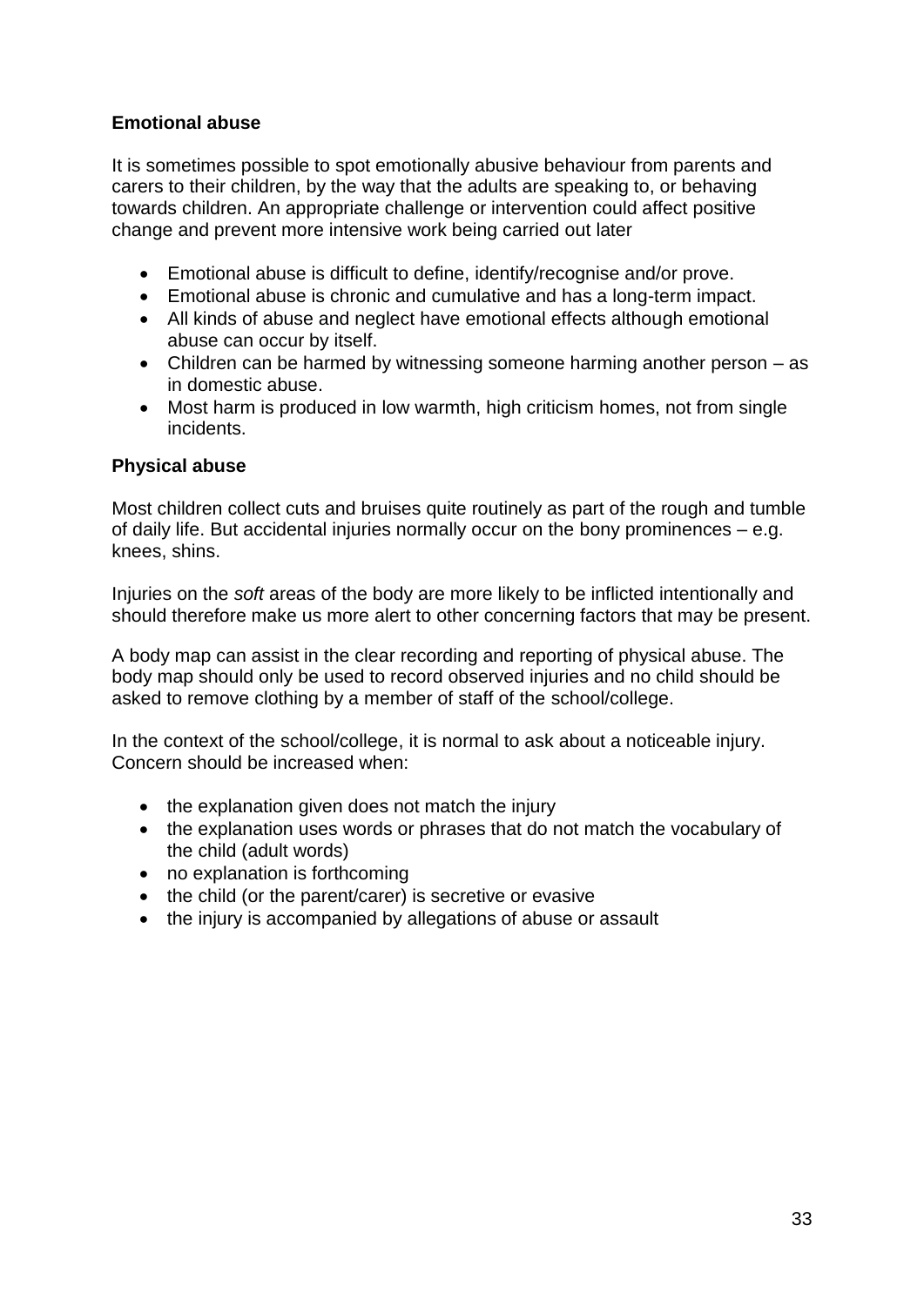**Emotional abuse**

It is sometimes possible to spot emotionally abusive behaviour from parents and carers to their children, by the way that the adults are speaking to, or behaving towards children. An appropriate challenge or intervention could affect positive change and prevent more intensive work being carried out later

- Emotional abuse is difficult to define, identify/recognise and/or prove.
- Emotional abuse is chronic and cumulative and has a long-term impact.
- All kinds of abuse and neglect have emotional effects although emotional abuse can occur by itself.
- Children can be harmed by witnessing someone harming another person – as in domestic abuse.
- Most harm is produced in low warmth, high criticism homes, not from single incidents.

**Physical abuse**

Most children collect cuts and bruises quite routinely as part of the rough and tumble of daily life. But accidental injuries normally occur on the bony prominences – e.g. knees, shins.

Injuries on the *soft* areas of the body are more likely to be inflicted intentionally and should therefore make us more alert to other concerning factors that may be present.

A body map can assist in the clear recording and reporting of physical abuse. The body map should only be used to record observed injuries and no child should be asked to remove clothing by a member of staff of the school/college.

In the context of the school/college, it is normal to ask about a noticeable injury. Concern should be increased when:

- the explanation given does not match the injury
- the explanation uses words or phrases that do not match the vocabulary of the child (adult words)
- no explanation is forthcoming
- the child (or the parent/carer) is secretive or evasive
- the injury is accompanied by allegations of abuse or assault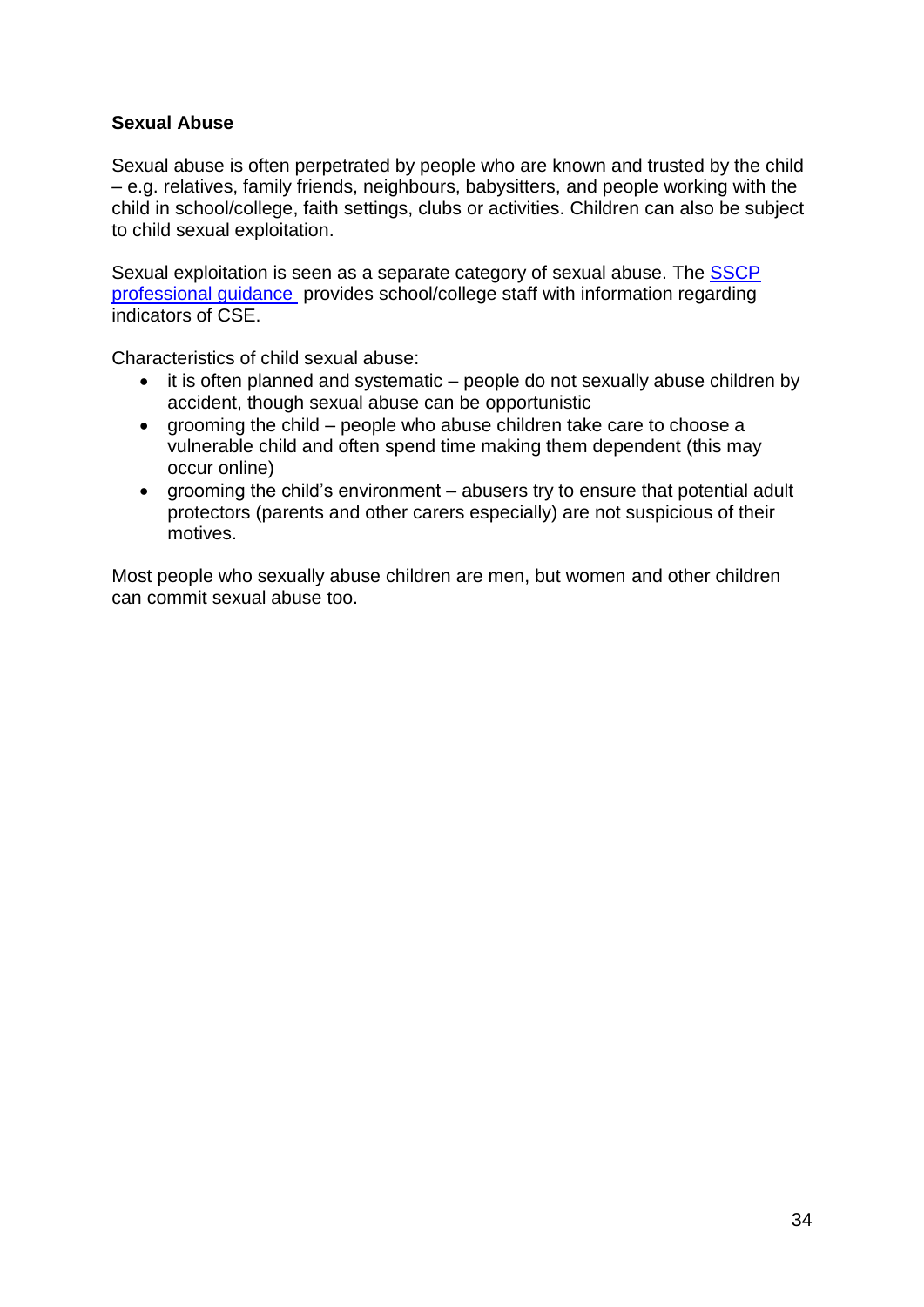**Sexual Abuse**

Sexual abuse is often perpetrated by people who are known and trusted by the child – e.g. relatives, family friends, neighbours, babysitters, and people working with the child in school/college, faith settings, clubs or activities. Children can also be subject to child sexual exploitation.

Sexual exploitation is seen as a separate category of sexual abuse. The SSCP professional guidance provides school/college staff with information regarding indicators of CSE.

Characteristics of child sexual abuse:

- it is often planned and systematic – people do not sexually abuse children by accident, though sexual abuse can be opportunistic
- grooming the child – people who abuse children take care to choose a vulnerable child and often spend time making them dependent (this may occur online)
- grooming the child's environment – abusers try to ensure that potential adult protectors (parents and other carers especially) are not suspicious of their motives.

Most people who sexually abuse children are men, but women and other children can commit sexual abuse too.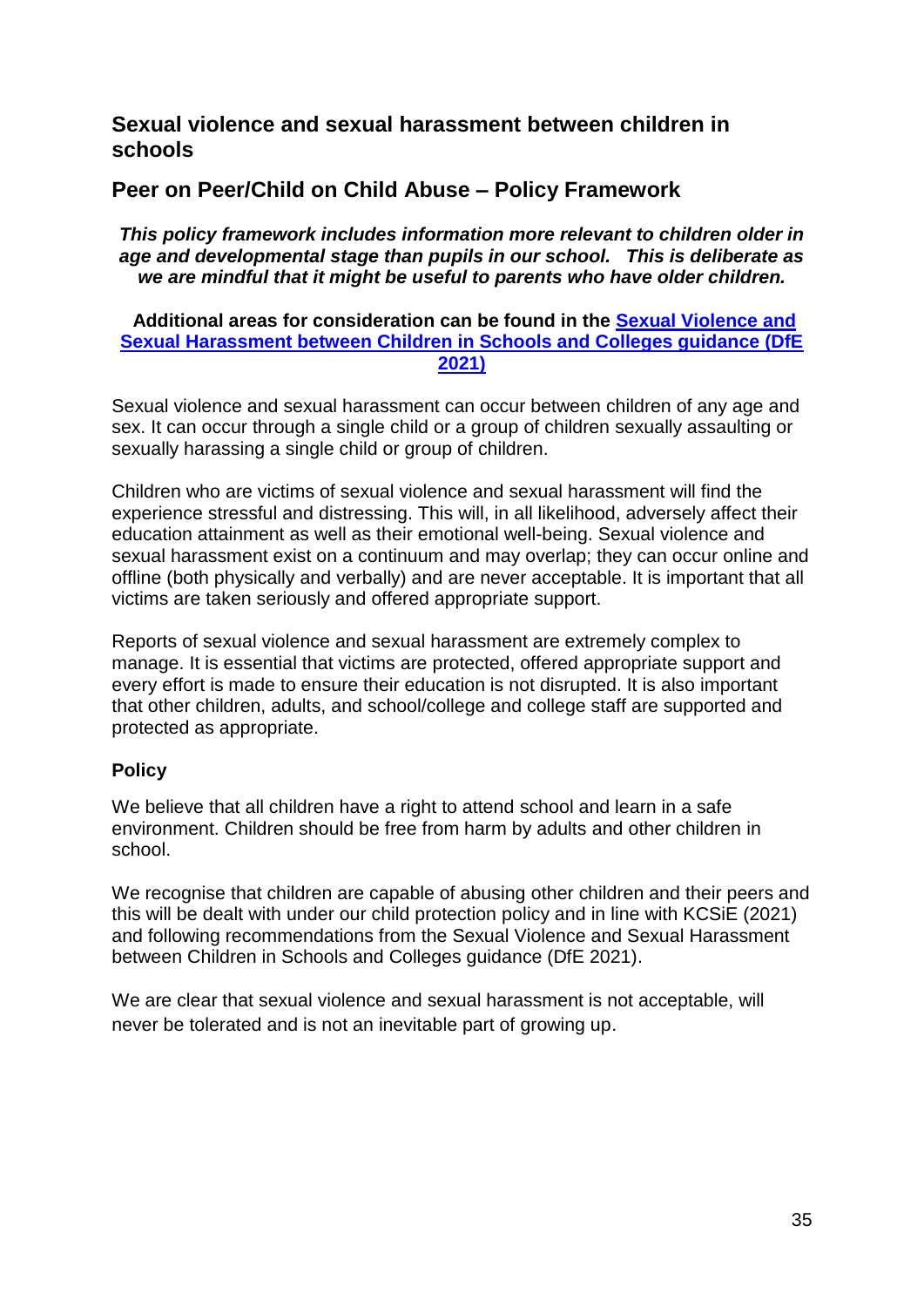## Sexual violence and sexual harassment between children in schools

## Peer on Peer/Child on Child Abuse – Policy Framework

***This policy framework includes information more relevant to children older in age and developmental stage than pupils in our school. This is deliberate as we are mindful that it might be useful to parents who have older children.***

**Additional areas for consideration can be found in the Sexual Violence and Sexual Harassment between Children in Schools and Colleges guidance (DfE 2021)**

Sexual violence and sexual harassment can occur between children of any age and sex. It can occur through a single child or a group of children sexually assaulting or sexually harassing a single child or group of children.

Children who are victims of sexual violence and sexual harassment will find the experience stressful and distressing. This will, in all likelihood, adversely affect their education attainment as well as their emotional well-being. Sexual violence and sexual harassment exist on a continuum and may overlap; they can occur online and offline (both physically and verbally) and are never acceptable. It is important that all victims are taken seriously and offered appropriate support.

Reports of sexual violence and sexual harassment are extremely complex to manage. It is essential that victims are protected, offered appropriate support and every effort is made to ensure their education is not disrupted. It is also important that other children, adults, and school/college and college staff are supported and protected as appropriate.

### Policy

We believe that all children have a right to attend school and learn in a safe environment. Children should be free from harm by adults and other children in school.

We recognise that children are capable of abusing other children and their peers and this will be dealt with under our child protection policy and in line with KCSiE (2021) and following recommendations from the Sexual Violence and Sexual Harassment between Children in Schools and Colleges guidance (DfE 2021).

We are clear that sexual violence and sexual harassment is not acceptable, will never be tolerated and is not an inevitable part of growing up.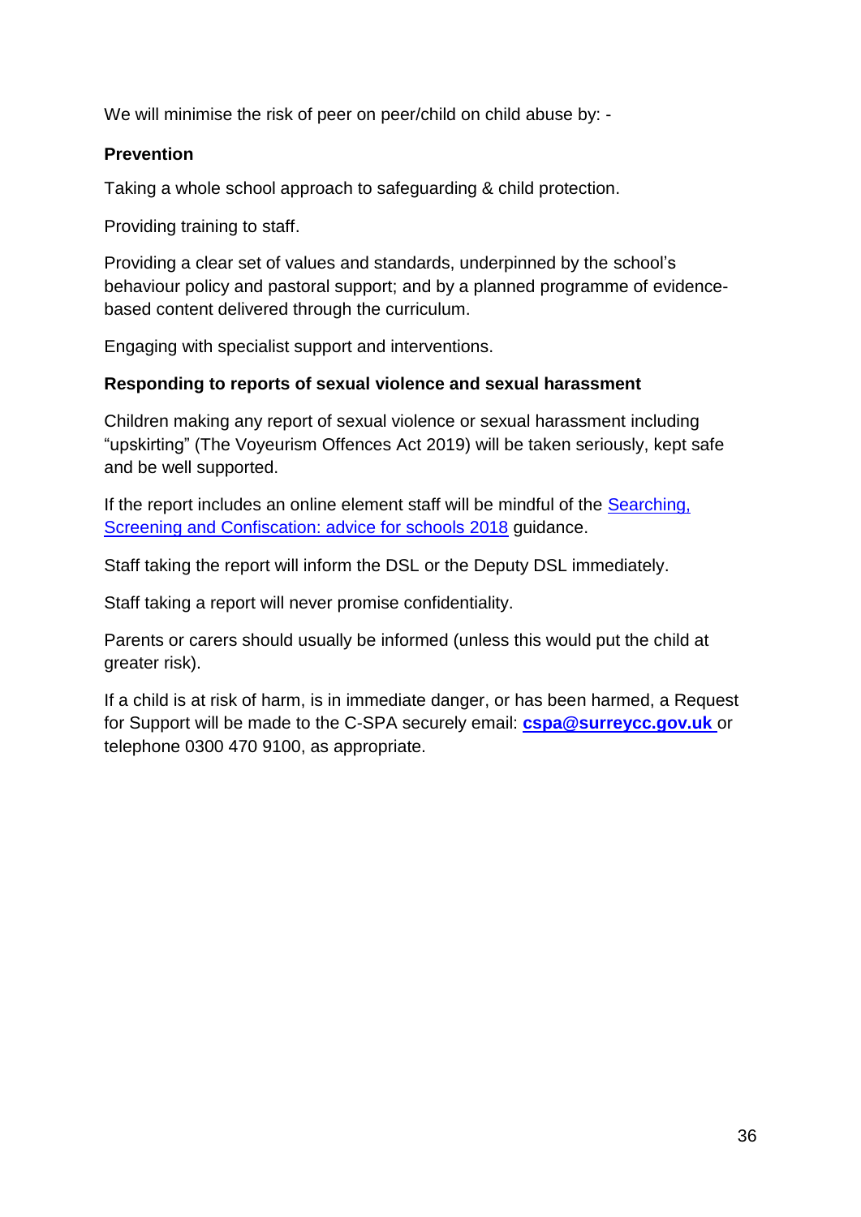We will minimise the risk of peer on peer/child on child abuse by: -

**Prevention**

Taking a whole school approach to safeguarding & child protection.

Providing training to staff.

Providing a clear set of values and standards, underpinned by the school's behaviour policy and pastoral support; and by a planned programme of evidence-based content delivered through the curriculum.

Engaging with specialist support and interventions.

**Responding to reports of sexual violence and sexual harassment**

Children making any report of sexual violence or sexual harassment including "upskirting" (The Voyeurism Offences Act 2019) will be taken seriously, kept safe and be well supported.

If the report includes an online element staff will be mindful of the [Searching, Screening and Confiscation: advice for schools 2018]() guidance.

Staff taking the report will inform the DSL or the Deputy DSL immediately.

Staff taking a report will never promise confidentiality.

Parents or carers should usually be informed (unless this would put the child at greater risk).

If a child is at risk of harm, is in immediate danger, or has been harmed, a Request for Support will be made to the C-SPA securely email: **[cspa@surreycc.gov.uk](mailto:cspa@surreycc.gov.uk)** or telephone 0300 470 9100, as appropriate.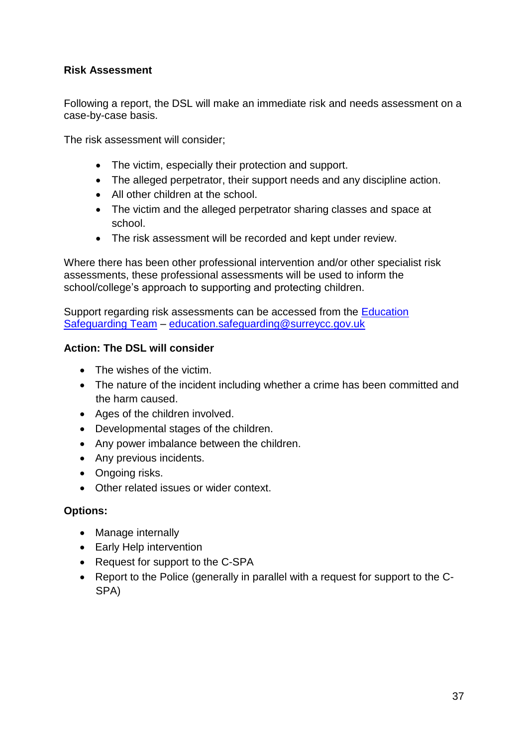**Risk Assessment**

Following a report, the DSL will make an immediate risk and needs assessment on a case-by-case basis.

The risk assessment will consider;

- The victim, especially their protection and support.
- The alleged perpetrator, their support needs and any discipline action.
- All other children at the school.
- The victim and the alleged perpetrator sharing classes and space at school.
- The risk assessment will be recorded and kept under review.

Where there has been other professional intervention and/or other specialist risk assessments, these professional assessments will be used to inform the school/college's approach to supporting and protecting children.

Support regarding risk assessments can be accessed from the [Education Safeguarding Team](Education Safeguarding Team) – [education.safeguarding@surreycc.gov.uk](mailto:education.safeguarding@surreycc.gov.uk)

**Action: The DSL will consider**

- The wishes of the victim.
- The nature of the incident including whether a crime has been committed and the harm caused.
- Ages of the children involved.
- Developmental stages of the children.
- Any power imbalance between the children.
- Any previous incidents.
- Ongoing risks.
- Other related issues or wider context.

**Options:**

- Manage internally
- Early Help intervention
- Request for support to the C-SPA
- Report to the Police (generally in parallel with a request for support to the C-SPA)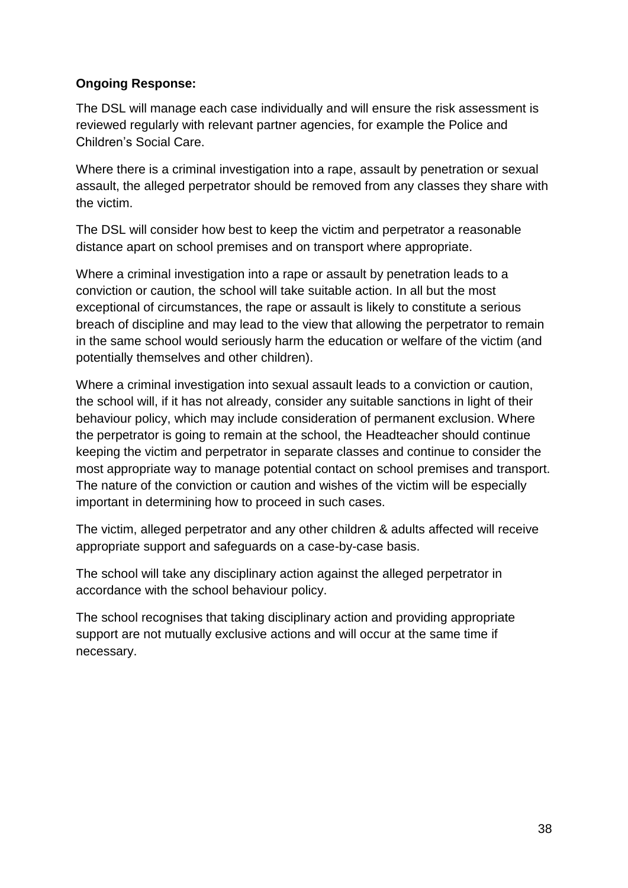**Ongoing Response:**

The DSL will manage each case individually and will ensure the risk assessment is reviewed regularly with relevant partner agencies, for example the Police and Children's Social Care.

Where there is a criminal investigation into a rape, assault by penetration or sexual assault, the alleged perpetrator should be removed from any classes they share with the victim.

The DSL will consider how best to keep the victim and perpetrator a reasonable distance apart on school premises and on transport where appropriate.

Where a criminal investigation into a rape or assault by penetration leads to a conviction or caution, the school will take suitable action. In all but the most exceptional of circumstances, the rape or assault is likely to constitute a serious breach of discipline and may lead to the view that allowing the perpetrator to remain in the same school would seriously harm the education or welfare of the victim (and potentially themselves and other children).

Where a criminal investigation into sexual assault leads to a conviction or caution, the school will, if it has not already, consider any suitable sanctions in light of their behaviour policy, which may include consideration of permanent exclusion. Where the perpetrator is going to remain at the school, the Headteacher should continue keeping the victim and perpetrator in separate classes and continue to consider the most appropriate way to manage potential contact on school premises and transport. The nature of the conviction or caution and wishes of the victim will be especially important in determining how to proceed in such cases.

The victim, alleged perpetrator and any other children & adults affected will receive appropriate support and safeguards on a case-by-case basis.

The school will take any disciplinary action against the alleged perpetrator in accordance with the school behaviour policy.

The school recognises that taking disciplinary action and providing appropriate support are not mutually exclusive actions and will occur at the same time if necessary.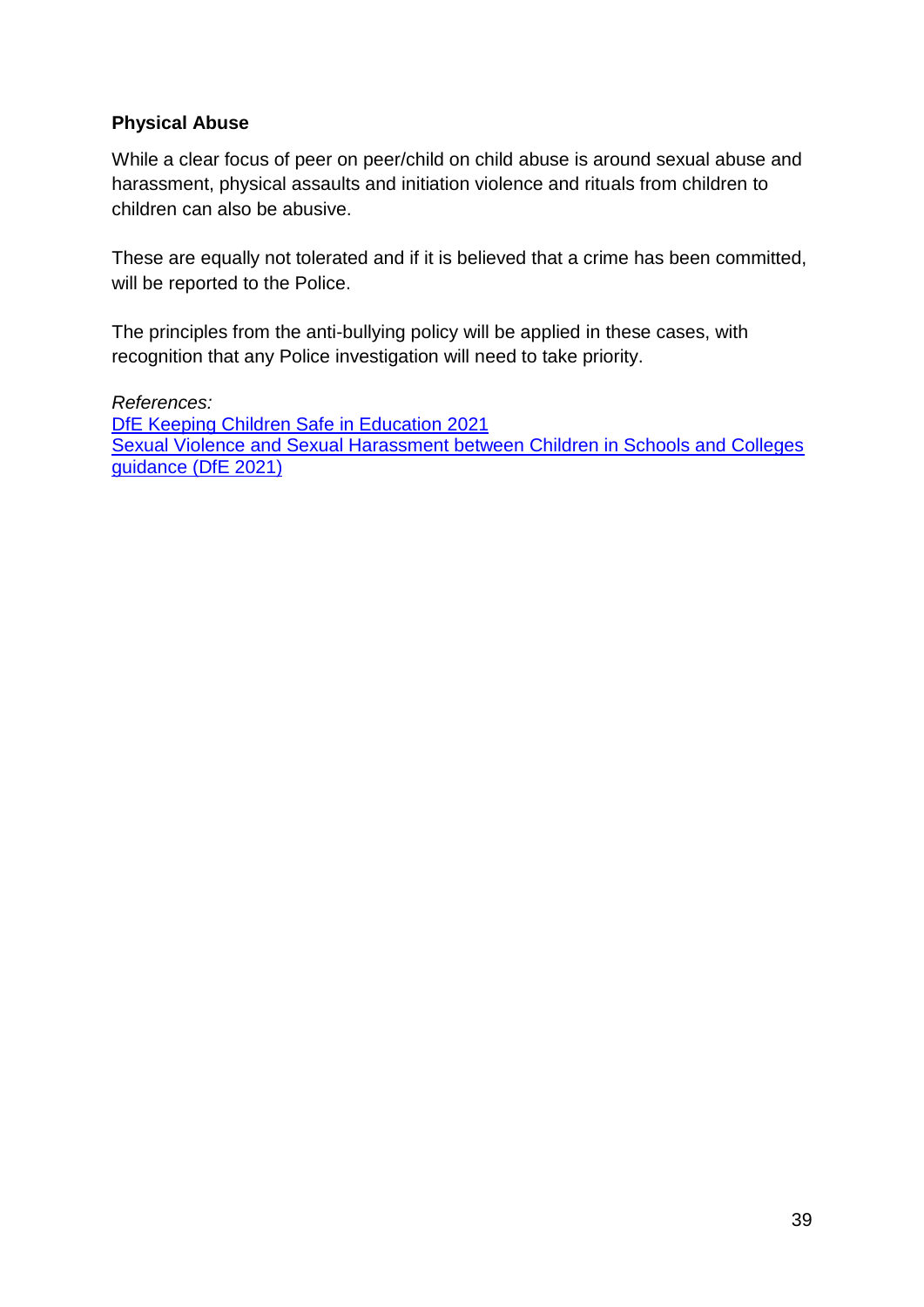**Physical Abuse**

While a clear focus of peer on peer/child on child abuse is around sexual abuse and harassment, physical assaults and initiation violence and rituals from children to children can also be abusive.

These are equally not tolerated and if it is believed that a crime has been committed, will be reported to the Police.

The principles from the anti-bullying policy will be applied in these cases, with recognition that any Police investigation will need to take priority.

*References:*
DfE Keeping Children Safe in Education 2021
Sexual Violence and Sexual Harassment between Children in Schools and Colleges guidance (DfE 2021)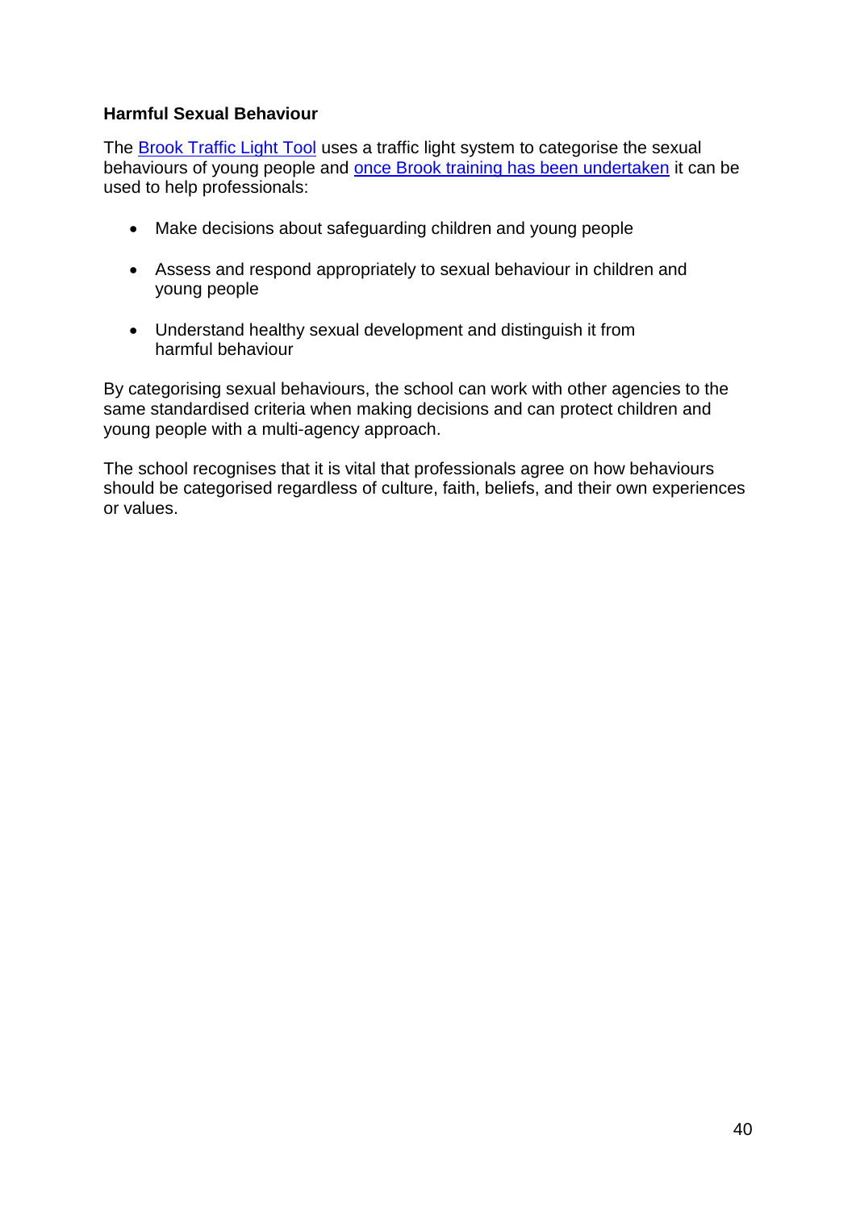**Harmful Sexual Behaviour**

The Brook Traffic Light Tool uses a traffic light system to categorise the sexual behaviours of young people and once Brook training has been undertaken it can be used to help professionals:

- Make decisions about safeguarding children and young people
- Assess and respond appropriately to sexual behaviour in children and young people
- Understand healthy sexual development and distinguish it from harmful behaviour

By categorising sexual behaviours, the school can work with other agencies to the same standardised criteria when making decisions and can protect children and young people with a multi-agency approach.

The school recognises that it is vital that professionals agree on how behaviours should be categorised regardless of culture, faith, beliefs, and their own experiences or values.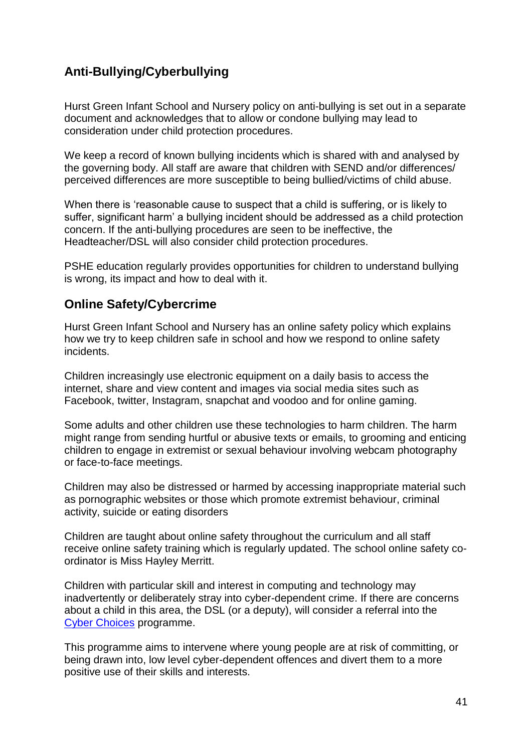## Anti-Bullying/Cyberbullying

Hurst Green Infant School and Nursery policy on anti-bullying is set out in a separate document and acknowledges that to allow or condone bullying may lead to consideration under child protection procedures.

We keep a record of known bullying incidents which is shared with and analysed by the governing body. All staff are aware that children with SEND and/or differences/ perceived differences are more susceptible to being bullied/victims of child abuse.

When there is 'reasonable cause to suspect that a child is suffering, or is likely to suffer, significant harm' a bullying incident should be addressed as a child protection concern. If the anti-bullying procedures are seen to be ineffective, the Headteacher/DSL will also consider child protection procedures.

PSHE education regularly provides opportunities for children to understand bullying is wrong, its impact and how to deal with it.

## Online Safety/Cybercrime

Hurst Green Infant School and Nursery has an online safety policy which explains how we try to keep children safe in school and how we respond to online safety incidents.

Children increasingly use electronic equipment on a daily basis to access the internet, share and view content and images via social media sites such as Facebook, twitter, Instagram, snapchat and voodoo and for online gaming.

Some adults and other children use these technologies to harm children. The harm might range from sending hurtful or abusive texts or emails, to grooming and enticing children to engage in extremist or sexual behaviour involving webcam photography or face-to-face meetings.

Children may also be distressed or harmed by accessing inappropriate material such as pornographic websites or those which promote extremist behaviour, criminal activity, suicide or eating disorders

Children are taught about online safety throughout the curriculum and all staff receive online safety training which is regularly updated. The school online safety co-ordinator is Miss Hayley Merritt.

Children with particular skill and interest in computing and technology may inadvertently or deliberately stray into cyber-dependent crime. If there are concerns about a child in this area, the DSL (or a deputy), will consider a referral into the Cyber Choices programme.

This programme aims to intervene where young people are at risk of committing, or being drawn into, low level cyber-dependent offences and divert them to a more positive use of their skills and interests.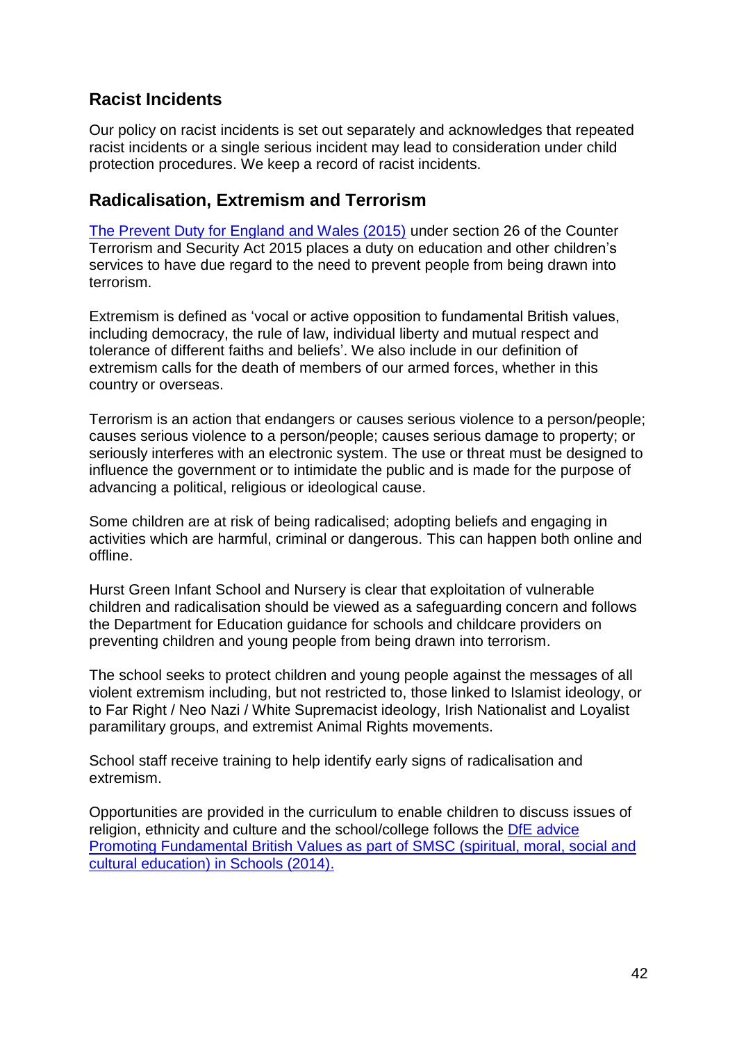## Racist Incidents

Our policy on racist incidents is set out separately and acknowledges that repeated racist incidents or a single serious incident may lead to consideration under child protection procedures. We keep a record of racist incidents.

## Radicalisation, Extremism and Terrorism

The Prevent Duty for England and Wales (2015) under section 26 of the Counter Terrorism and Security Act 2015 places a duty on education and other children's services to have due regard to the need to prevent people from being drawn into terrorism.

Extremism is defined as 'vocal or active opposition to fundamental British values, including democracy, the rule of law, individual liberty and mutual respect and tolerance of different faiths and beliefs'. We also include in our definition of extremism calls for the death of members of our armed forces, whether in this country or overseas.

Terrorism is an action that endangers or causes serious violence to a person/people; causes serious violence to a person/people; causes serious damage to property; or seriously interferes with an electronic system. The use or threat must be designed to influence the government or to intimidate the public and is made for the purpose of advancing a political, religious or ideological cause.

Some children are at risk of being radicalised; adopting beliefs and engaging in activities which are harmful, criminal or dangerous. This can happen both online and offline.

Hurst Green Infant School and Nursery is clear that exploitation of vulnerable children and radicalisation should be viewed as a safeguarding concern and follows the Department for Education guidance for schools and childcare providers on preventing children and young people from being drawn into terrorism.

The school seeks to protect children and young people against the messages of all violent extremism including, but not restricted to, those linked to Islamist ideology, or to Far Right / Neo Nazi / White Supremacist ideology, Irish Nationalist and Loyalist paramilitary groups, and extremist Animal Rights movements.

School staff receive training to help identify early signs of radicalisation and extremism.

Opportunities are provided in the curriculum to enable children to discuss issues of religion, ethnicity and culture and the school/college follows the DfE advice Promoting Fundamental British Values as part of SMSC (spiritual, moral, social and cultural education) in Schools (2014).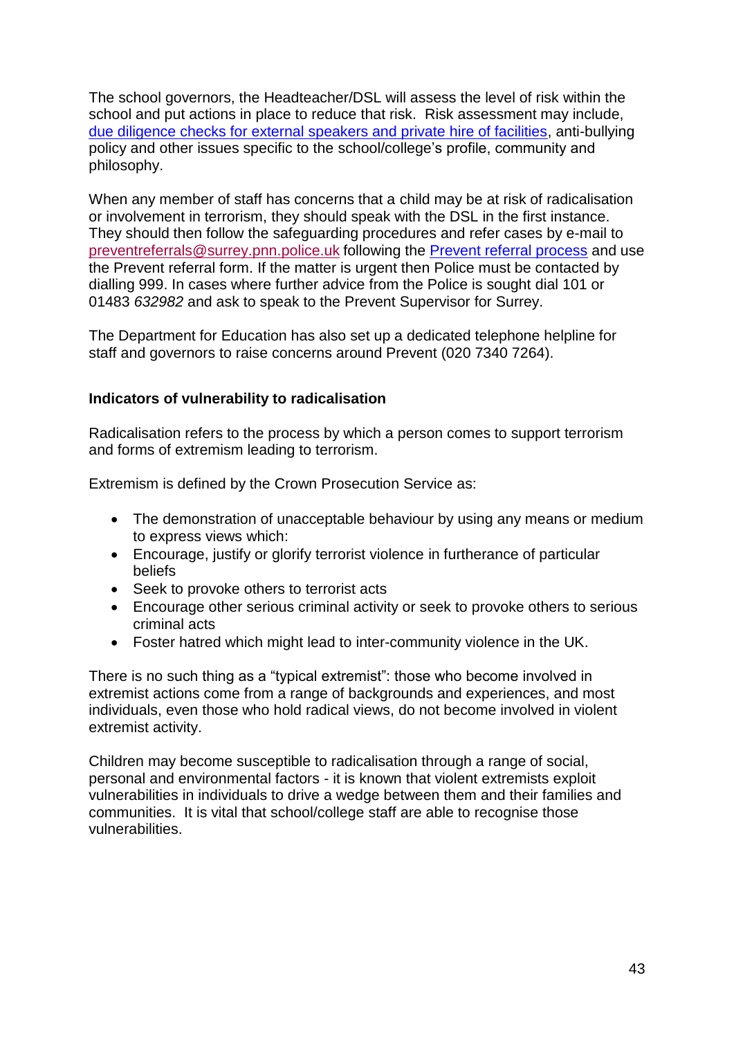The school governors, the Headteacher/DSL will assess the level of risk within the school and put actions in place to reduce that risk. Risk assessment may include, [due diligence checks for external speakers and private hire of facilities](), anti-bullying policy and other issues specific to the school/college's profile, community and philosophy.

When any member of staff has concerns that a child may be at risk of radicalisation or involvement in terrorism, they should speak with the DSL in the first instance. They should then follow the safeguarding procedures and refer cases by e-mail to preventreferrals@surrey.pnn.police.uk following the [Prevent referral process]() and use the Prevent referral form. If the matter is urgent then Police must be contacted by dialling 999. In cases where further advice from the Police is sought dial 101 or 01483 *632982* and ask to speak to the Prevent Supervisor for Surrey.

The Department for Education has also set up a dedicated telephone helpline for staff and governors to raise concerns around Prevent (020 7340 7264).

**Indicators of vulnerability to radicalisation**

Radicalisation refers to the process by which a person comes to support terrorism and forms of extremism leading to terrorism.

Extremism is defined by the Crown Prosecution Service as:

- The demonstration of unacceptable behaviour by using any means or medium to express views which:
- Encourage, justify or glorify terrorist violence in furtherance of particular beliefs
- Seek to provoke others to terrorist acts
- Encourage other serious criminal activity or seek to provoke others to serious criminal acts
- Foster hatred which might lead to inter-community violence in the UK.

There is no such thing as a "typical extremist": those who become involved in extremist actions come from a range of backgrounds and experiences, and most individuals, even those who hold radical views, do not become involved in violent extremist activity.

Children may become susceptible to radicalisation through a range of social, personal and environmental factors - it is known that violent extremists exploit vulnerabilities in individuals to drive a wedge between them and their families and communities. It is vital that school/college staff are able to recognise those vulnerabilities.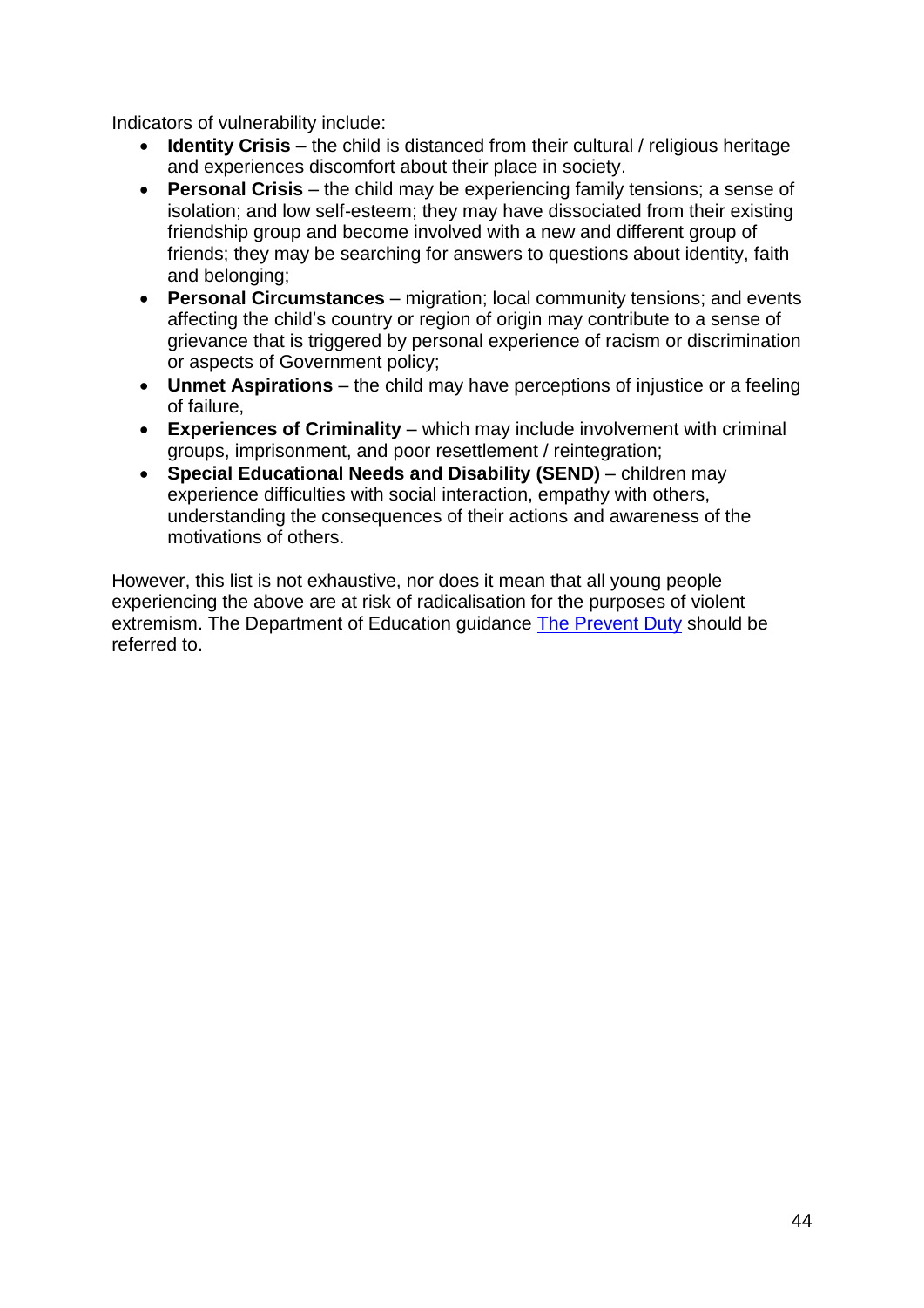Indicators of vulnerability include:

- **Identity Crisis** – the child is distanced from their cultural / religious heritage and experiences discomfort about their place in society.
- **Personal Crisis** – the child may be experiencing family tensions; a sense of isolation; and low self-esteem; they may have dissociated from their existing friendship group and become involved with a new and different group of friends; they may be searching for answers to questions about identity, faith and belonging;
- **Personal Circumstances** – migration; local community tensions; and events affecting the child's country or region of origin may contribute to a sense of grievance that is triggered by personal experience of racism or discrimination or aspects of Government policy;
- **Unmet Aspirations** – the child may have perceptions of injustice or a feeling of failure,
- **Experiences of Criminality** – which may include involvement with criminal groups, imprisonment, and poor resettlement / reintegration;
- **Special Educational Needs and Disability (SEND)** – children may experience difficulties with social interaction, empathy with others, understanding the consequences of their actions and awareness of the motivations of others.

However, this list is not exhaustive, nor does it mean that all young people experiencing the above are at risk of radicalisation for the purposes of violent extremism. The Department of Education guidance The Prevent Duty should be referred to.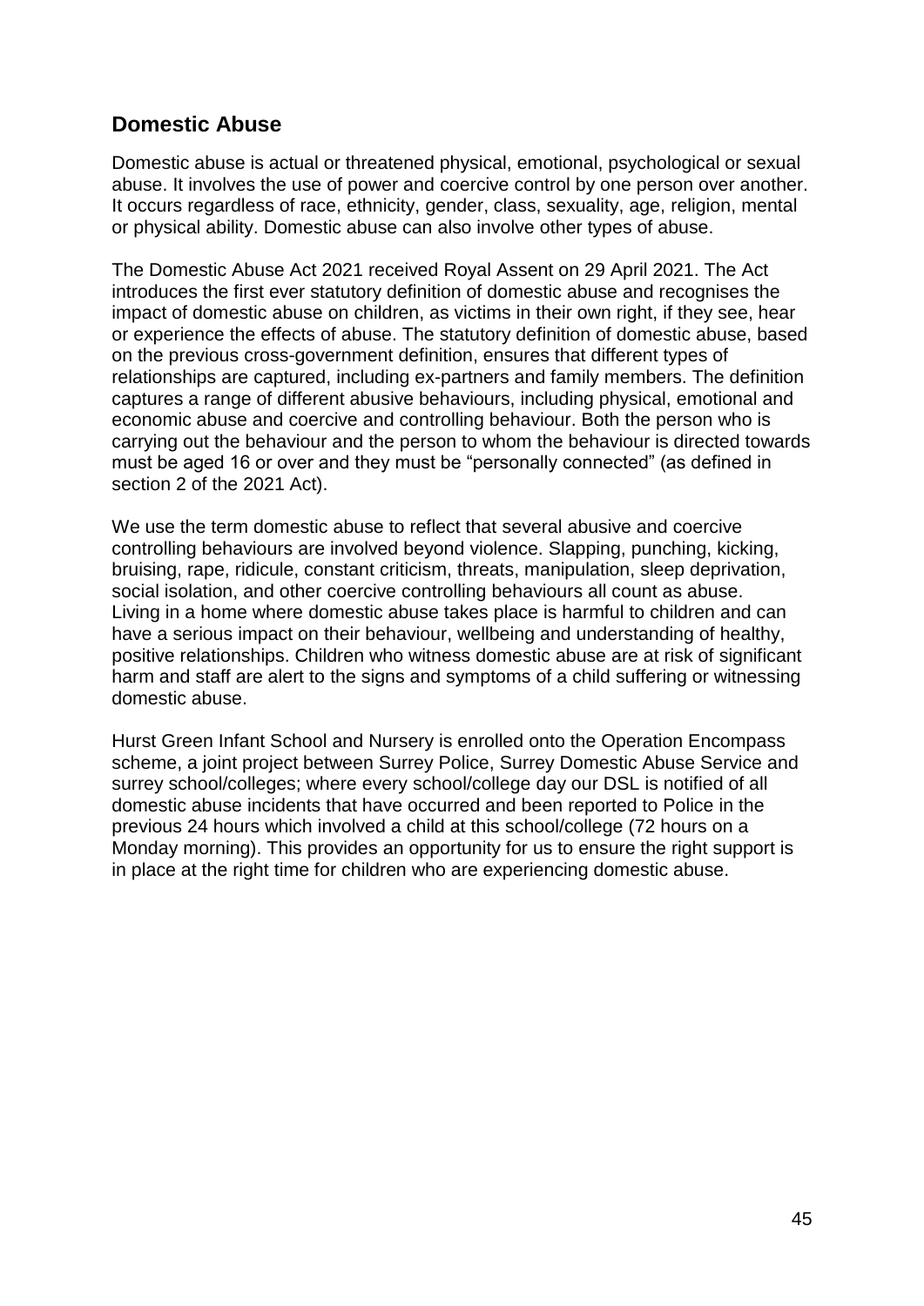## Domestic Abuse

Domestic abuse is actual or threatened physical, emotional, psychological or sexual abuse. It involves the use of power and coercive control by one person over another. It occurs regardless of race, ethnicity, gender, class, sexuality, age, religion, mental or physical ability. Domestic abuse can also involve other types of abuse.

The Domestic Abuse Act 2021 received Royal Assent on 29 April 2021. The Act introduces the first ever statutory definition of domestic abuse and recognises the impact of domestic abuse on children, as victims in their own right, if they see, hear or experience the effects of abuse. The statutory definition of domestic abuse, based on the previous cross-government definition, ensures that different types of relationships are captured, including ex-partners and family members. The definition captures a range of different abusive behaviours, including physical, emotional and economic abuse and coercive and controlling behaviour. Both the person who is carrying out the behaviour and the person to whom the behaviour is directed towards must be aged 16 or over and they must be "personally connected" (as defined in section 2 of the 2021 Act).

We use the term domestic abuse to reflect that several abusive and coercive controlling behaviours are involved beyond violence. Slapping, punching, kicking, bruising, rape, ridicule, constant criticism, threats, manipulation, sleep deprivation, social isolation, and other coercive controlling behaviours all count as abuse. Living in a home where domestic abuse takes place is harmful to children and can have a serious impact on their behaviour, wellbeing and understanding of healthy, positive relationships. Children who witness domestic abuse are at risk of significant harm and staff are alert to the signs and symptoms of a child suffering or witnessing domestic abuse.

Hurst Green Infant School and Nursery is enrolled onto the Operation Encompass scheme, a joint project between Surrey Police, Surrey Domestic Abuse Service and surrey school/colleges; where every school/college day our DSL is notified of all domestic abuse incidents that have occurred and been reported to Police in the previous 24 hours which involved a child at this school/college (72 hours on a Monday morning). This provides an opportunity for us to ensure the right support is in place at the right time for children who are experiencing domestic abuse.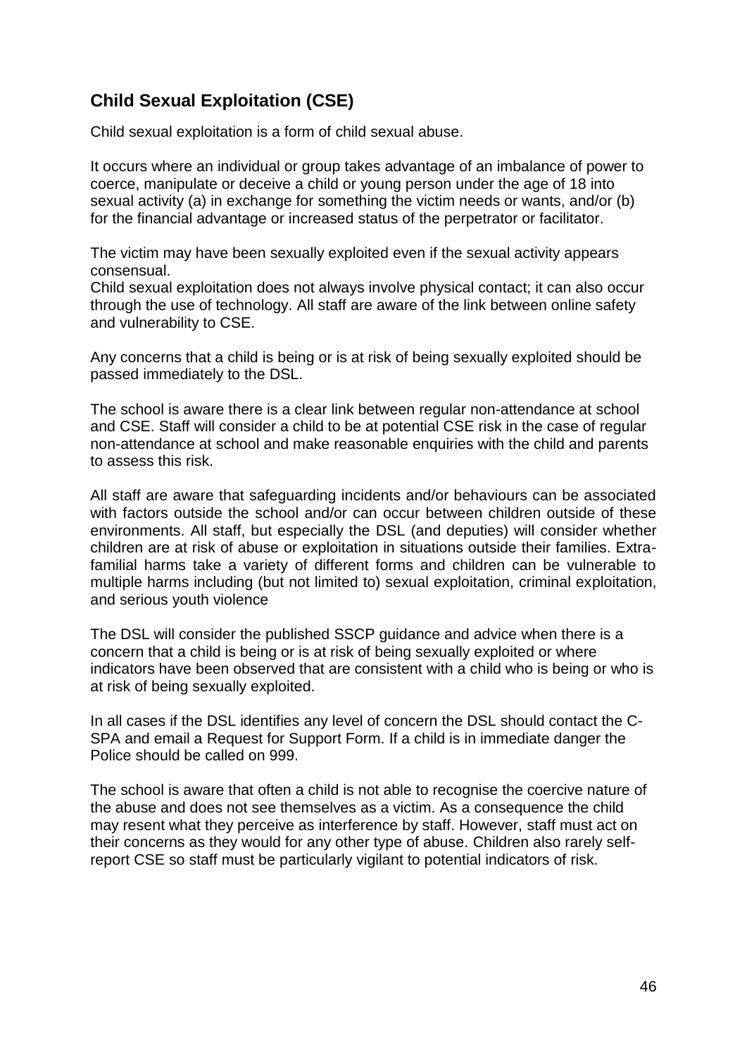## Child Sexual Exploitation (CSE)

Child sexual exploitation is a form of child sexual abuse.

It occurs where an individual or group takes advantage of an imbalance of power to coerce, manipulate or deceive a child or young person under the age of 18 into sexual activity (a) in exchange for something the victim needs or wants, and/or (b) for the financial advantage or increased status of the perpetrator or facilitator.

The victim may have been sexually exploited even if the sexual activity appears consensual.
Child sexual exploitation does not always involve physical contact; it can also occur through the use of technology. All staff are aware of the link between online safety and vulnerability to CSE.

Any concerns that a child is being or is at risk of being sexually exploited should be passed immediately to the DSL.

The school is aware there is a clear link between regular non-attendance at school and CSE. Staff will consider a child to be at potential CSE risk in the case of regular non-attendance at school and make reasonable enquiries with the child and parents to assess this risk.

All staff are aware that safeguarding incidents and/or behaviours can be associated with factors outside the school and/or can occur between children outside of these environments. All staff, but especially the DSL (and deputies) will consider whether children are at risk of abuse or exploitation in situations outside their families. Extra-familial harms take a variety of different forms and children can be vulnerable to multiple harms including (but not limited to) sexual exploitation, criminal exploitation, and serious youth violence

The DSL will consider the published SSCP guidance and advice when there is a concern that a child is being or is at risk of being sexually exploited or where indicators have been observed that are consistent with a child who is being or who is at risk of being sexually exploited.

In all cases if the DSL identifies any level of concern the DSL should contact the C-SPA and email a Request for Support Form. If a child is in immediate danger the Police should be called on 999.

The school is aware that often a child is not able to recognise the coercive nature of the abuse and does not see themselves as a victim. As a consequence the child may resent what they perceive as interference by staff. However, staff must act on their concerns as they would for any other type of abuse. Children also rarely self-report CSE so staff must be particularly vigilant to potential indicators of risk.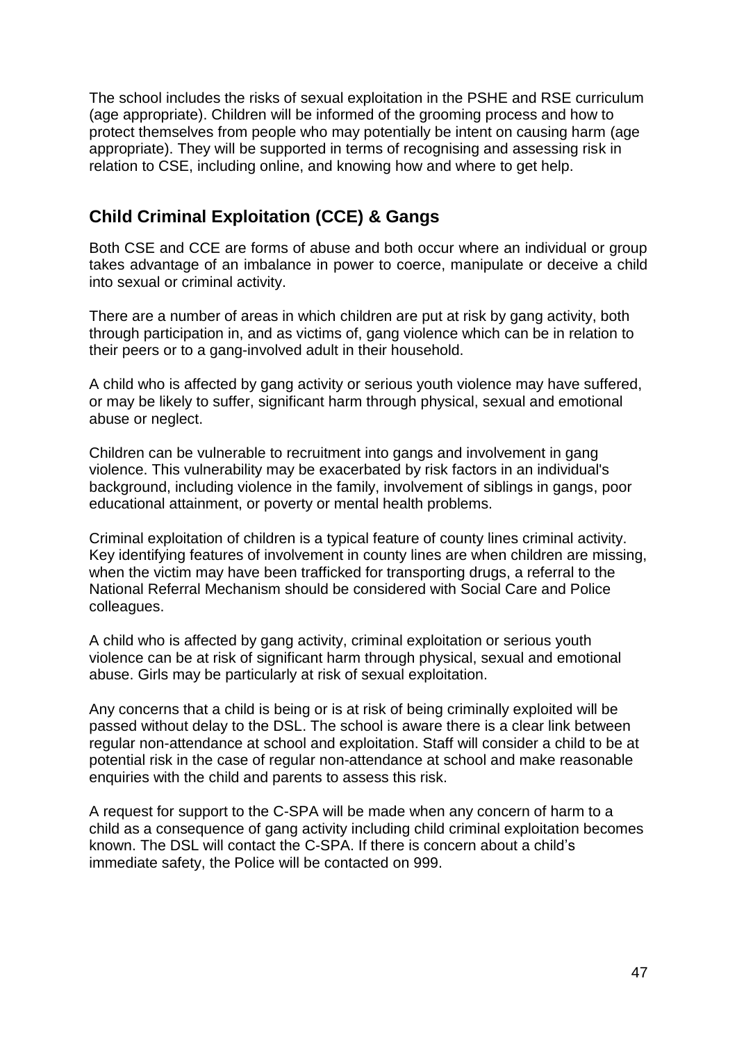The school includes the risks of sexual exploitation in the PSHE and RSE curriculum (age appropriate). Children will be informed of the grooming process and how to protect themselves from people who may potentially be intent on causing harm (age appropriate). They will be supported in terms of recognising and assessing risk in relation to CSE, including online, and knowing how and where to get help.

## Child Criminal Exploitation (CCE) & Gangs

Both CSE and CCE are forms of abuse and both occur where an individual or group takes advantage of an imbalance in power to coerce, manipulate or deceive a child into sexual or criminal activity.

There are a number of areas in which children are put at risk by gang activity, both through participation in, and as victims of, gang violence which can be in relation to their peers or to a gang-involved adult in their household.

A child who is affected by gang activity or serious youth violence may have suffered, or may be likely to suffer, significant harm through physical, sexual and emotional abuse or neglect.

Children can be vulnerable to recruitment into gangs and involvement in gang violence. This vulnerability may be exacerbated by risk factors in an individual's background, including violence in the family, involvement of siblings in gangs, poor educational attainment, or poverty or mental health problems.

Criminal exploitation of children is a typical feature of county lines criminal activity. Key identifying features of involvement in county lines are when children are missing, when the victim may have been trafficked for transporting drugs, a referral to the National Referral Mechanism should be considered with Social Care and Police colleagues.

A child who is affected by gang activity, criminal exploitation or serious youth violence can be at risk of significant harm through physical, sexual and emotional abuse. Girls may be particularly at risk of sexual exploitation.

Any concerns that a child is being or is at risk of being criminally exploited will be passed without delay to the DSL. The school is aware there is a clear link between regular non-attendance at school and exploitation. Staff will consider a child to be at potential risk in the case of regular non-attendance at school and make reasonable enquiries with the child and parents to assess this risk.

A request for support to the C-SPA will be made when any concern of harm to a child as a consequence of gang activity including child criminal exploitation becomes known. The DSL will contact the C-SPA. If there is concern about a child's immediate safety, the Police will be contacted on 999.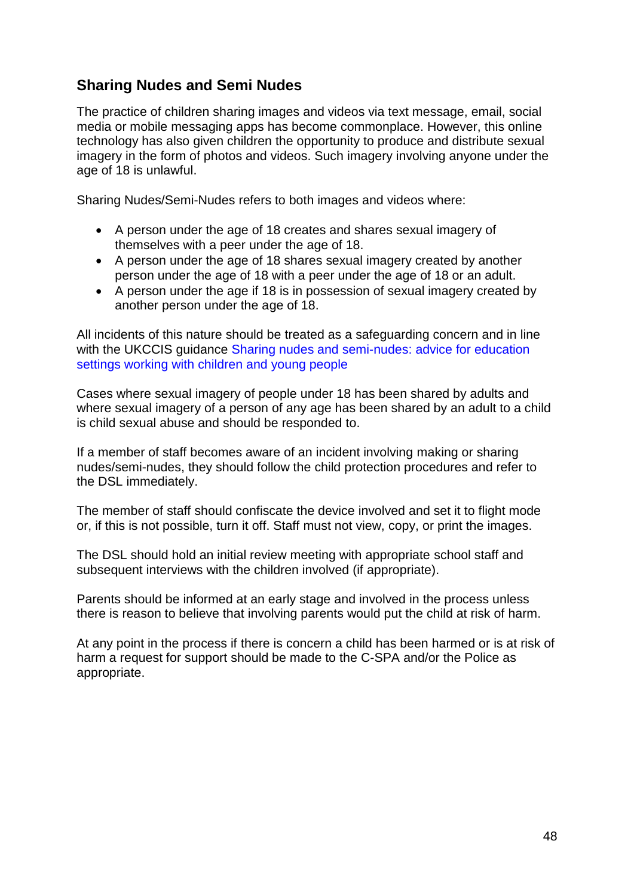## Sharing Nudes and Semi Nudes

The practice of children sharing images and videos via text message, email, social media or mobile messaging apps has become commonplace. However, this online technology has also given children the opportunity to produce and distribute sexual imagery in the form of photos and videos. Such imagery involving anyone under the age of 18 is unlawful.

Sharing Nudes/Semi-Nudes refers to both images and videos where:

- A person under the age of 18 creates and shares sexual imagery of themselves with a peer under the age of 18.
- A person under the age of 18 shares sexual imagery created by another person under the age of 18 with a peer under the age of 18 or an adult.
- A person under the age if 18 is in possession of sexual imagery created by another person under the age of 18.

All incidents of this nature should be treated as a safeguarding concern and in line with the UKCCIS guidance Sharing nudes and semi-nudes: advice for education settings working with children and young people

Cases where sexual imagery of people under 18 has been shared by adults and where sexual imagery of a person of any age has been shared by an adult to a child is child sexual abuse and should be responded to.

If a member of staff becomes aware of an incident involving making or sharing nudes/semi-nudes, they should follow the child protection procedures and refer to the DSL immediately.

The member of staff should confiscate the device involved and set it to flight mode or, if this is not possible, turn it off. Staff must not view, copy, or print the images.

The DSL should hold an initial review meeting with appropriate school staff and subsequent interviews with the children involved (if appropriate).

Parents should be informed at an early stage and involved in the process unless there is reason to believe that involving parents would put the child at risk of harm.

At any point in the process if there is concern a child has been harmed or is at risk of harm a request for support should be made to the C-SPA and/or the Police as appropriate.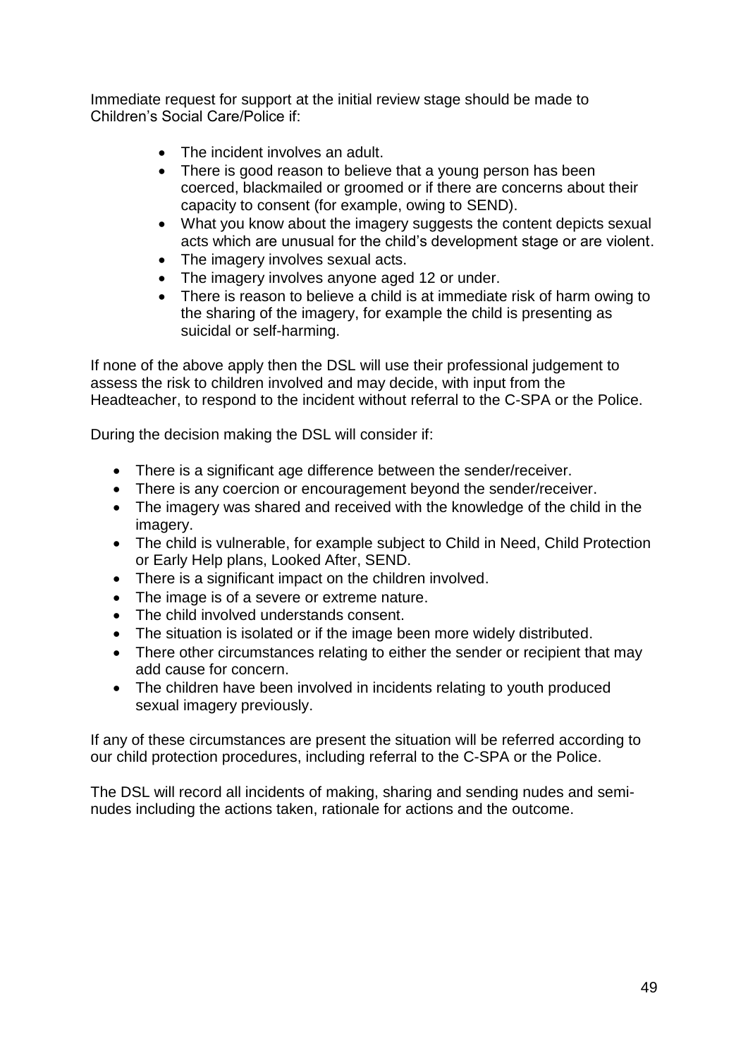Immediate request for support at the initial review stage should be made to Children's Social Care/Police if:

- The incident involves an adult.
- There is good reason to believe that a young person has been coerced, blackmailed or groomed or if there are concerns about their capacity to consent (for example, owing to SEND).
- What you know about the imagery suggests the content depicts sexual acts which are unusual for the child's development stage or are violent.
- The imagery involves sexual acts.
- The imagery involves anyone aged 12 or under.
- There is reason to believe a child is at immediate risk of harm owing to the sharing of the imagery, for example the child is presenting as suicidal or self-harming.

If none of the above apply then the DSL will use their professional judgement to assess the risk to children involved and may decide, with input from the Headteacher, to respond to the incident without referral to the C-SPA or the Police.

During the decision making the DSL will consider if:

- There is a significant age difference between the sender/receiver.
- There is any coercion or encouragement beyond the sender/receiver.
- The imagery was shared and received with the knowledge of the child in the imagery.
- The child is vulnerable, for example subject to Child in Need, Child Protection or Early Help plans, Looked After, SEND.
- There is a significant impact on the children involved.
- The image is of a severe or extreme nature.
- The child involved understands consent.
- The situation is isolated or if the image been more widely distributed.
- There other circumstances relating to either the sender or recipient that may add cause for concern.
- The children have been involved in incidents relating to youth produced sexual imagery previously.

If any of these circumstances are present the situation will be referred according to our child protection procedures, including referral to the C-SPA or the Police.

The DSL will record all incidents of making, sharing and sending nudes and semi-nudes including the actions taken, rationale for actions and the outcome.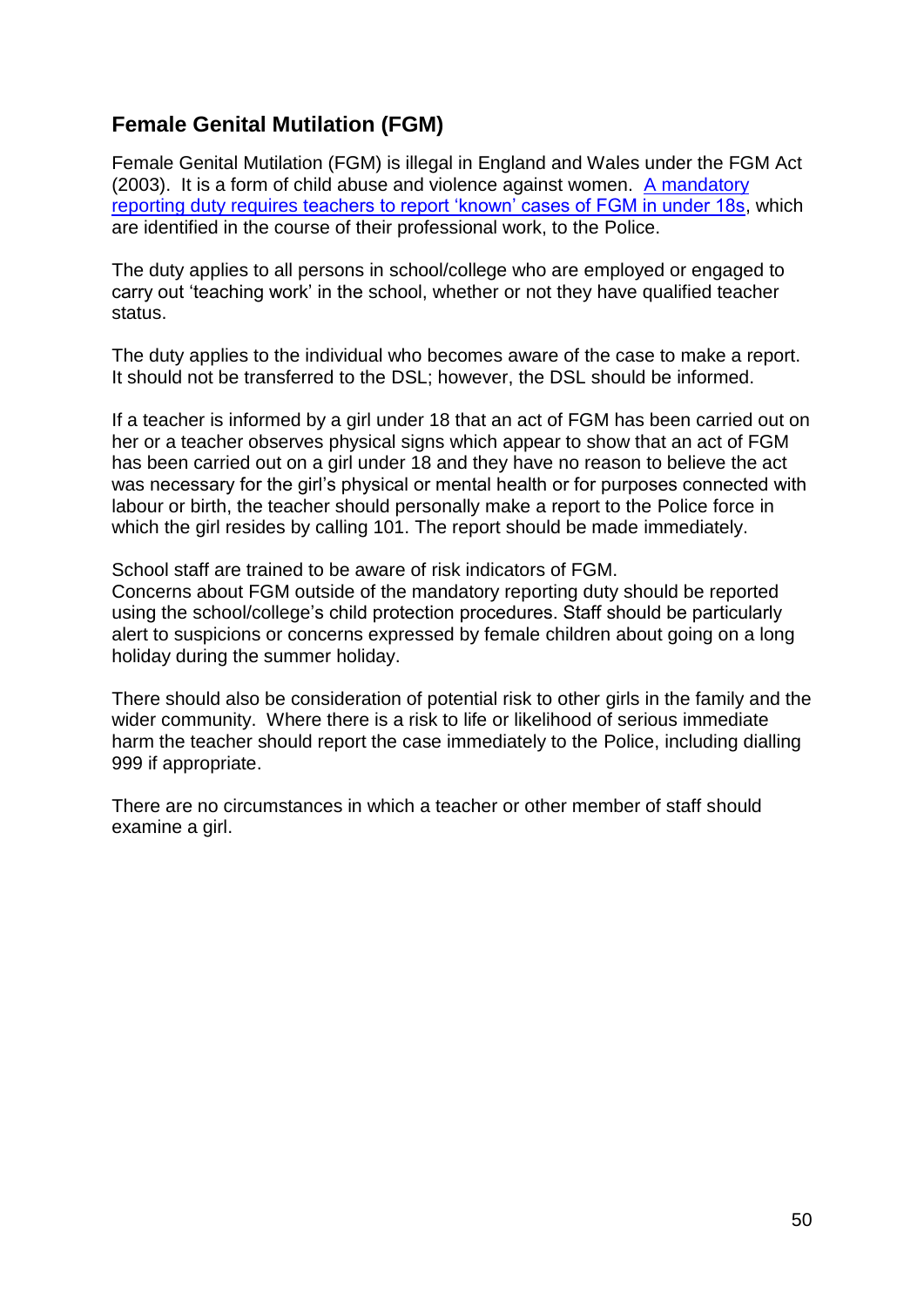## Female Genital Mutilation (FGM)

Female Genital Mutilation (FGM) is illegal in England and Wales under the FGM Act (2003). It is a form of child abuse and violence against women. A mandatory reporting duty requires teachers to report 'known' cases of FGM in under 18s, which are identified in the course of their professional work, to the Police.

The duty applies to all persons in school/college who are employed or engaged to carry out 'teaching work' in the school, whether or not they have qualified teacher status.

The duty applies to the individual who becomes aware of the case to make a report. It should not be transferred to the DSL; however, the DSL should be informed.

If a teacher is informed by a girl under 18 that an act of FGM has been carried out on her or a teacher observes physical signs which appear to show that an act of FGM has been carried out on a girl under 18 and they have no reason to believe the act was necessary for the girl's physical or mental health or for purposes connected with labour or birth, the teacher should personally make a report to the Police force in which the girl resides by calling 101. The report should be made immediately.

School staff are trained to be aware of risk indicators of FGM.
Concerns about FGM outside of the mandatory reporting duty should be reported using the school/college's child protection procedures. Staff should be particularly alert to suspicions or concerns expressed by female children about going on a long holiday during the summer holiday.

There should also be consideration of potential risk to other girls in the family and the wider community. Where there is a risk to life or likelihood of serious immediate harm the teacher should report the case immediately to the Police, including dialling 999 if appropriate.

There are no circumstances in which a teacher or other member of staff should examine a girl.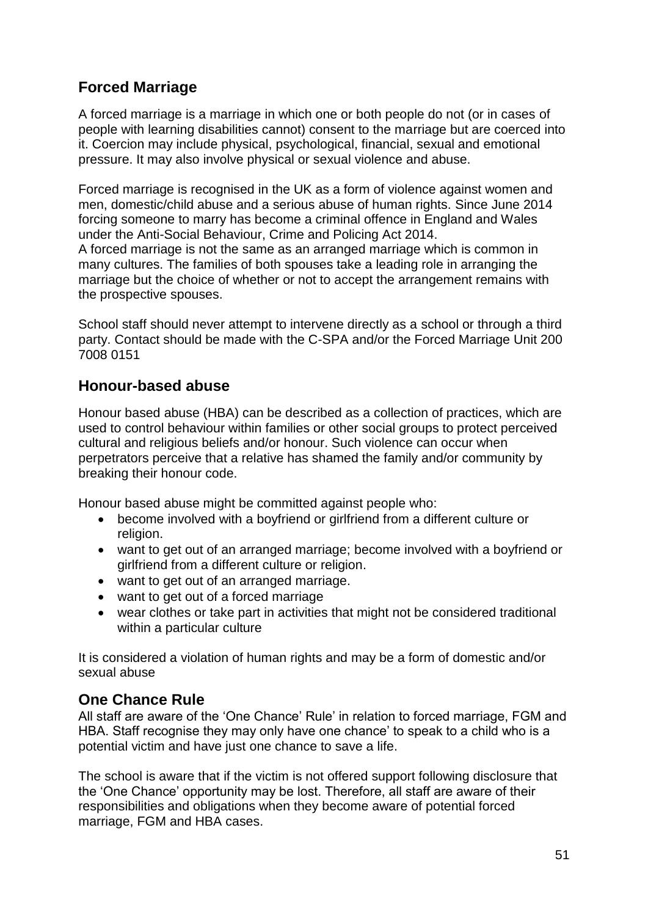## Forced Marriage

A forced marriage is a marriage in which one or both people do not (or in cases of people with learning disabilities cannot) consent to the marriage but are coerced into it. Coercion may include physical, psychological, financial, sexual and emotional pressure. It may also involve physical or sexual violence and abuse.

Forced marriage is recognised in the UK as a form of violence against women and men, domestic/child abuse and a serious abuse of human rights. Since June 2014 forcing someone to marry has become a criminal offence in England and Wales under the Anti-Social Behaviour, Crime and Policing Act 2014.
A forced marriage is not the same as an arranged marriage which is common in many cultures. The families of both spouses take a leading role in arranging the marriage but the choice of whether or not to accept the arrangement remains with the prospective spouses.

School staff should never attempt to intervene directly as a school or through a third party. Contact should be made with the C-SPA and/or the Forced Marriage Unit 200 7008 0151

## Honour-based abuse

Honour based abuse (HBA) can be described as a collection of practices, which are used to control behaviour within families or other social groups to protect perceived cultural and religious beliefs and/or honour. Such violence can occur when perpetrators perceive that a relative has shamed the family and/or community by breaking their honour code.

Honour based abuse might be committed against people who:

- become involved with a boyfriend or girlfriend from a different culture or religion.
- want to get out of an arranged marriage; become involved with a boyfriend or girlfriend from a different culture or religion.
- want to get out of an arranged marriage.
- want to get out of a forced marriage
- wear clothes or take part in activities that might not be considered traditional within a particular culture

It is considered a violation of human rights and may be a form of domestic and/or sexual abuse

## One Chance Rule

All staff are aware of the 'One Chance' Rule' in relation to forced marriage, FGM and HBA. Staff recognise they may only have one chance' to speak to a child who is a potential victim and have just one chance to save a life.

The school is aware that if the victim is not offered support following disclosure that the 'One Chance' opportunity may be lost. Therefore, all staff are aware of their responsibilities and obligations when they become aware of potential forced marriage, FGM and HBA cases.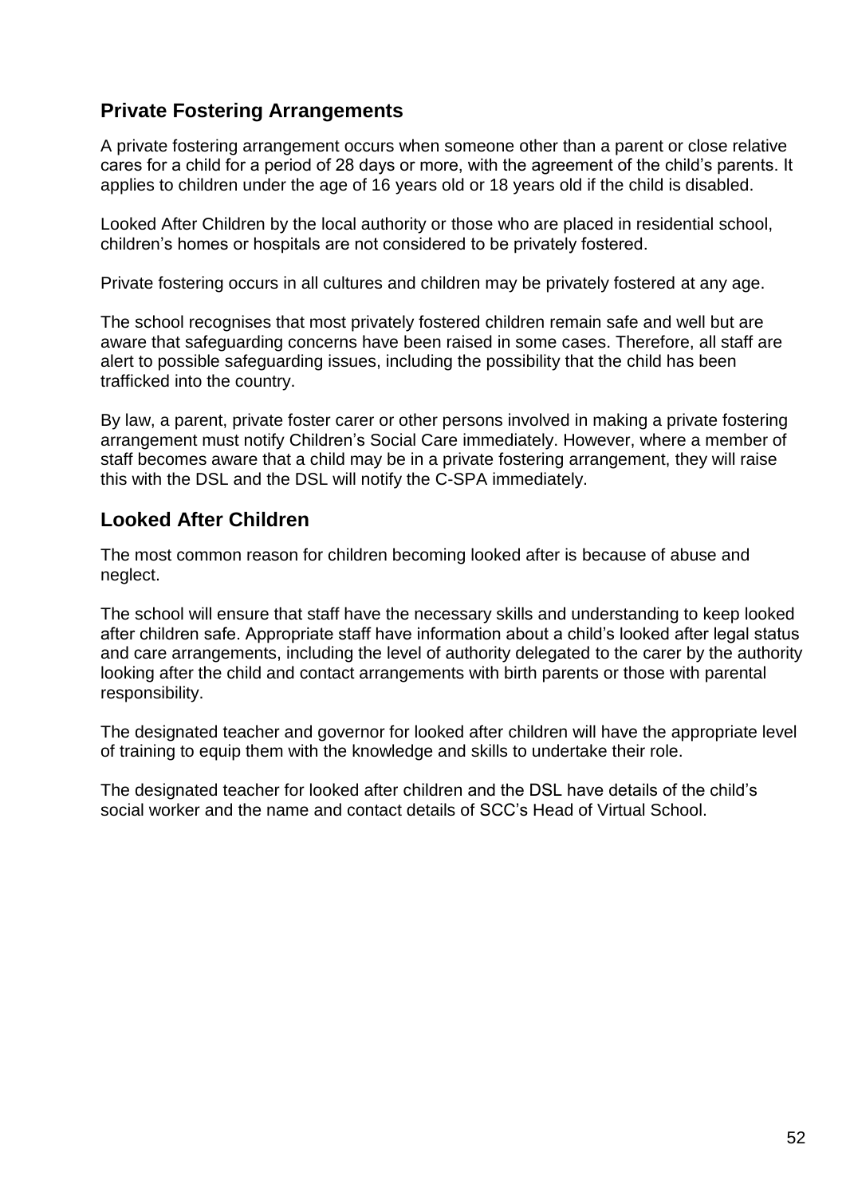## Private Fostering Arrangements

A private fostering arrangement occurs when someone other than a parent or close relative cares for a child for a period of 28 days or more, with the agreement of the child's parents. It applies to children under the age of 16 years old or 18 years old if the child is disabled.

Looked After Children by the local authority or those who are placed in residential school, children's homes or hospitals are not considered to be privately fostered.

Private fostering occurs in all cultures and children may be privately fostered at any age.

The school recognises that most privately fostered children remain safe and well but are aware that safeguarding concerns have been raised in some cases. Therefore, all staff are alert to possible safeguarding issues, including the possibility that the child has been trafficked into the country.

By law, a parent, private foster carer or other persons involved in making a private fostering arrangement must notify Children's Social Care immediately. However, where a member of staff becomes aware that a child may be in a private fostering arrangement, they will raise this with the DSL and the DSL will notify the C-SPA immediately.

## Looked After Children

The most common reason for children becoming looked after is because of abuse and neglect.

The school will ensure that staff have the necessary skills and understanding to keep looked after children safe. Appropriate staff have information about a child's looked after legal status and care arrangements, including the level of authority delegated to the carer by the authority looking after the child and contact arrangements with birth parents or those with parental responsibility.

The designated teacher and governor for looked after children will have the appropriate level of training to equip them with the knowledge and skills to undertake their role.

The designated teacher for looked after children and the DSL have details of the child's social worker and the name and contact details of SCC's Head of Virtual School.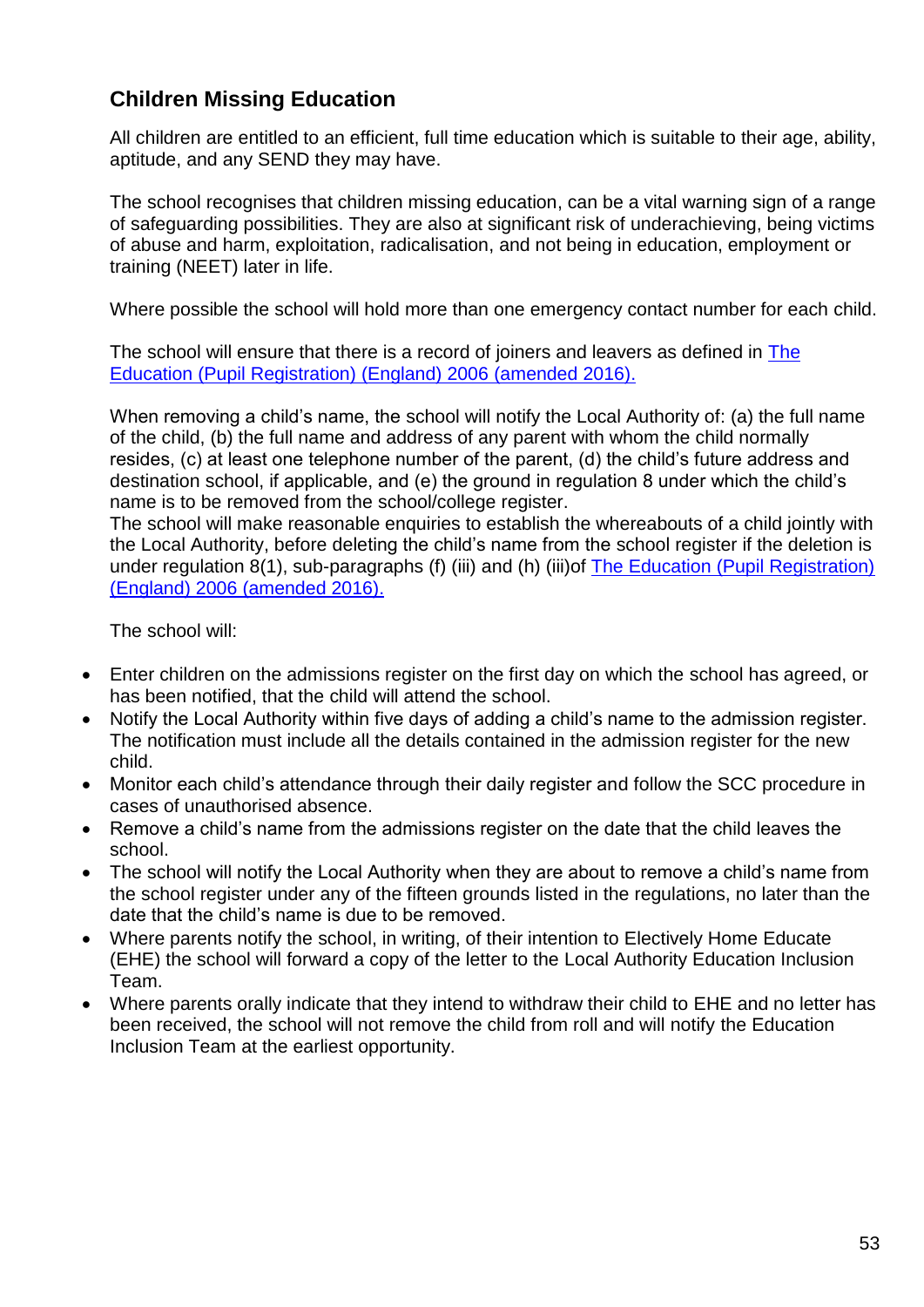## Children Missing Education

All children are entitled to an efficient, full time education which is suitable to their age, ability, aptitude, and any SEND they may have.

The school recognises that children missing education, can be a vital warning sign of a range of safeguarding possibilities. They are also at significant risk of underachieving, being victims of abuse and harm, exploitation, radicalisation, and not being in education, employment or training (NEET) later in life.

Where possible the school will hold more than one emergency contact number for each child.

The school will ensure that there is a record of joiners and leavers as defined in [The Education (Pupil Registration) (England) 2006 (amended 2016).]()

When removing a child's name, the school will notify the Local Authority of: (a) the full name of the child, (b) the full name and address of any parent with whom the child normally resides, (c) at least one telephone number of the parent, (d) the child's future address and destination school, if applicable, and (e) the ground in regulation 8 under which the child's name is to be removed from the school/college register.
The school will make reasonable enquiries to establish the whereabouts of a child jointly with the Local Authority, before deleting the child's name from the school register if the deletion is under regulation 8(1), sub-paragraphs (f) (iii) and (h) (iii)of [The Education (Pupil Registration) (England) 2006 (amended 2016).]()

The school will:

- Enter children on the admissions register on the first day on which the school has agreed, or has been notified, that the child will attend the school.
- Notify the Local Authority within five days of adding a child's name to the admission register. The notification must include all the details contained in the admission register for the new child.
- Monitor each child's attendance through their daily register and follow the SCC procedure in cases of unauthorised absence.
- Remove a child's name from the admissions register on the date that the child leaves the school.
- The school will notify the Local Authority when they are about to remove a child's name from the school register under any of the fifteen grounds listed in the regulations, no later than the date that the child's name is due to be removed.
- Where parents notify the school, in writing, of their intention to Electively Home Educate (EHE) the school will forward a copy of the letter to the Local Authority Education Inclusion Team.
- Where parents orally indicate that they intend to withdraw their child to EHE and no letter has been received, the school will not remove the child from roll and will notify the Education Inclusion Team at the earliest opportunity.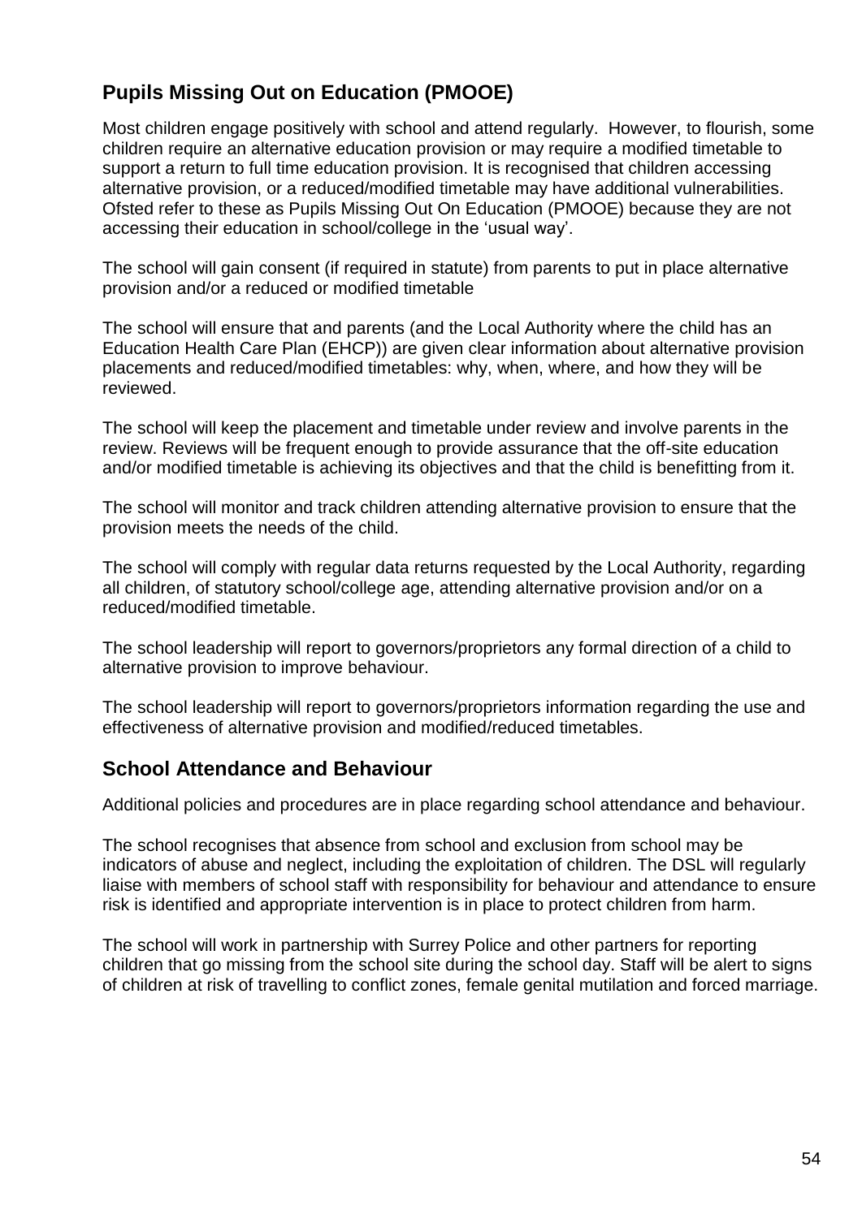## Pupils Missing Out on Education (PMOOE)

Most children engage positively with school and attend regularly. However, to flourish, some children require an alternative education provision or may require a modified timetable to support a return to full time education provision. It is recognised that children accessing alternative provision, or a reduced/modified timetable may have additional vulnerabilities. Ofsted refer to these as Pupils Missing Out On Education (PMOOE) because they are not accessing their education in school/college in the 'usual way'.

The school will gain consent (if required in statute) from parents to put in place alternative provision and/or a reduced or modified timetable

The school will ensure that and parents (and the Local Authority where the child has an Education Health Care Plan (EHCP)) are given clear information about alternative provision placements and reduced/modified timetables: why, when, where, and how they will be reviewed.

The school will keep the placement and timetable under review and involve parents in the review. Reviews will be frequent enough to provide assurance that the off-site education and/or modified timetable is achieving its objectives and that the child is benefitting from it.

The school will monitor and track children attending alternative provision to ensure that the provision meets the needs of the child.

The school will comply with regular data returns requested by the Local Authority, regarding all children, of statutory school/college age, attending alternative provision and/or on a reduced/modified timetable.

The school leadership will report to governors/proprietors any formal direction of a child to alternative provision to improve behaviour.

The school leadership will report to governors/proprietors information regarding the use and effectiveness of alternative provision and modified/reduced timetables.

## School Attendance and Behaviour

Additional policies and procedures are in place regarding school attendance and behaviour.

The school recognises that absence from school and exclusion from school may be indicators of abuse and neglect, including the exploitation of children. The DSL will regularly liaise with members of school staff with responsibility for behaviour and attendance to ensure risk is identified and appropriate intervention is in place to protect children from harm.

The school will work in partnership with Surrey Police and other partners for reporting children that go missing from the school site during the school day. Staff will be alert to signs of children at risk of travelling to conflict zones, female genital mutilation and forced marriage.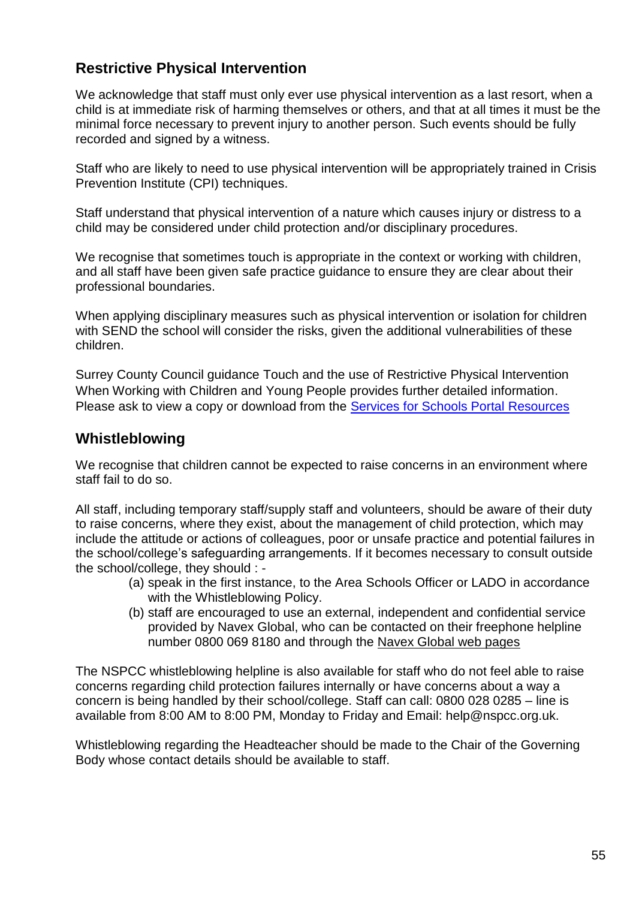## Restrictive Physical Intervention

We acknowledge that staff must only ever use physical intervention as a last resort, when a child is at immediate risk of harming themselves or others, and that at all times it must be the minimal force necessary to prevent injury to another person. Such events should be fully recorded and signed by a witness.

Staff who are likely to need to use physical intervention will be appropriately trained in Crisis Prevention Institute (CPI) techniques.

Staff understand that physical intervention of a nature which causes injury or distress to a child may be considered under child protection and/or disciplinary procedures.

We recognise that sometimes touch is appropriate in the context or working with children, and all staff have been given safe practice guidance to ensure they are clear about their professional boundaries.

When applying disciplinary measures such as physical intervention or isolation for children with SEND the school will consider the risks, given the additional vulnerabilities of these children.

Surrey County Council guidance Touch and the use of Restrictive Physical Intervention When Working with Children and Young People provides further detailed information. Please ask to view a copy or download from the Services for Schools Portal Resources

## Whistleblowing

We recognise that children cannot be expected to raise concerns in an environment where staff fail to do so.

All staff, including temporary staff/supply staff and volunteers, should be aware of their duty to raise concerns, where they exist, about the management of child protection, which may include the attitude or actions of colleagues, poor or unsafe practice and potential failures in the school/college's safeguarding arrangements. If it becomes necessary to consult outside the school/college, they should : -

(a) speak in the first instance, to the Area Schools Officer or LADO in accordance with the Whistleblowing Policy.

(b) staff are encouraged to use an external, independent and confidential service provided by Navex Global, who can be contacted on their freephone helpline number 0800 069 8180 and through the Navex Global web pages

The NSPCC whistleblowing helpline is also available for staff who do not feel able to raise concerns regarding child protection failures internally or have concerns about a way a concern is being handled by their school/college. Staff can call: 0800 028 0285 – line is available from 8:00 AM to 8:00 PM, Monday to Friday and Email: help@nspcc.org.uk.

Whistleblowing regarding the Headteacher should be made to the Chair of the Governing Body whose contact details should be available to staff.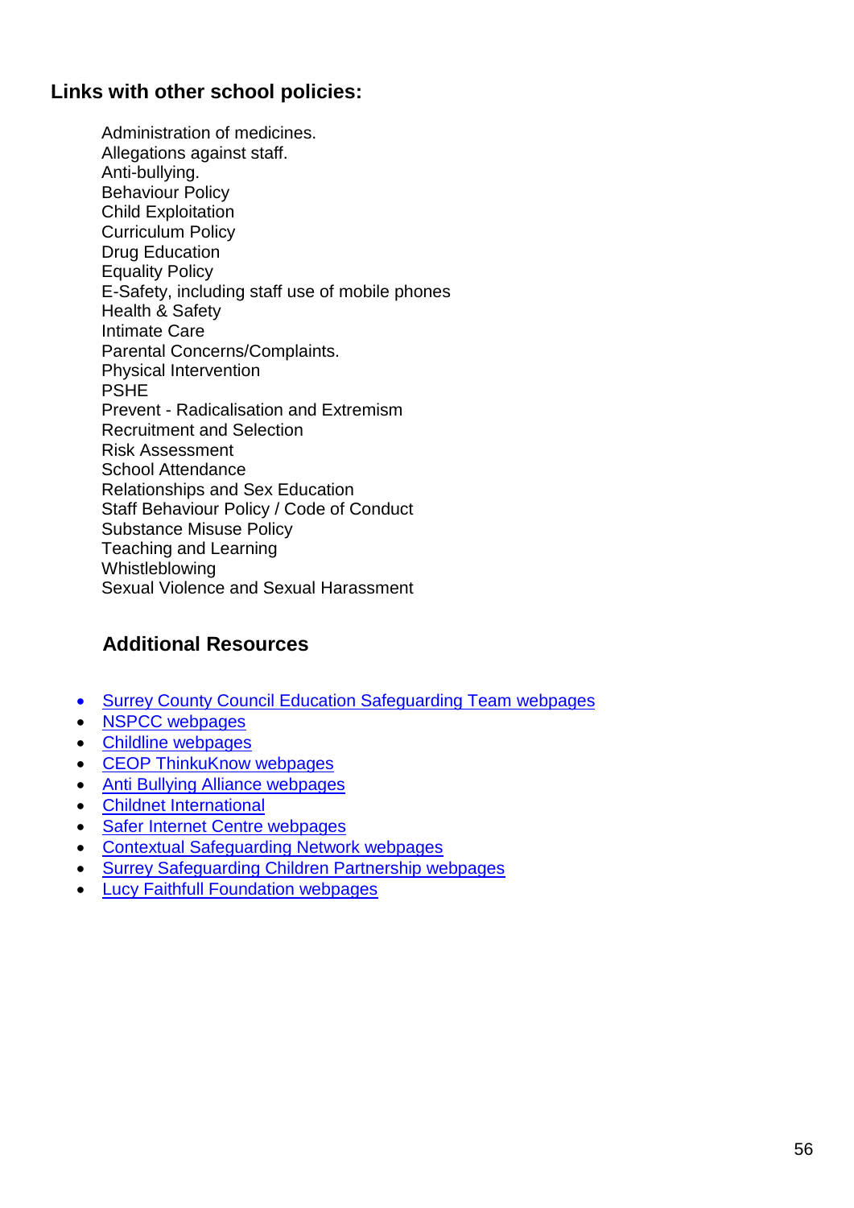## Links with other school policies:

Administration of medicines.
Allegations against staff.
Anti-bullying.
Behaviour Policy
Child Exploitation
Curriculum Policy
Drug Education
Equality Policy
E-Safety, including staff use of mobile phones
Health & Safety
Intimate Care
Parental Concerns/Complaints.
Physical Intervention
PSHE
Prevent - Radicalisation and Extremism
Recruitment and Selection
Risk Assessment
School Attendance
Relationships and Sex Education
Staff Behaviour Policy / Code of Conduct
Substance Misuse Policy
Teaching and Learning
Whistleblowing
Sexual Violence and Sexual Harassment

## Additional Resources

- Surrey County Council Education Safeguarding Team webpages
- NSPCC webpages
- Childline webpages
- CEOP ThinkuKnow webpages
- Anti Bullying Alliance webpages
- Childnet International
- Safer Internet Centre webpages
- Contextual Safeguarding Network webpages
- Surrey Safeguarding Children Partnership webpages
- Lucy Faithfull Foundation webpages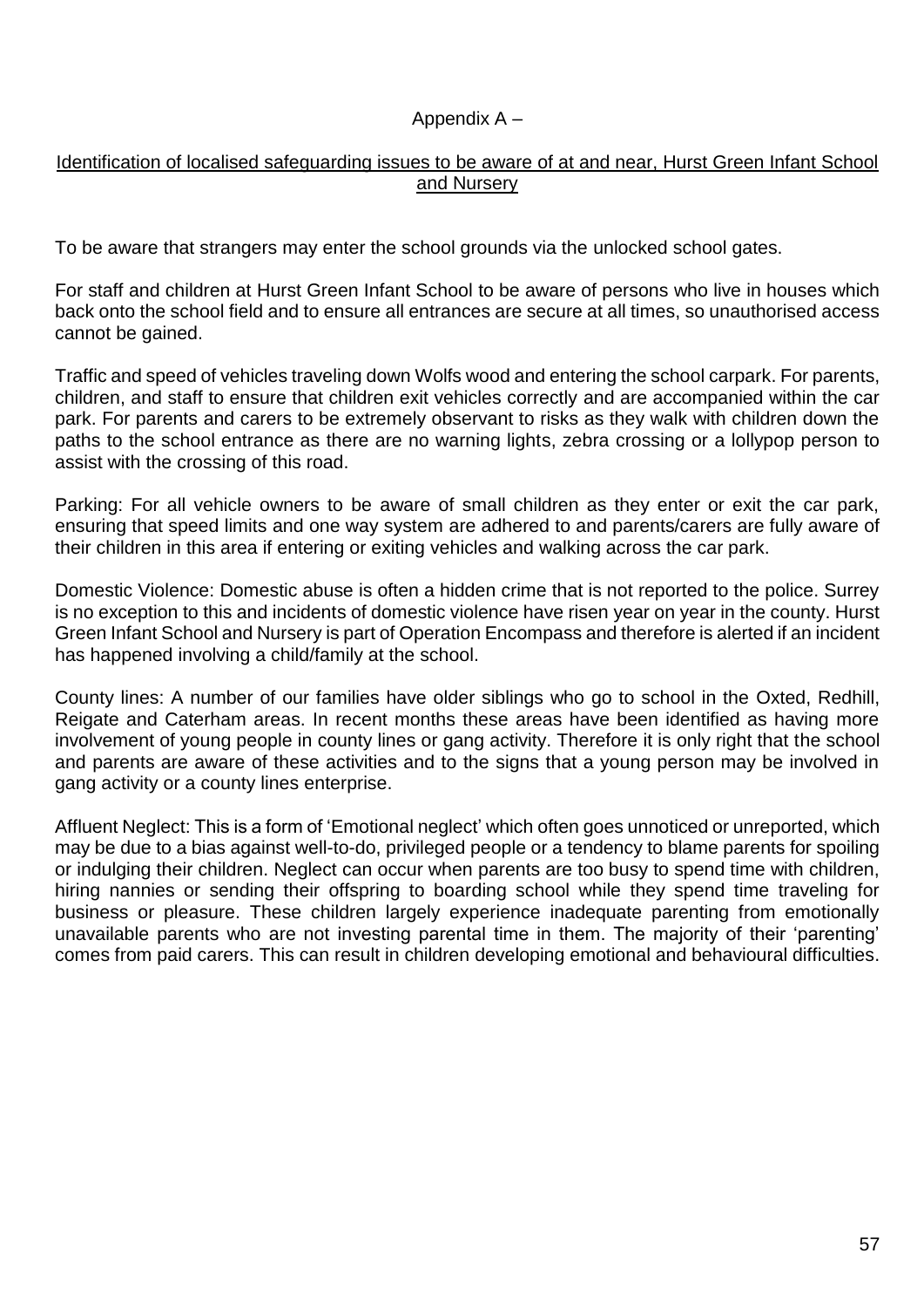Appendix A –

Identification of localised safeguarding issues to be aware of at and near, Hurst Green Infant School and Nursery

To be aware that strangers may enter the school grounds via the unlocked school gates.

For staff and children at Hurst Green Infant School to be aware of persons who live in houses which back onto the school field and to ensure all entrances are secure at all times, so unauthorised access cannot be gained.

Traffic and speed of vehicles traveling down Wolfs wood and entering the school carpark. For parents, children, and staff to ensure that children exit vehicles correctly and are accompanied within the car park. For parents and carers to be extremely observant to risks as they walk with children down the paths to the school entrance as there are no warning lights, zebra crossing or a lollypop person to assist with the crossing of this road.

Parking: For all vehicle owners to be aware of small children as they enter or exit the car park, ensuring that speed limits and one way system are adhered to and parents/carers are fully aware of their children in this area if entering or exiting vehicles and walking across the car park.

Domestic Violence: Domestic abuse is often a hidden crime that is not reported to the police. Surrey is no exception to this and incidents of domestic violence have risen year on year in the county. Hurst Green Infant School and Nursery is part of Operation Encompass and therefore is alerted if an incident has happened involving a child/family at the school.

County lines: A number of our families have older siblings who go to school in the Oxted, Redhill, Reigate and Caterham areas. In recent months these areas have been identified as having more involvement of young people in county lines or gang activity. Therefore it is only right that the school and parents are aware of these activities and to the signs that a young person may be involved in gang activity or a county lines enterprise.

Affluent Neglect: This is a form of 'Emotional neglect' which often goes unnoticed or unreported, which may be due to a bias against well-to-do, privileged people or a tendency to blame parents for spoiling or indulging their children. Neglect can occur when parents are too busy to spend time with children, hiring nannies or sending their offspring to boarding school while they spend time traveling for business or pleasure. These children largely experience inadequate parenting from emotionally unavailable parents who are not investing parental time in them. The majority of their 'parenting' comes from paid carers. This can result in children developing emotional and behavioural difficulties.